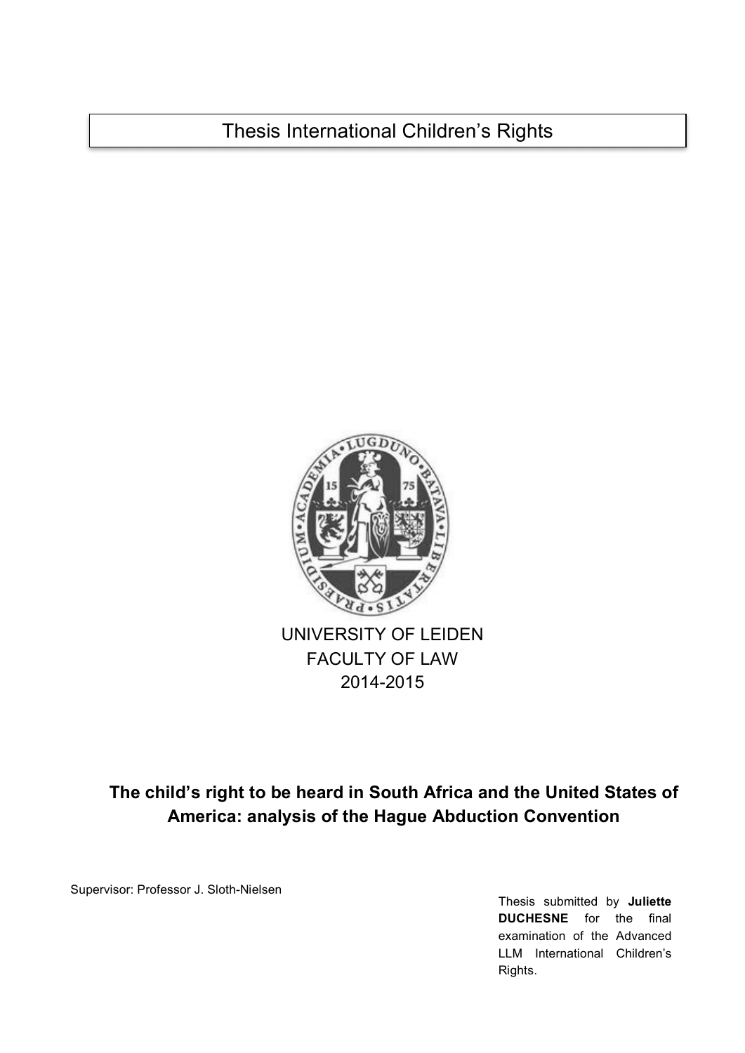# Thesis International Children's Rights

UNIVERSITY OF LEIDEN
FACULTY OF LAW
2014-2015

## The child's right to be heard in South Africa and the United States of America: analysis of the Hague Abduction Convention

Supervisor: Professor J. Sloth-Nielsen

Thesis submitted by **Juliette DUCHESNE** for the final examination of the Advanced LLM International Children's Rights.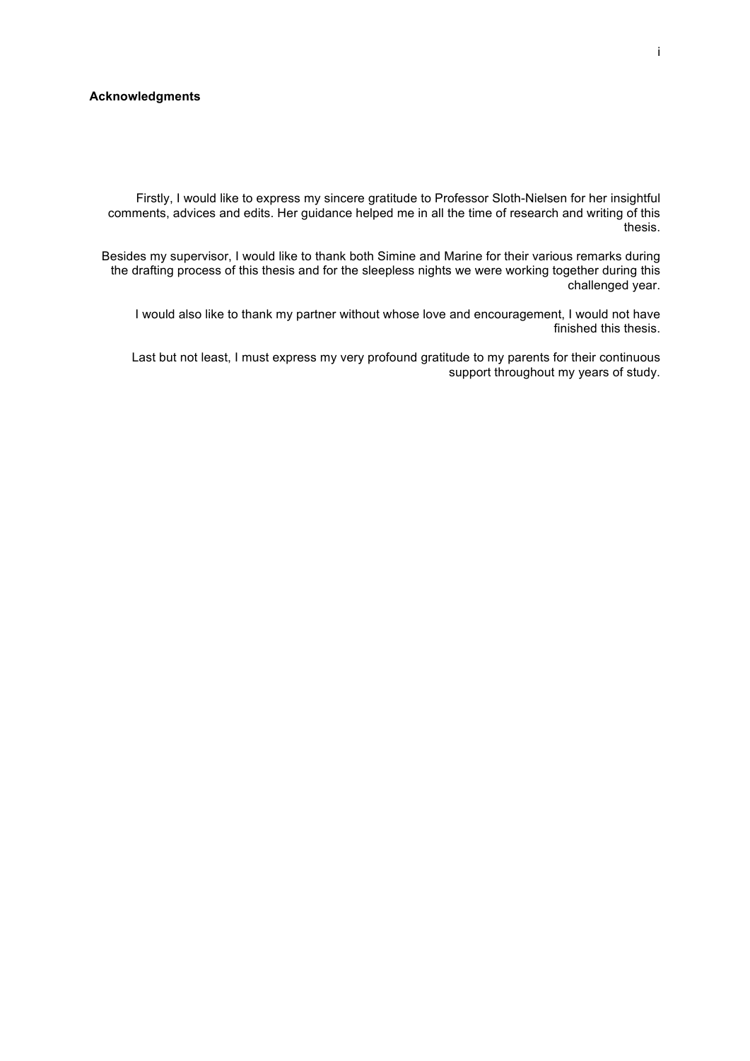**Acknowledgments**

Firstly, I would like to express my sincere gratitude to Professor Sloth-Nielsen for her insightful comments, advices and edits. Her guidance helped me in all the time of research and writing of this thesis.

Besides my supervisor, I would like to thank both Simine and Marine for their various remarks during the drafting process of this thesis and for the sleepless nights we were working together during this challenged year.

I would also like to thank my partner without whose love and encouragement, I would not have finished this thesis.

Last but not least, I must express my very profound gratitude to my parents for their continuous support throughout my years of study.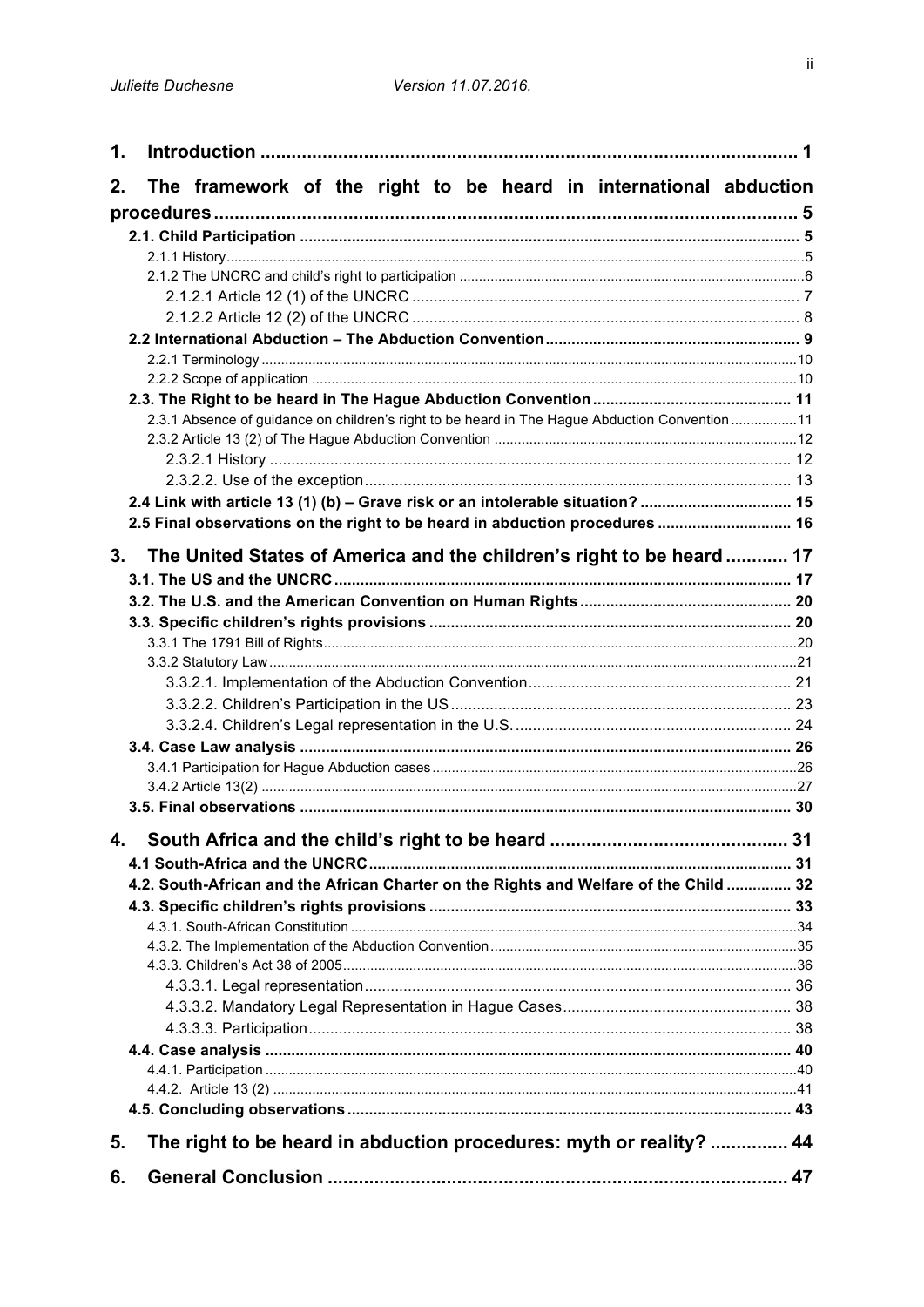1. **Introduction** ........................................................................................................ 1

2. **The framework of the right to be heard in international abduction procedures** ................................................................................................................. 5

**2.1. Child Participation** ................................................................................................... 5

2.1.1 History ..................................................................................................................... 5

2.1.2 The UNCRC and child's right to participation ......................................................... 6

2.1.2.1 Article 12 (1) of the UNCRC .......................................................................... 7

2.1.2.2 Article 12 (2) of the UNCRC .......................................................................... 8

**2.2 International Abduction – The Abduction Convention** ............................................ 9

2.2.1 Terminology ........................................................................................................... 10

2.2.2 Scope of application ............................................................................................... 10

**2.3. The Right to be heard in The Hague Abduction Convention** ................................. 11

2.3.1 Absence of guidance on children's right to be heard in The Hague Abduction Convention ................. 11

2.3.2 Article 13 (2) of The Hague Abduction Convention ............................................... 12

2.3.2.1 History .......................................................................................................... 12

2.3.2.2. Use of the exception ..................................................................................... 13

**2.4 Link with article 13 (1) (b) – Grave risk or an intolerable situation?** ..................... 15

**2.5 Final observations on the right to be heard in abduction procedures** .................. 16

3. **The United States of America and the children's right to be heard** ............ 17

**3.1. The US and the UNCRC** ......................................................................................... 17

**3.2. The U.S. and the American Convention on Human Rights** ................................... 20

**3.3. Specific children's rights provisions** ..................................................................... 20

3.3.1 The 1791 Bill of Rights ............................................................................................ 20

3.3.2 Statutory Law .......................................................................................................... 21

3.3.2.1. Implementation of the Abduction Convention ............................................. 21

3.3.2.2. Children's Participation in the US ................................................................ 23

3.3.2.4. Children's Legal representation in the U.S. ................................................. 24

**3.4. Case Law analysis** ................................................................................................. 26

3.4.1 Participation for Hague Abduction cases ................................................................ 26

3.4.2 Article 13(2) ............................................................................................................ 27

**3.5. Final observations** ................................................................................................. 30

4. **South Africa and the child's right to be heard** ............................................... 31

**4.1 South-Africa and the UNCRC** ................................................................................. 31

**4.2. South-African and the African Charter on the Rights and Welfare of the Child** ............... 32

**4.3. Specific children's rights provisions** ..................................................................... 33

4.3.1. South-African Constitution ..................................................................................... 34

4.3.2. The Implementation of the Abduction Convention ................................................ 35

4.3.3. Children's Act 38 of 2005 ....................................................................................... 36

4.3.3.1. Legal representation ..................................................................................... 36

4.3.3.2. Mandatory Legal Representation in Hague Cases ....................................... 38

4.3.3.3. Participation .................................................................................................. 38

**4.4. Case analysis** ......................................................................................................... 40

4.4.1. Participation ........................................................................................................... 40

4.4.2. Article 13 (2) .......................................................................................................... 41

**4.5. Concluding observations** ....................................................................................... 43

5. **The right to be heard in abduction procedures: myth or reality?** ............... 44

6. **General Conclusion** ........................................................................................... 47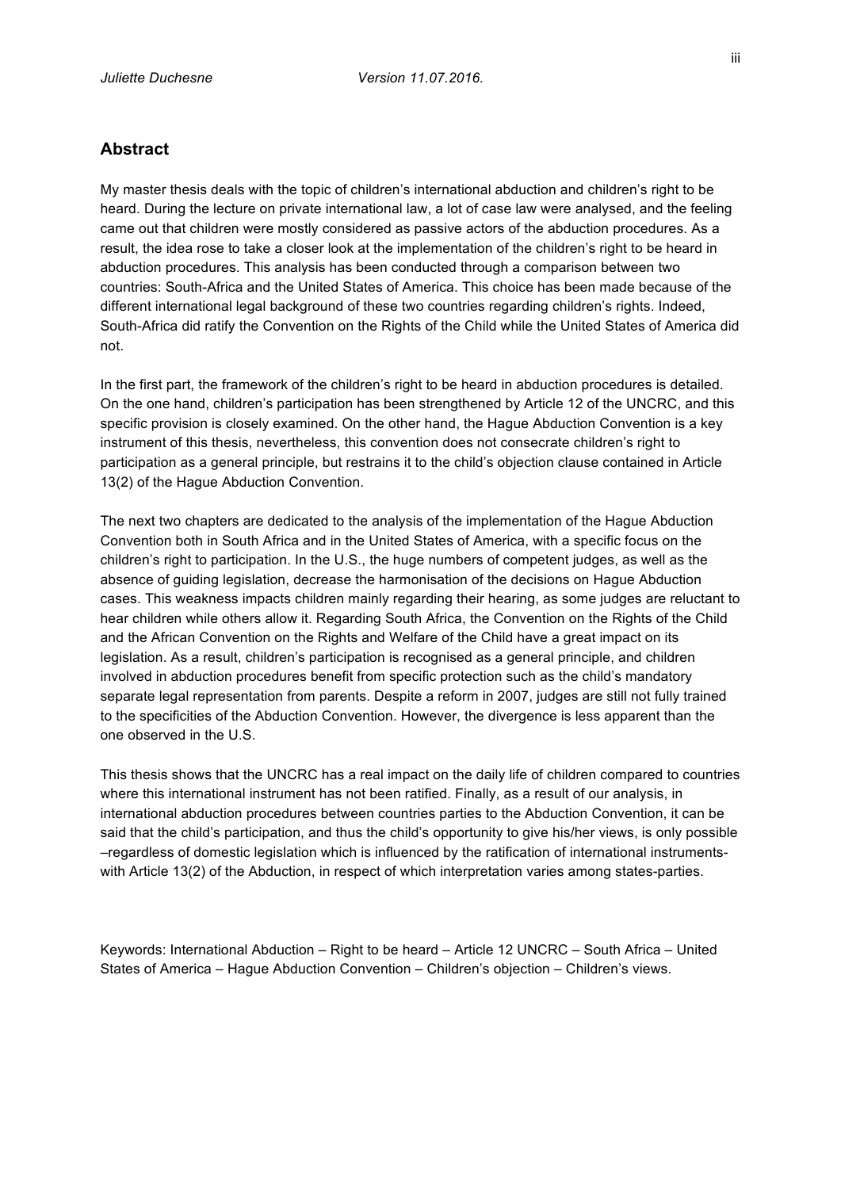## Abstract

My master thesis deals with the topic of children's international abduction and children's right to be heard. During the lecture on private international law, a lot of case law were analysed, and the feeling came out that children were mostly considered as passive actors of the abduction procedures. As a result, the idea rose to take a closer look at the implementation of the children's right to be heard in abduction procedures. This analysis has been conducted through a comparison between two countries: South-Africa and the United States of America. This choice has been made because of the different international legal background of these two countries regarding children's rights. Indeed, South-Africa did ratify the Convention on the Rights of the Child while the United States of America did not.

In the first part, the framework of the children's right to be heard in abduction procedures is detailed. On the one hand, children's participation has been strengthened by Article 12 of the UNCRC, and this specific provision is closely examined. On the other hand, the Hague Abduction Convention is a key instrument of this thesis, nevertheless, this convention does not consecrate children's right to participation as a general principle, but restrains it to the child's objection clause contained in Article 13(2) of the Hague Abduction Convention.

The next two chapters are dedicated to the analysis of the implementation of the Hague Abduction Convention both in South Africa and in the United States of America, with a specific focus on the children's right to participation. In the U.S., the huge numbers of competent judges, as well as the absence of guiding legislation, decrease the harmonisation of the decisions on Hague Abduction cases. This weakness impacts children mainly regarding their hearing, as some judges are reluctant to hear children while others allow it. Regarding South Africa, the Convention on the Rights of the Child and the African Convention on the Rights and Welfare of the Child have a great impact on its legislation. As a result, children's participation is recognised as a general principle, and children involved in abduction procedures benefit from specific protection such as the child's mandatory separate legal representation from parents. Despite a reform in 2007, judges are still not fully trained to the specificities of the Abduction Convention. However, the divergence is less apparent than the one observed in the U.S.

This thesis shows that the UNCRC has a real impact on the daily life of children compared to countries where this international instrument has not been ratified. Finally, as a result of our analysis, in international abduction procedures between countries parties to the Abduction Convention, it can be said that the child's participation, and thus the child's opportunity to give his/her views, is only possible –regardless of domestic legislation which is influenced by the ratification of international instruments- with Article 13(2) of the Abduction, in respect of which interpretation varies among states-parties.

Keywords: International Abduction – Right to be heard – Article 12 UNCRC – South Africa – United States of America – Hague Abduction Convention – Children's objection – Children's views.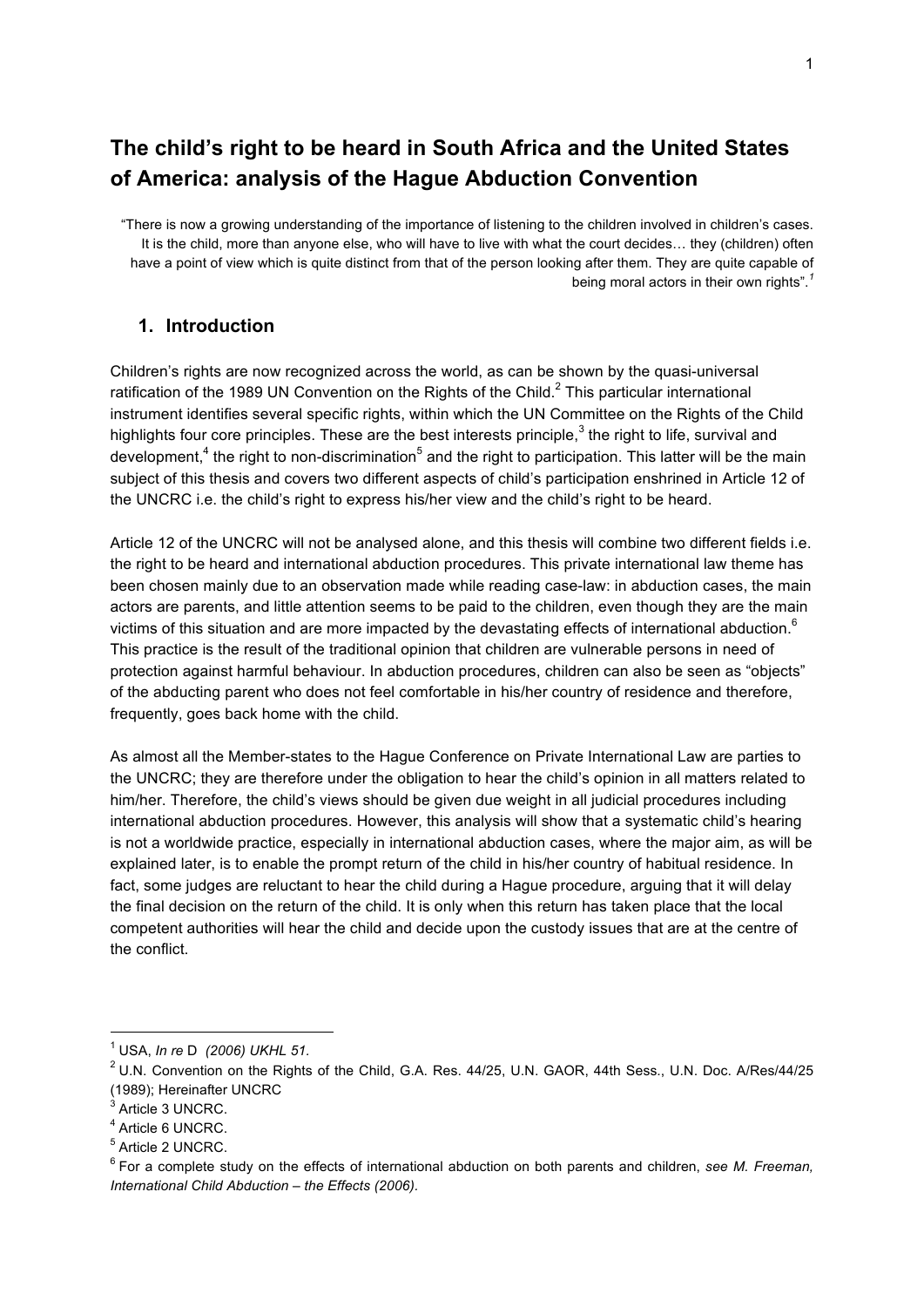# The child's right to be heard in South Africa and the United States of America: analysis of the Hague Abduction Convention

> "There is now a growing understanding of the importance of listening to the children involved in children's cases. It is the child, more than anyone else, who will have to live with what the court decides… they (children) often have a point of view which is quite distinct from that of the person looking after them. They are quite capable of being moral actors in their own rights".[1]

## 1. Introduction

Children's rights are now recognized across the world, as can be shown by the quasi-universal ratification of the 1989 UN Convention on the Rights of the Child.[2] This particular international instrument identifies several specific rights, within which the UN Committee on the Rights of the Child highlights four core principles. These are the best interests principle,[3] the right to life, survival and development,[4] the right to non-discrimination[5] and the right to participation. This latter will be the main subject of this thesis and covers two different aspects of child's participation enshrined in Article 12 of the UNCRC i.e. the child's right to express his/her view and the child's right to be heard.

Article 12 of the UNCRC will not be analysed alone, and this thesis will combine two different fields i.e. the right to be heard and international abduction procedures. This private international law theme has been chosen mainly due to an observation made while reading case-law: in abduction cases, the main actors are parents, and little attention seems to be paid to the children, even though they are the main victims of this situation and are more impacted by the devastating effects of international abduction.[6] This practice is the result of the traditional opinion that children are vulnerable persons in need of protection against harmful behaviour. In abduction procedures, children can also be seen as "objects" of the abducting parent who does not feel comfortable in his/her country of residence and therefore, frequently, goes back home with the child.

As almost all the Member-states to the Hague Conference on Private International Law are parties to the UNCRC; they are therefore under the obligation to hear the child's opinion in all matters related to him/her. Therefore, the child's views should be given due weight in all judicial procedures including international abduction procedures. However, this analysis will show that a systematic child's hearing is not a worldwide practice, especially in international abduction cases, where the major aim, as will be explained later, is to enable the prompt return of the child in his/her country of habitual residence. In fact, some judges are reluctant to hear the child during a Hague procedure, arguing that it will delay the final decision on the return of the child. It is only when this return has taken place that the local competent authorities will hear the child and decide upon the custody issues that are at the centre of the conflict.

---

[1] USA, *In re* D *(2006) UKHL 51.*

[2] U.N. Convention on the Rights of the Child, G.A. Res. 44/25, U.N. GAOR, 44th Sess., U.N. Doc. A/Res/44/25 (1989); Hereinafter UNCRC

[3] Article 3 UNCRC.

[4] Article 6 UNCRC.

[5] Article 2 UNCRC.

[6] For a complete study on the effects of international abduction on both parents and children, *see M. Freeman, International Child Abduction – the Effects (2006).*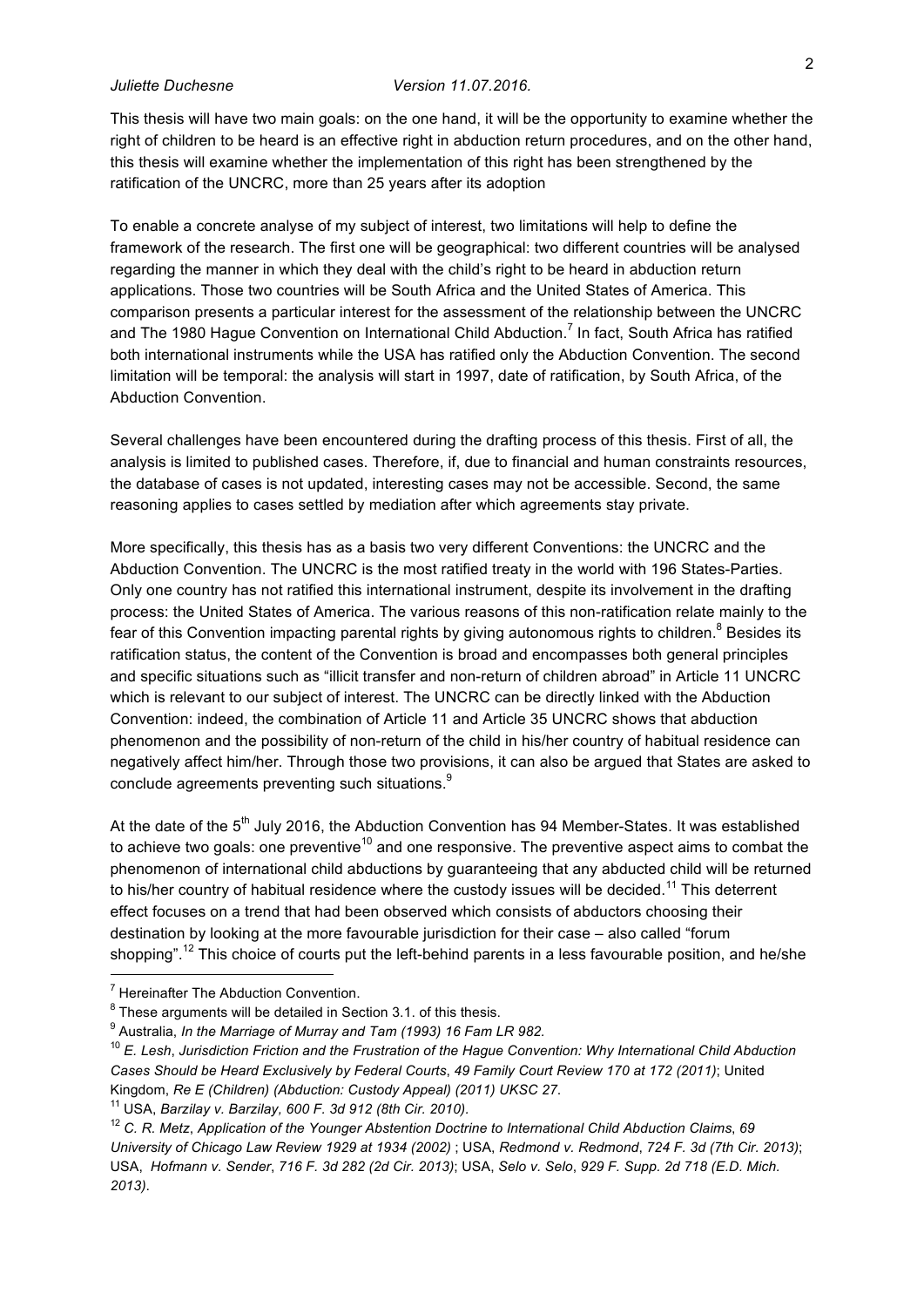This thesis will have two main goals: on the one hand, it will be the opportunity to examine whether the right of children to be heard is an effective right in abduction return procedures, and on the other hand, this thesis will examine whether the implementation of this right has been strengthened by the ratification of the UNCRC, more than 25 years after its adoption

To enable a concrete analyse of my subject of interest, two limitations will help to define the framework of the research. The first one will be geographical: two different countries will be analysed regarding the manner in which they deal with the child's right to be heard in abduction return applications. Those two countries will be South Africa and the United States of America. This comparison presents a particular interest for the assessment of the relationship between the UNCRC and The 1980 Hague Convention on International Child Abduction.[7] In fact, South Africa has ratified both international instruments while the USA has ratified only the Abduction Convention. The second limitation will be temporal: the analysis will start in 1997, date of ratification, by South Africa, of the Abduction Convention.

Several challenges have been encountered during the drafting process of this thesis. First of all, the analysis is limited to published cases. Therefore, if, due to financial and human constraints resources, the database of cases is not updated, interesting cases may not be accessible. Second, the same reasoning applies to cases settled by mediation after which agreements stay private.

More specifically, this thesis has as a basis two very different Conventions: the UNCRC and the Abduction Convention. The UNCRC is the most ratified treaty in the world with 196 States-Parties. Only one country has not ratified this international instrument, despite its involvement in the drafting process: the United States of America. The various reasons of this non-ratification relate mainly to the fear of this Convention impacting parental rights by giving autonomous rights to children.[8] Besides its ratification status, the content of the Convention is broad and encompasses both general principles and specific situations such as "illicit transfer and non-return of children abroad" in Article 11 UNCRC which is relevant to our subject of interest. The UNCRC can be directly linked with the Abduction Convention: indeed, the combination of Article 11 and Article 35 UNCRC shows that abduction phenomenon and the possibility of non-return of the child in his/her country of habitual residence can negatively affect him/her. Through those two provisions, it can also be argued that States are asked to conclude agreements preventing such situations.[9]

At the date of the 5th July 2016, the Abduction Convention has 94 Member-States. It was established to achieve two goals: one preventive[10] and one responsive. The preventive aspect aims to combat the phenomenon of international child abductions by guaranteeing that any abducted child will be returned to his/her country of habitual residence where the custody issues will be decided.[11] This deterrent effect focuses on a trend that had been observed which consists of abductors choosing their destination by looking at the more favourable jurisdiction for their case – also called "forum shopping".[12] This choice of courts put the left-behind parents in a less favourable position, and he/she

---

[7] Hereinafter The Abduction Convention.

[8] These arguments will be detailed in Section 3.1. of this thesis.

[9] Australia, *In the Marriage of Murray and Tam (1993) 16 Fam LR 982.*

[10] *E. Lesh*, *Jurisdiction Friction and the Frustration of the Hague Convention: Why International Child Abduction Cases Should be Heard Exclusively by Federal Courts*, *49 Family Court Review 170 at 172 (2011)*; United Kingdom, *Re E (Children) (Abduction: Custody Appeal) (2011) UKSC 27*.

[11] USA, *Barzilay v. Barzilay*, *600 F. 3d 912 (8th Cir. 2010).*

[12] *C. R. Metz*, *Application of the Younger Abstention Doctrine to International Child Abduction Claims*, *69 University of Chicago Law Review 1929 at 1934 (2002)* ; USA, *Redmond v. Redmond*, *724 F. 3d (7th Cir. 2013)*; USA, *Hofmann v. Sender*, *716 F. 3d 282 (2d Cir. 2013)*; USA, *Selo v. Selo*, *929 F. Supp. 2d 718 (E.D. Mich. 2013)*.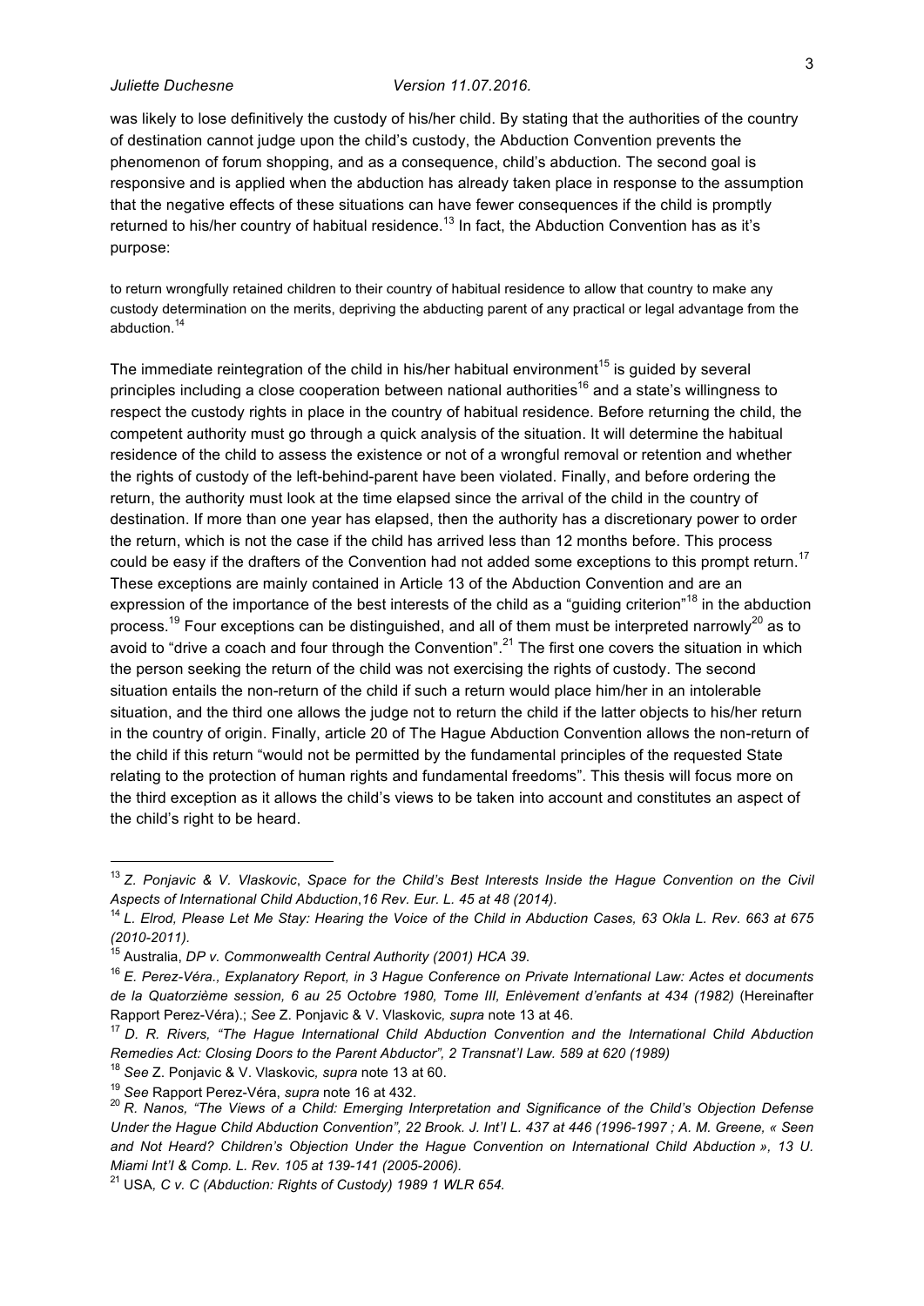was likely to lose definitively the custody of his/her child. By stating that the authorities of the country of destination cannot judge upon the child's custody, the Abduction Convention prevents the phenomenon of forum shopping, and as a consequence, child's abduction. The second goal is responsive and is applied when the abduction has already taken place in response to the assumption that the negative effects of these situations can have fewer consequences if the child is promptly returned to his/her country of habitual residence.[13] In fact, the Abduction Convention has as it's purpose:

> to return wrongfully retained children to their country of habitual residence to allow that country to make any custody determination on the merits, depriving the abducting parent of any practical or legal advantage from the abduction.[14]

The immediate reintegration of the child in his/her habitual environment[15] is guided by several principles including a close cooperation between national authorities[16] and a state's willingness to respect the custody rights in place in the country of habitual residence. Before returning the child, the competent authority must go through a quick analysis of the situation. It will determine the habitual residence of the child to assess the existence or not of a wrongful removal or retention and whether the rights of custody of the left-behind-parent have been violated. Finally, and before ordering the return, the authority must look at the time elapsed since the arrival of the child in the country of destination. If more than one year has elapsed, then the authority has a discretionary power to order the return, which is not the case if the child has arrived less than 12 months before. This process could be easy if the drafters of the Convention had not added some exceptions to this prompt return.[17] These exceptions are mainly contained in Article 13 of the Abduction Convention and are an expression of the importance of the best interests of the child as a "guiding criterion"[18] in the abduction process.[19] Four exceptions can be distinguished, and all of them must be interpreted narrowly[20] as to avoid to "drive a coach and four through the Convention".[21] The first one covers the situation in which the person seeking the return of the child was not exercising the rights of custody. The second situation entails the non-return of the child if such a return would place him/her in an intolerable situation, and the third one allows the judge not to return the child if the latter objects to his/her return in the country of origin. Finally, article 20 of The Hague Abduction Convention allows the non-return of the child if this return "would not be permitted by the fundamental principles of the requested State relating to the protection of human rights and fundamental freedoms". This thesis will focus more on the third exception as it allows the child's views to be taken into account and constitutes an aspect of the child's right to be heard.

---

[13] *Z. Ponjavic & V. Vlaskovic*, *Space for the Child's Best Interests Inside the Hague Convention on the Civil Aspects of International Child Abduction,16 Rev. Eur. L. 45 at 48 (2014).*

[14] *L. Elrod, Please Let Me Stay: Hearing the Voice of the Child in Abduction Cases, 63 Okla L. Rev. 663 at 675 (2010-2011).*

[15] Australia, *DP v. Commonwealth Central Authority (2001) HCA 39.*

[16] *E. Perez-Véra., Explanatory Report, in 3 Hague Conference on Private International Law: Actes et documents de la Quatorzième session, 6 au 25 Octobre 1980, Tome III, Enlèvement d'enfants at 434 (1982)* (Hereinafter Rapport Perez-Véra).; *See* Z. Ponjavic & V. Vlaskovic*, supra* note 13 at 46.

[17] *D. R. Rivers, "The Hague International Child Abduction Convention and the International Child Abduction Remedies Act: Closing Doors to the Parent Abductor", 2 Transnat'l Law. 589 at 620 (1989)*

[18] *See* Z. Ponjavic & V. Vlaskovic*, supra* note 13 at 60.

[19] *See* Rapport Perez-Véra, *supra* note 16 at 432.

[20] *R. Nanos, "The Views of a Child: Emerging Interpretation and Significance of the Child's Objection Defense Under the Hague Child Abduction Convention", 22 Brook. J. Int'l L. 437 at 446 (1996-1997 ; A. M. Greene, « Seen and Not Heard? Children's Objection Under the Hague Convention on International Child Abduction », 13 U. Miami Int'l & Comp. L. Rev. 105 at 139-141 (2005-2006).*

[21] USA*, C v. C (Abduction: Rights of Custody) 1989 1 WLR 654.*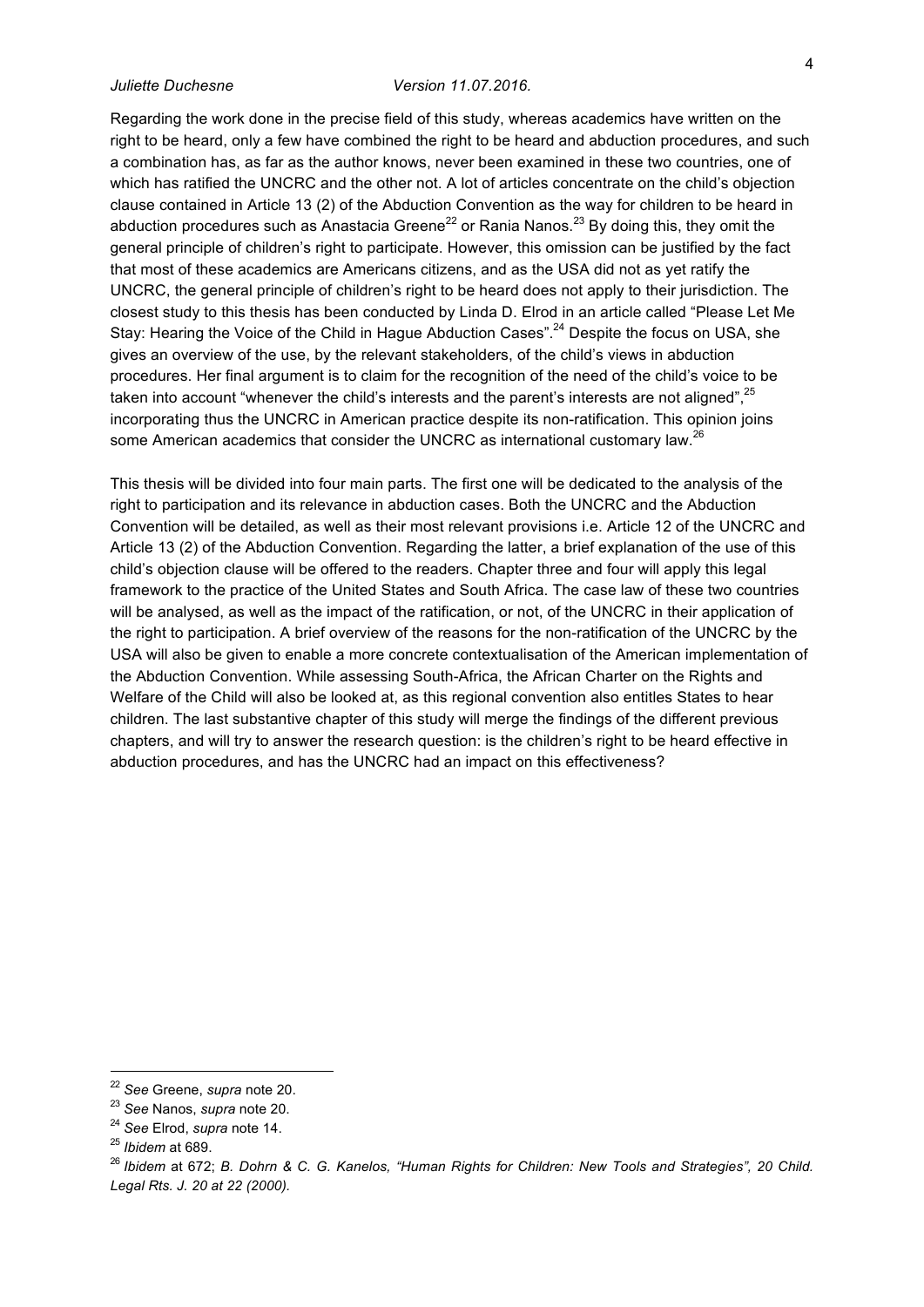Regarding the work done in the precise field of this study, whereas academics have written on the right to be heard, only a few have combined the right to be heard and abduction procedures, and such a combination has, as far as the author knows, never been examined in these two countries, one of which has ratified the UNCRC and the other not. A lot of articles concentrate on the child's objection clause contained in Article 13 (2) of the Abduction Convention as the way for children to be heard in abduction procedures such as Anastacia Greene[22] or Rania Nanos.[23] By doing this, they omit the general principle of children's right to participate. However, this omission can be justified by the fact that most of these academics are Americans citizens, and as the USA did not as yet ratify the UNCRC, the general principle of children's right to be heard does not apply to their jurisdiction. The closest study to this thesis has been conducted by Linda D. Elrod in an article called "Please Let Me Stay: Hearing the Voice of the Child in Hague Abduction Cases".[24] Despite the focus on USA, she gives an overview of the use, by the relevant stakeholders, of the child's views in abduction procedures. Her final argument is to claim for the recognition of the need of the child's voice to be taken into account "whenever the child's interests and the parent's interests are not aligned",[25] incorporating thus the UNCRC in American practice despite its non-ratification. This opinion joins some American academics that consider the UNCRC as international customary law.[26]

This thesis will be divided into four main parts. The first one will be dedicated to the analysis of the right to participation and its relevance in abduction cases. Both the UNCRC and the Abduction Convention will be detailed, as well as their most relevant provisions i.e. Article 12 of the UNCRC and Article 13 (2) of the Abduction Convention. Regarding the latter, a brief explanation of the use of this child's objection clause will be offered to the readers. Chapter three and four will apply this legal framework to the practice of the United States and South Africa. The case law of these two countries will be analysed, as well as the impact of the ratification, or not, of the UNCRC in their application of the right to participation. A brief overview of the reasons for the non-ratification of the UNCRC by the USA will also be given to enable a more concrete contextualisation of the American implementation of the Abduction Convention. While assessing South-Africa, the African Charter on the Rights and Welfare of the Child will also be looked at, as this regional convention also entitles States to hear children. The last substantive chapter of this study will merge the findings of the different previous chapters, and will try to answer the research question: is the children's right to be heard effective in abduction procedures, and has the UNCRC had an impact on this effectiveness?

---

[22] *See* Greene, *supra* note 20.

[23] *See* Nanos, *supra* note 20.

[24] *See* Elrod, *supra* note 14.

[25] *Ibidem* at 689.

[26] *Ibidem* at 672; *B. Dohrn & C. G. Kanelos, "Human Rights for Children: New Tools and Strategies", 20 Child. Legal Rts. J. 20 at 22 (2000).*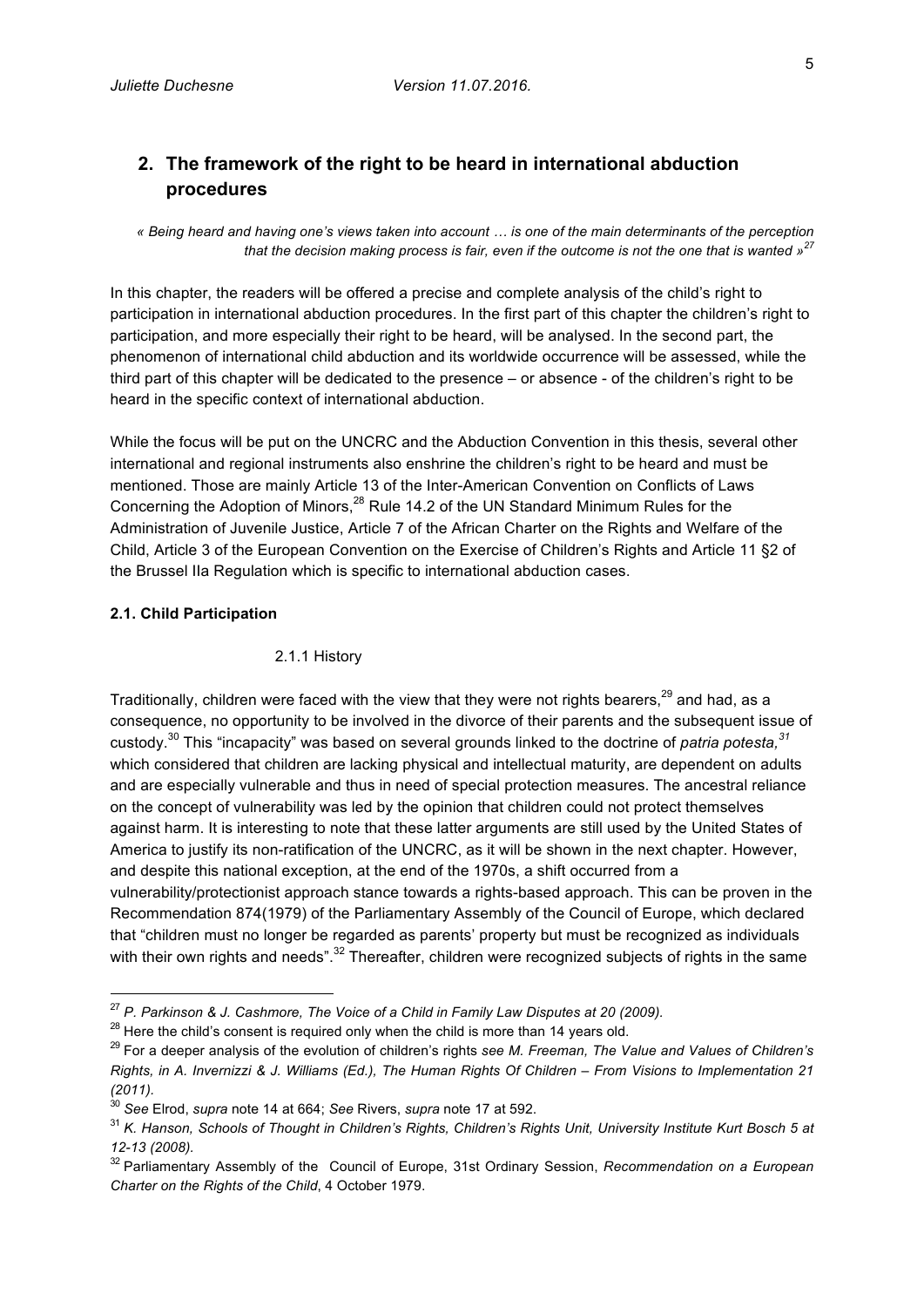## 2. The framework of the right to be heard in international abduction procedures

*« Being heard and having one's views taken into account … is one of the main determinants of the perception that the decision making process is fair, even if the outcome is not the one that is wanted »*[27]

In this chapter, the readers will be offered a precise and complete analysis of the child's right to participation in international abduction procedures. In the first part of this chapter the children's right to participation, and more especially their right to be heard, will be analysed. In the second part, the phenomenon of international child abduction and its worldwide occurrence will be assessed, while the third part of this chapter will be dedicated to the presence – or absence - of the children's right to be heard in the specific context of international abduction.

While the focus will be put on the UNCRC and the Abduction Convention in this thesis, several other international and regional instruments also enshrine the children's right to be heard and must be mentioned. Those are mainly Article 13 of the Inter-American Convention on Conflicts of Laws Concerning the Adoption of Minors,[28] Rule 14.2 of the UN Standard Minimum Rules for the Administration of Juvenile Justice, Article 7 of the African Charter on the Rights and Welfare of the Child, Article 3 of the European Convention on the Exercise of Children's Rights and Article 11 §2 of the Brussel IIa Regulation which is specific to international abduction cases.

### 2.1. Child Participation

#### 2.1.1 History

Traditionally, children were faced with the view that they were not rights bearers,[29] and had, as a consequence, no opportunity to be involved in the divorce of their parents and the subsequent issue of custody.[30] This "incapacity" was based on several grounds linked to the doctrine of *patria potesta,*[31] which considered that children are lacking physical and intellectual maturity, are dependent on adults and are especially vulnerable and thus in need of special protection measures. The ancestral reliance on the concept of vulnerability was led by the opinion that children could not protect themselves against harm. It is interesting to note that these latter arguments are still used by the United States of America to justify its non-ratification of the UNCRC, as it will be shown in the next chapter. However, and despite this national exception, at the end of the 1970s, a shift occurred from a vulnerability/protectionist approach stance towards a rights-based approach. This can be proven in the Recommendation 874(1979) of the Parliamentary Assembly of the Council of Europe, which declared that "children must no longer be regarded as parents' property but must be recognized as individuals with their own rights and needs".[32] Thereafter, children were recognized subjects of rights in the same

---

[27] *P. Parkinson & J. Cashmore, The Voice of a Child in Family Law Disputes at 20 (2009).*

[28] Here the child's consent is required only when the child is more than 14 years old.

[29] For a deeper analysis of the evolution of children's rights *see M. Freeman, The Value and Values of Children's Rights, in A. Invernizzi & J. Williams (Ed.), The Human Rights Of Children – From Visions to Implementation 21 (2011).*

[30] *See* Elrod, *supra* note 14 at 664; *See* Rivers, *supra* note 17 at 592.

[31] *K. Hanson, Schools of Thought in Children's Rights, Children's Rights Unit, University Institute Kurt Bosch 5 at 12-13 (2008).*

[32] Parliamentary Assembly of the Council of Europe, 31st Ordinary Session, *Recommendation on a European Charter on the Rights of the Child*, 4 October 1979.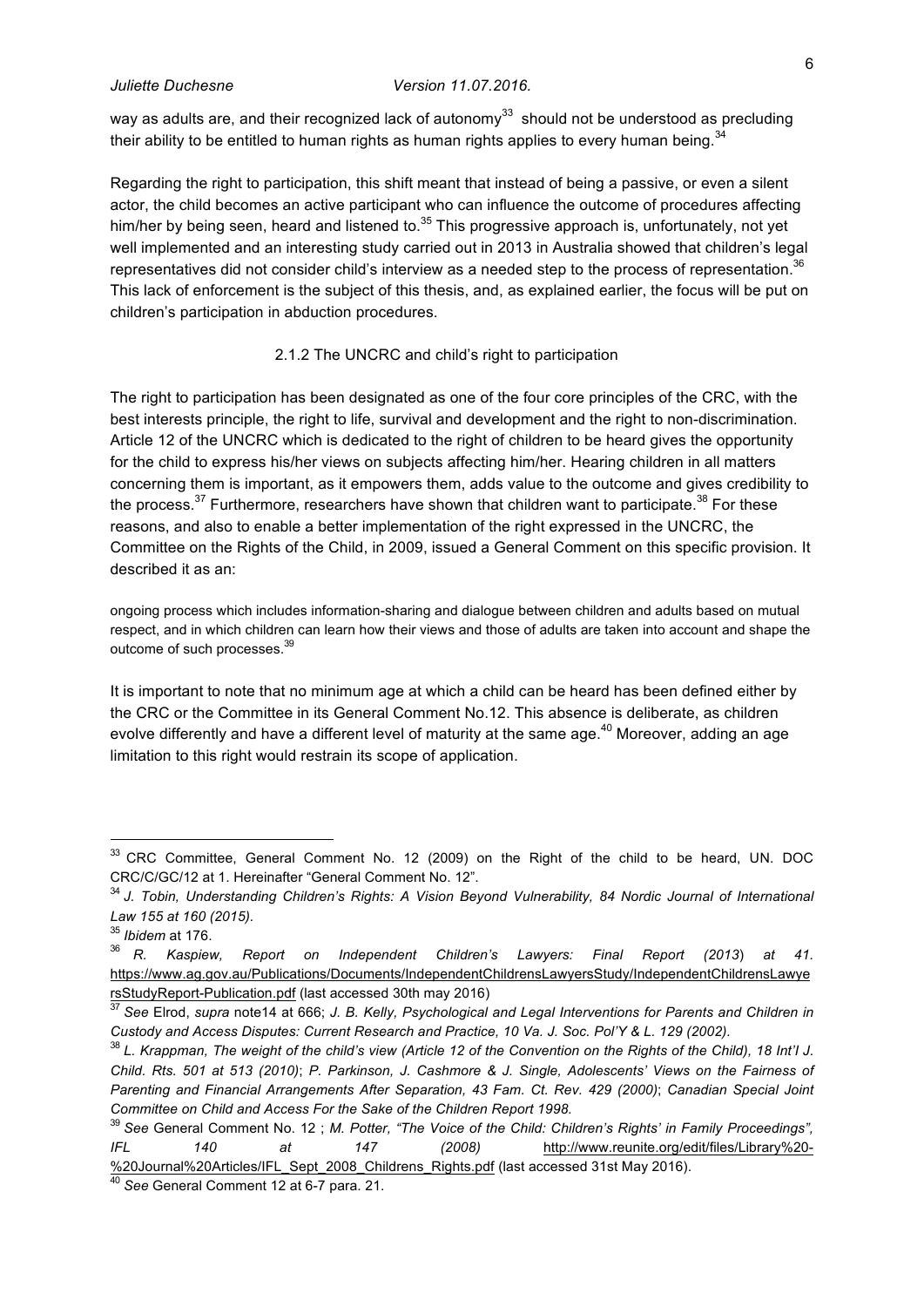way as adults are, and their recognized lack of autonomy[33] should not be understood as precluding their ability to be entitled to human rights as human rights applies to every human being.[34]

Regarding the right to participation, this shift meant that instead of being a passive, or even a silent actor, the child becomes an active participant who can influence the outcome of procedures affecting him/her by being seen, heard and listened to.[35] This progressive approach is, unfortunately, not yet well implemented and an interesting study carried out in 2013 in Australia showed that children's legal representatives did not consider child's interview as a needed step to the process of representation.[36] This lack of enforcement is the subject of this thesis, and, as explained earlier, the focus will be put on children's participation in abduction procedures.

### 2.1.2 The UNCRC and child's right to participation

The right to participation has been designated as one of the four core principles of the CRC, with the best interests principle, the right to life, survival and development and the right to non-discrimination. Article 12 of the UNCRC which is dedicated to the right of children to be heard gives the opportunity for the child to express his/her views on subjects affecting him/her. Hearing children in all matters concerning them is important, as it empowers them, adds value to the outcome and gives credibility to the process.[37] Furthermore, researchers have shown that children want to participate.[38] For these reasons, and also to enable a better implementation of the right expressed in the UNCRC, the Committee on the Rights of the Child, in 2009, issued a General Comment on this specific provision. It described it as an:

> ongoing process which includes information-sharing and dialogue between children and adults based on mutual respect, and in which children can learn how their views and those of adults are taken into account and shape the outcome of such processes.[39]

It is important to note that no minimum age at which a child can be heard has been defined either by the CRC or the Committee in its General Comment No.12. This absence is deliberate, as children evolve differently and have a different level of maturity at the same age.[40] Moreover, adding an age limitation to this right would restrain its scope of application.

---

[33] CRC Committee, General Comment No. 12 (2009) on the Right of the child to be heard, UN. DOC CRC/C/GC/12 at 1. Hereinafter "General Comment No. 12".

[34] *J. Tobin, Understanding Children's Rights: A Vision Beyond Vulnerability, 84 Nordic Journal of International Law 155 at 160 (2015).*

[35] *Ibidem* at 176.

[36] *R. Kaspiew, Report on Independent Children's Lawyers: Final Report (2013) at 41.* https://www.ag.gov.au/Publications/Documents/IndependentChildrensLawyersStudy/IndependentChildrensLawyersStudyReport-Publication.pdf (last accessed 30th may 2016)

[37] *See* Elrod, *supra* note14 at 666; *J. B. Kelly, Psychological and Legal Interventions for Parents and Children in Custody and Access Disputes: Current Research and Practice, 10 Va. J. Soc. Pol'Y & L. 129 (2002).*

[38] *L. Krappman, The weight of the child's view (Article 12 of the Convention on the Rights of the Child), 18 Int'l J. Child. Rts. 501 at 513 (2010)*; *P. Parkinson, J. Cashmore & J. Single, Adolescents' Views on the Fairness of Parenting and Financial Arrangements After Separation, 43 Fam. Ct. Rev. 429 (2000)*; *Canadian Special Joint Committee on Child and Access For the Sake of the Children Report 1998.*

[39] *See* General Comment No. 12 ; *M. Potter, "The Voice of the Child: Children's Rights' in Family Proceedings", IFL 140 at 147 (2008)* http://www.reunite.org/edit/files/Library%20-%20Journal%20Articles/IFL_Sept_2008_Childrens_Rights.pdf (last accessed 31st May 2016).

[40] *See* General Comment 12 at 6-7 para. 21.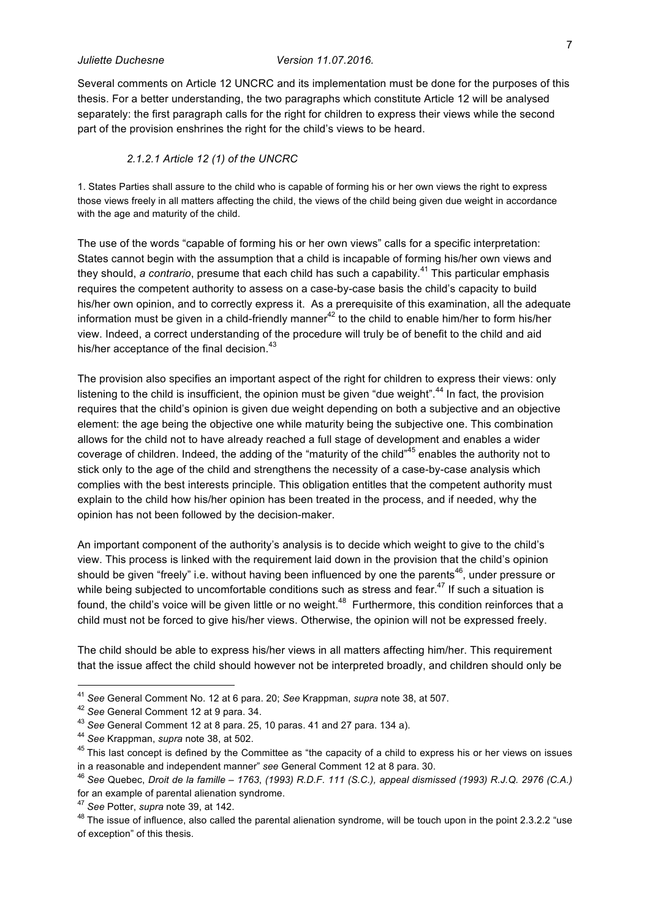Several comments on Article 12 UNCRC and its implementation must be done for the purposes of this thesis. For a better understanding, the two paragraphs which constitute Article 12 will be analysed separately: the first paragraph calls for the right for children to express their views while the second part of the provision enshrines the right for the child's views to be heard.

#### *2.1.2.1 Article 12 (1) of the UNCRC*

1. States Parties shall assure to the child who is capable of forming his or her own views the right to express those views freely in all matters affecting the child, the views of the child being given due weight in accordance with the age and maturity of the child.

The use of the words "capable of forming his or her own views" calls for a specific interpretation: States cannot begin with the assumption that a child is incapable of forming his/her own views and they should, *a contrario*, presume that each child has such a capability.[41] This particular emphasis requires the competent authority to assess on a case-by-case basis the child's capacity to build his/her own opinion, and to correctly express it. As a prerequisite of this examination, all the adequate information must be given in a child-friendly manner[42] to the child to enable him/her to form his/her view. Indeed, a correct understanding of the procedure will truly be of benefit to the child and aid his/her acceptance of the final decision.[43]

The provision also specifies an important aspect of the right for children to express their views: only listening to the child is insufficient, the opinion must be given "due weight".[44] In fact, the provision requires that the child's opinion is given due weight depending on both a subjective and an objective element: the age being the objective one while maturity being the subjective one. This combination allows for the child not to have already reached a full stage of development and enables a wider coverage of children. Indeed, the adding of the "maturity of the child"[45] enables the authority not to stick only to the age of the child and strengthens the necessity of a case-by-case analysis which complies with the best interests principle. This obligation entitles that the competent authority must explain to the child how his/her opinion has been treated in the process, and if needed, why the opinion has not been followed by the decision-maker.

An important component of the authority's analysis is to decide which weight to give to the child's view. This process is linked with the requirement laid down in the provision that the child's opinion should be given "freely" i.e. without having been influenced by one the parents[46], under pressure or while being subjected to uncomfortable conditions such as stress and fear.[47] If such a situation is found, the child's voice will be given little or no weight.[48] Furthermore, this condition reinforces that a child must not be forced to give his/her views. Otherwise, the opinion will not be expressed freely.

The child should be able to express his/her views in all matters affecting him/her. This requirement that the issue affect the child should however not be interpreted broadly, and children should only be

---

[41] *See* General Comment No. 12 at 6 para. 20; *See* Krappman, *supra* note 38, at 507.

[42] *See* General Comment 12 at 9 para. 34.

[43] *See* General Comment 12 at 8 para. 25, 10 paras. 41 and 27 para. 134 a).

[44] *See* Krappman, *supra* note 38, at 502.

[45] This last concept is defined by the Committee as "the capacity of a child to express his or her views on issues in a reasonable and independent manner" *see* General Comment 12 at 8 para. 30.

[46] *See* Quebec, *Droit de la famille – 1763*, *(1993) R.D.F. 111 (S.C.), appeal dismissed (1993) R.J.Q. 2976 (C.A.)* for an example of parental alienation syndrome.

[47] *See* Potter, *supra* note 39, at 142.

[48] The issue of influence, also called the parental alienation syndrome, will be touch upon in the point 2.3.2.2 "use of exception" of this thesis.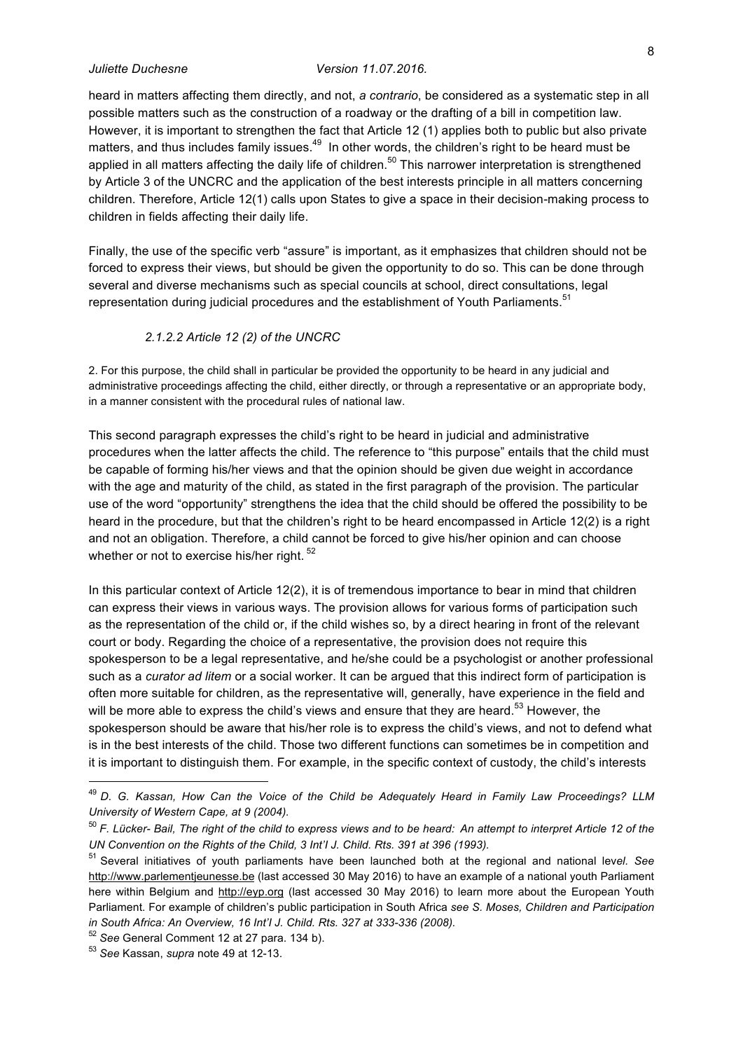heard in matters affecting them directly, and not, *a contrario*, be considered as a systematic step in all possible matters such as the construction of a roadway or the drafting of a bill in competition law. However, it is important to strengthen the fact that Article 12 (1) applies both to public but also private matters, and thus includes family issues.[49] In other words, the children's right to be heard must be applied in all matters affecting the daily life of children.[50] This narrower interpretation is strengthened by Article 3 of the UNCRC and the application of the best interests principle in all matters concerning children. Therefore, Article 12(1) calls upon States to give a space in their decision-making process to children in fields affecting their daily life.

Finally, the use of the specific verb "assure" is important, as it emphasizes that children should not be forced to express their views, but should be given the opportunity to do so. This can be done through several and diverse mechanisms such as special councils at school, direct consultations, legal representation during judicial procedures and the establishment of Youth Parliaments.[51]

#### *2.1.2.2 Article 12 (2) of the UNCRC*

2. For this purpose, the child shall in particular be provided the opportunity to be heard in any judicial and administrative proceedings affecting the child, either directly, or through a representative or an appropriate body, in a manner consistent with the procedural rules of national law.

This second paragraph expresses the child's right to be heard in judicial and administrative procedures when the latter affects the child. The reference to "this purpose" entails that the child must be capable of forming his/her views and that the opinion should be given due weight in accordance with the age and maturity of the child, as stated in the first paragraph of the provision. The particular use of the word "opportunity" strengthens the idea that the child should be offered the possibility to be heard in the procedure, but that the children's right to be heard encompassed in Article 12(2) is a right and not an obligation. Therefore, a child cannot be forced to give his/her opinion and can choose whether or not to exercise his/her right.[52]

In this particular context of Article 12(2), it is of tremendous importance to bear in mind that children can express their views in various ways. The provision allows for various forms of participation such as the representation of the child or, if the child wishes so, by a direct hearing in front of the relevant court or body. Regarding the choice of a representative, the provision does not require this spokesperson to be a legal representative, and he/she could be a psychologist or another professional such as a *curator ad litem* or a social worker. It can be argued that this indirect form of participation is often more suitable for children, as the representative will, generally, have experience in the field and will be more able to express the child's views and ensure that they are heard.[53] However, the spokesperson should be aware that his/her role is to express the child's views, and not to defend what is in the best interests of the child. Those two different functions can sometimes be in competition and it is important to distinguish them. For example, in the specific context of custody, the child's interests

---

[49] *D. G. Kassan, How Can the Voice of the Child be Adequately Heard in Family Law Proceedings? LLM University of Western Cape, at 9 (2004).*

[50] *F. Lücker- Bail, The right of the child to express views and to be heard: An attempt to interpret Article 12 of the UN Convention on the Rights of the Child, 3 Int'l J. Child. Rts. 391 at 396 (1993).*

[51] Several initiatives of youth parliaments have been launched both at the regional and national leve*l. See* http://www.parlementjeunesse.be (last accessed 30 May 2016) to have an example of a national youth Parliament here within Belgium and http://eyp.org (last accessed 30 May 2016) to learn more about the European Youth Parliament. For example of children's public participation in South Africa *see S. Moses, Children and Participation in South Africa: An Overview, 16 Int'l J. Child. Rts. 327 at 333-336 (2008).*

[52] *See* General Comment 12 at 27 para. 134 b).

[53] *See* Kassan, *supra* note 49 at 12-13.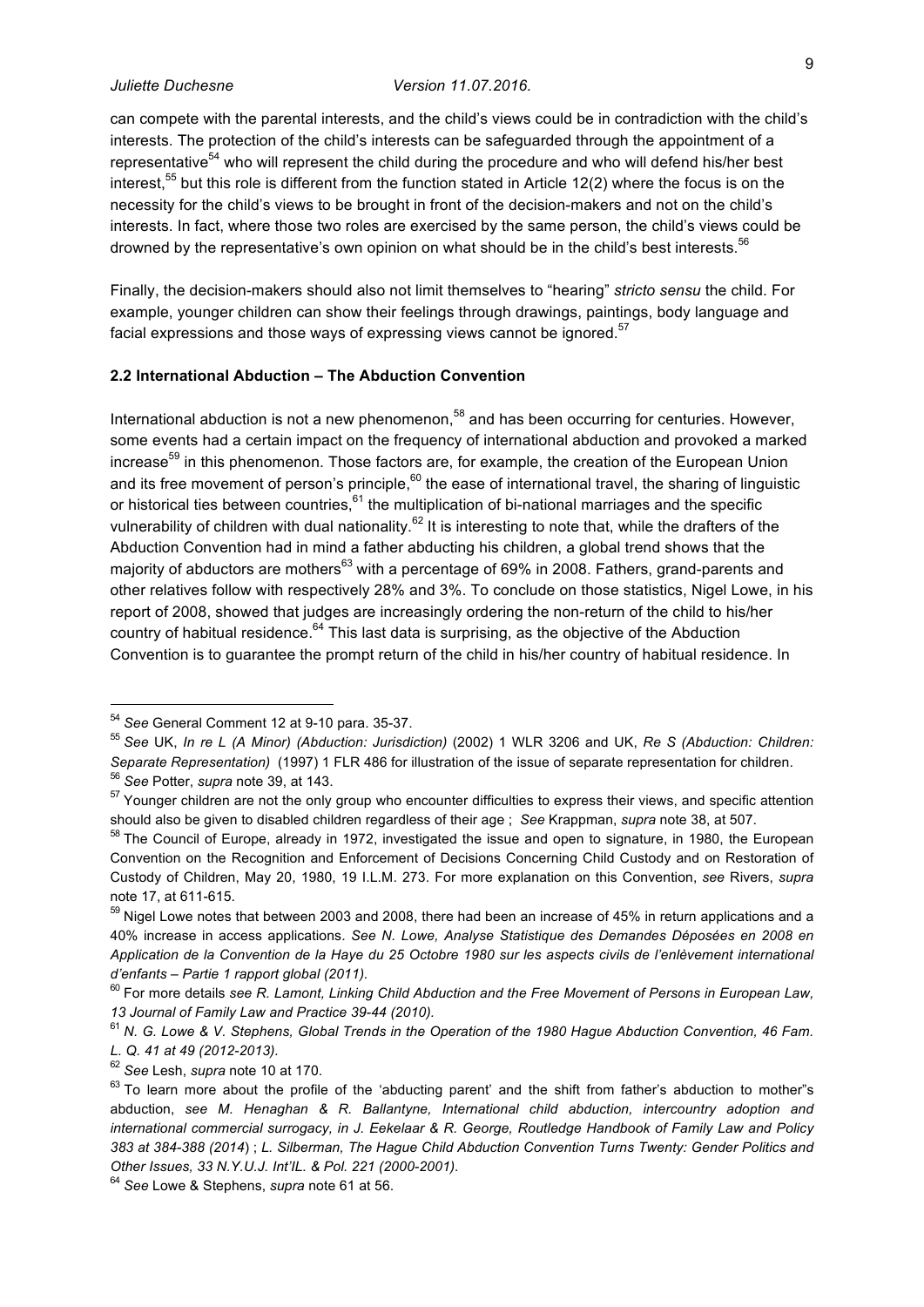can compete with the parental interests, and the child's views could be in contradiction with the child's interests. The protection of the child's interests can be safeguarded through the appointment of a representative[54] who will represent the child during the procedure and who will defend his/her best interest,[55] but this role is different from the function stated in Article 12(2) where the focus is on the necessity for the child's views to be brought in front of the decision-makers and not on the child's interests. In fact, where those two roles are exercised by the same person, the child's views could be drowned by the representative's own opinion on what should be in the child's best interests.[56]

Finally, the decision-makers should also not limit themselves to "hearing" *stricto sensu* the child. For example, younger children can show their feelings through drawings, paintings, body language and facial expressions and those ways of expressing views cannot be ignored.[57]

### 2.2 International Abduction – The Abduction Convention

International abduction is not a new phenomenon,[58] and has been occurring for centuries. However, some events had a certain impact on the frequency of international abduction and provoked a marked increase[59] in this phenomenon. Those factors are, for example, the creation of the European Union and its free movement of person's principle,[60] the ease of international travel, the sharing of linguistic or historical ties between countries,[61] the multiplication of bi-national marriages and the specific vulnerability of children with dual nationality.[62] It is interesting to note that, while the drafters of the Abduction Convention had in mind a father abducting his children, a global trend shows that the majority of abductors are mothers[63] with a percentage of 69% in 2008. Fathers, grand-parents and other relatives follow with respectively 28% and 3%. To conclude on those statistics, Nigel Lowe, in his report of 2008, showed that judges are increasingly ordering the non-return of the child to his/her country of habitual residence.[64] This last data is surprising, as the objective of the Abduction Convention is to guarantee the prompt return of the child in his/her country of habitual residence. In

---

[54] *See* General Comment 12 at 9-10 para. 35-37.

[55] *See* UK, *In re L (A Minor) (Abduction: Jurisdiction)* (2002) 1 WLR 3206 and UK, *Re S (Abduction: Children: Separate Representation)* (1997) 1 FLR 486 for illustration of the issue of separate representation for children.

[56] *See* Potter, *supra* note 39, at 143.

[57] Younger children are not the only group who encounter difficulties to express their views, and specific attention should also be given to disabled children regardless of their age ; *See* Krappman, *supra* note 38, at 507.

[58] The Council of Europe, already in 1972, investigated the issue and open to signature, in 1980, the European Convention on the Recognition and Enforcement of Decisions Concerning Child Custody and on Restoration of Custody of Children, May 20, 1980, 19 I.L.M. 273. For more explanation on this Convention, *see* Rivers, *supra* note 17, at 611-615.

[59] Nigel Lowe notes that between 2003 and 2008, there had been an increase of 45% in return applications and a 40% increase in access applications. *See N. Lowe, Analyse Statistique des Demandes Déposées en 2008 en Application de la Convention de la Haye du 25 Octobre 1980 sur les aspects civils de l'enlèvement international d'enfants – Partie 1 rapport global (2011).*

[60] For more details *see R. Lamont, Linking Child Abduction and the Free Movement of Persons in European Law, 13 Journal of Family Law and Practice 39-44 (2010).*

[61] *N. G. Lowe & V. Stephens, Global Trends in the Operation of the 1980 Hague Abduction Convention, 46 Fam. L. Q. 41 at 49 (2012-2013).*

[62] *See* Lesh, *supra* note 10 at 170.

[63] To learn more about the profile of the 'abducting parent' and the shift from father's abduction to mother"s abduction, *see M. Henaghan & R. Ballantyne, International child abduction, intercountry adoption and international commercial surrogacy, in J. Eekelaar & R. George, Routledge Handbook of Family Law and Policy 383 at 384-388 (2014*) ; *L. Silberman, The Hague Child Abduction Convention Turns Twenty: Gender Politics and Other Issues, 33 N.Y.U.J. Int'IL. & Pol. 221 (2000-2001).*

[64] *See* Lowe & Stephens, *supra* note 61 at 56.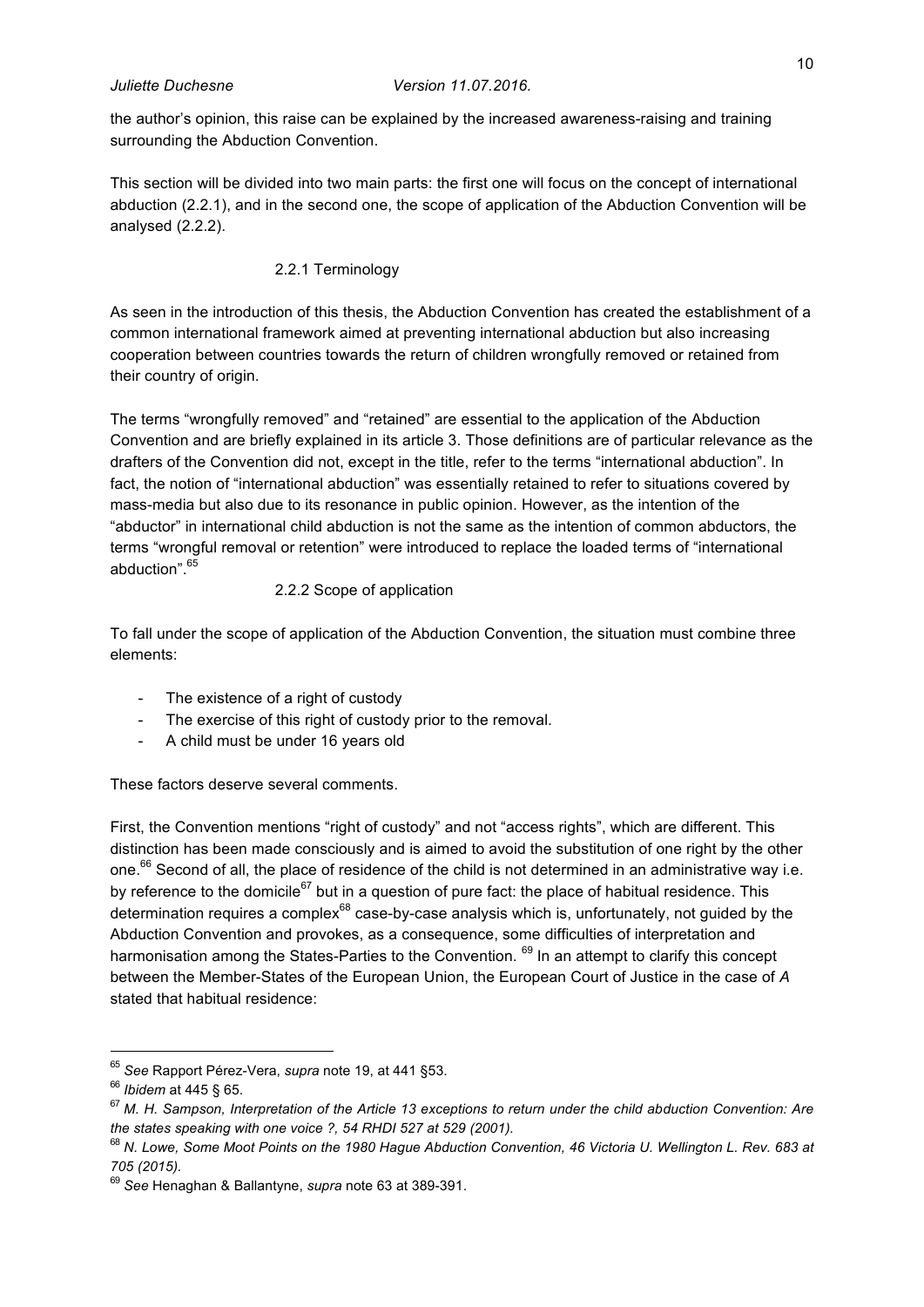the author's opinion, this raise can be explained by the increased awareness-raising and training surrounding the Abduction Convention.

This section will be divided into two main parts: the first one will focus on the concept of international abduction (2.2.1), and in the second one, the scope of application of the Abduction Convention will be analysed (2.2.2).

### 2.2.1 Terminology

As seen in the introduction of this thesis, the Abduction Convention has created the establishment of a common international framework aimed at preventing international abduction but also increasing cooperation between countries towards the return of children wrongfully removed or retained from their country of origin.

The terms "wrongfully removed" and "retained" are essential to the application of the Abduction Convention and are briefly explained in its article 3. Those definitions are of particular relevance as the drafters of the Convention did not, except in the title, refer to the terms "international abduction". In fact, the notion of "international abduction" was essentially retained to refer to situations covered by mass-media but also due to its resonance in public opinion. However, as the intention of the "abductor" in international child abduction is not the same as the intention of common abductors, the terms "wrongful removal or retention" were introduced to replace the loaded terms of "international abduction".[65]

### 2.2.2 Scope of application

To fall under the scope of application of the Abduction Convention, the situation must combine three elements:

- The existence of a right of custody
- The exercise of this right of custody prior to the removal.
- A child must be under 16 years old

These factors deserve several comments.

First, the Convention mentions "right of custody" and not "access rights", which are different. This distinction has been made consciously and is aimed to avoid the substitution of one right by the other one.[66] Second of all, the place of residence of the child is not determined in an administrative way i.e. by reference to the domicile[67] but in a question of pure fact: the place of habitual residence. This determination requires a complex[68] case-by-case analysis which is, unfortunately, not guided by the Abduction Convention and provokes, as a consequence, some difficulties of interpretation and harmonisation among the States-Parties to the Convention. [69] In an attempt to clarify this concept between the Member-States of the European Union, the European Court of Justice in the case of *A* stated that habitual residence:

---

[65] *See* Rapport Pérez-Vera, *supra* note 19, at 441 §53.

[66] *Ibidem* at 445 § 65.

[67] *M. H. Sampson, Interpretation of the Article 13 exceptions to return under the child abduction Convention: Are the states speaking with one voice ?, 54 RHDI 527 at 529 (2001).*

[68] *N. Lowe, Some Moot Points on the 1980 Hague Abduction Convention, 46 Victoria U. Wellington L. Rev. 683 at 705 (2015).*

[69] *See* Henaghan & Ballantyne, *supra* note 63 at 389-391.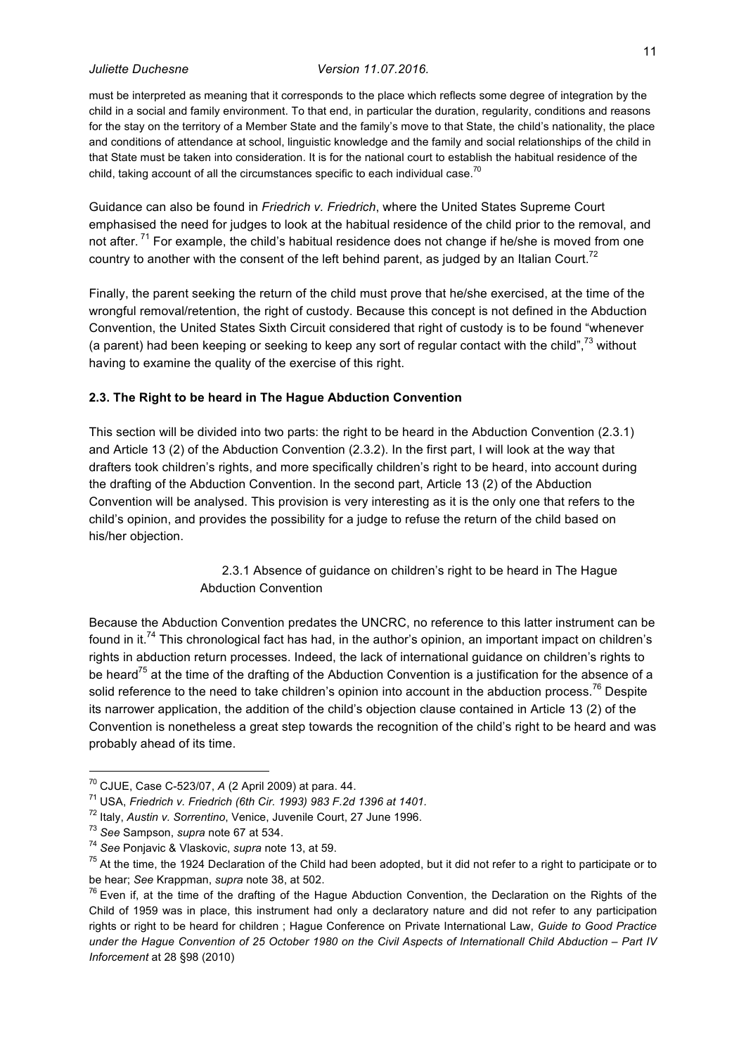must be interpreted as meaning that it corresponds to the place which reflects some degree of integration by the child in a social and family environment. To that end, in particular the duration, regularity, conditions and reasons for the stay on the territory of a Member State and the family's move to that State, the child's nationality, the place and conditions of attendance at school, linguistic knowledge and the family and social relationships of the child in that State must be taken into consideration. It is for the national court to establish the habitual residence of the child, taking account of all the circumstances specific to each individual case.[70]

Guidance can also be found in *Friedrich v. Friedrich*, where the United States Supreme Court emphasised the need for judges to look at the habitual residence of the child prior to the removal, and not after.[71] For example, the child's habitual residence does not change if he/she is moved from one country to another with the consent of the left behind parent, as judged by an Italian Court.[72]

Finally, the parent seeking the return of the child must prove that he/she exercised, at the time of the wrongful removal/retention, the right of custody. Because this concept is not defined in the Abduction Convention, the United States Sixth Circuit considered that right of custody is to be found "whenever (a parent) had been keeping or seeking to keep any sort of regular contact with the child",[73] without having to examine the quality of the exercise of this right.

### 2.3. The Right to be heard in The Hague Abduction Convention

This section will be divided into two parts: the right to be heard in the Abduction Convention (2.3.1) and Article 13 (2) of the Abduction Convention (2.3.2). In the first part, I will look at the way that drafters took children's rights, and more specifically children's right to be heard, into account during the drafting of the Abduction Convention. In the second part, Article 13 (2) of the Abduction Convention will be analysed. This provision is very interesting as it is the only one that refers to the child's opinion, and provides the possibility for a judge to refuse the return of the child based on his/her objection.

#### 2.3.1 Absence of guidance on children's right to be heard in The Hague Abduction Convention

Because the Abduction Convention predates the UNCRC, no reference to this latter instrument can be found in it.[74] This chronological fact has had, in the author's opinion, an important impact on children's rights in abduction return processes. Indeed, the lack of international guidance on children's rights to be heard[75] at the time of the drafting of the Abduction Convention is a justification for the absence of a solid reference to the need to take children's opinion into account in the abduction process.[76] Despite its narrower application, the addition of the child's objection clause contained in Article 13 (2) of the Convention is nonetheless a great step towards the recognition of the child's right to be heard and was probably ahead of its time.

---

[70] CJUE, Case C-523/07, *A* (2 April 2009) at para. 44.

[71] USA, *Friedrich v. Friedrich (6th Cir. 1993) 983 F.2d 1396 at 1401.*

[72] Italy, *Austin v. Sorrentino*, Venice, Juvenile Court, 27 June 1996.

[73] *See* Sampson, *supra* note 67 at 534.

[74] *See* Ponjavic & Vlaskovic, *supra* note 13, at 59.

[75] At the time, the 1924 Declaration of the Child had been adopted, but it did not refer to a right to participate or to be hear; *See* Krappman, *supra* note 38, at 502.

[76] Even if, at the time of the drafting of the Hague Abduction Convention, the Declaration on the Rights of the Child of 1959 was in place, this instrument had only a declaratory nature and did not refer to any participation rights or right to be heard for children ; Hague Conference on Private International Law, *Guide to Good Practice under the Hague Convention of 25 October 1980 on the Civil Aspects of Internationall Child Abduction – Part IV Inforcement* at 28 §98 (2010)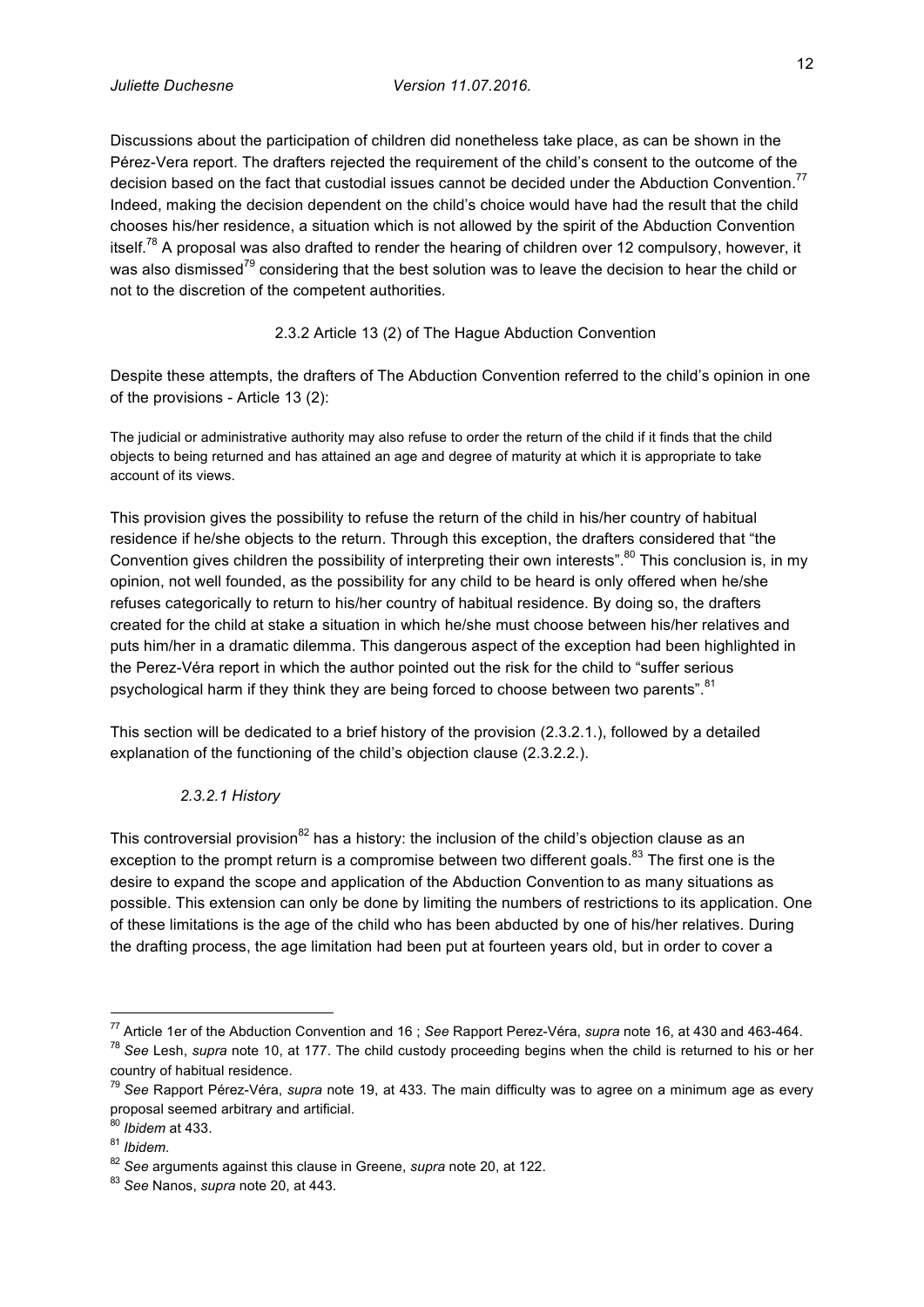Discussions about the participation of children did nonetheless take place, as can be shown in the Pérez-Vera report. The drafters rejected the requirement of the child's consent to the outcome of the decision based on the fact that custodial issues cannot be decided under the Abduction Convention.[77] Indeed, making the decision dependent on the child's choice would have had the result that the child chooses his/her residence, a situation which is not allowed by the spirit of the Abduction Convention itself.[78] A proposal was also drafted to render the hearing of children over 12 compulsory, however, it was also dismissed[79] considering that the best solution was to leave the decision to hear the child or not to the discretion of the competent authorities.

### 2.3.2 Article 13 (2) of The Hague Abduction Convention

Despite these attempts, the drafters of The Abduction Convention referred to the child's opinion in one of the provisions - Article 13 (2):

> The judicial or administrative authority may also refuse to order the return of the child if it finds that the child objects to being returned and has attained an age and degree of maturity at which it is appropriate to take account of its views.

This provision gives the possibility to refuse the return of the child in his/her country of habitual residence if he/she objects to the return. Through this exception, the drafters considered that "the Convention gives children the possibility of interpreting their own interests".[80] This conclusion is, in my opinion, not well founded, as the possibility for any child to be heard is only offered when he/she refuses categorically to return to his/her country of habitual residence. By doing so, the drafters created for the child at stake a situation in which he/she must choose between his/her relatives and puts him/her in a dramatic dilemma. This dangerous aspect of the exception had been highlighted in the Perez-Véra report in which the author pointed out the risk for the child to "suffer serious psychological harm if they think they are being forced to choose between two parents".[81]

This section will be dedicated to a brief history of the provision (2.3.2.1.), followed by a detailed explanation of the functioning of the child's objection clause (2.3.2.2.).

#### *2.3.2.1 History*

This controversial provision[82] has a history: the inclusion of the child's objection clause as an exception to the prompt return is a compromise between two different goals.[83] The first one is the desire to expand the scope and application of the Abduction Convention to as many situations as possible. This extension can only be done by limiting the numbers of restrictions to its application. One of these limitations is the age of the child who has been abducted by one of his/her relatives. During the drafting process, the age limitation had been put at fourteen years old, but in order to cover a

---

[77] Article 1er of the Abduction Convention and 16 ; *See* Rapport Perez-Véra, *supra* note 16, at 430 and 463-464.

[78] *See* Lesh, *supra* note 10, at 177. The child custody proceeding begins when the child is returned to his or her country of habitual residence.

[79] *See* Rapport Pérez-Véra, *supra* note 19, at 433. The main difficulty was to agree on a minimum age as every proposal seemed arbitrary and artificial.

[80] *Ibidem* at 433.

[81] *Ibidem.*

[82] *See* arguments against this clause in Greene, *supra* note 20, at 122.

[83] *See* Nanos, *supra* note 20, at 443.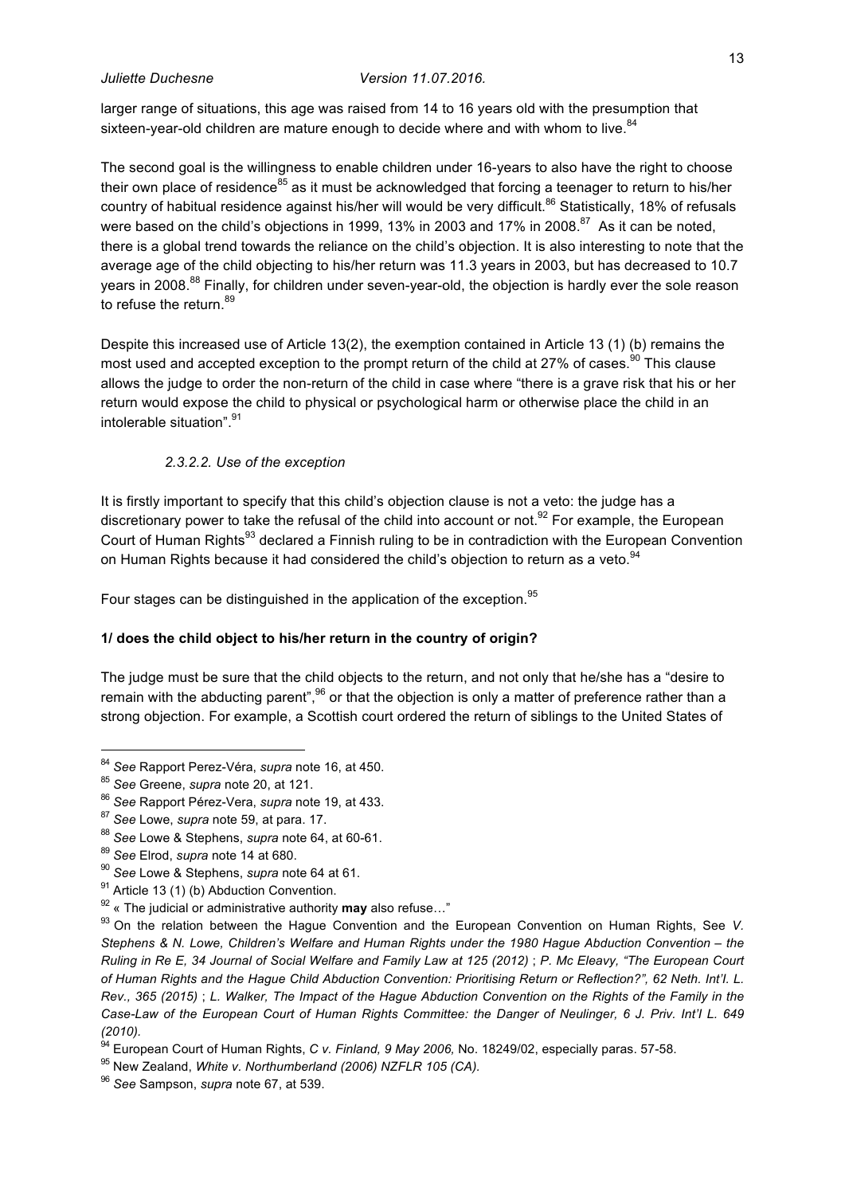larger range of situations, this age was raised from 14 to 16 years old with the presumption that sixteen-year-old children are mature enough to decide where and with whom to live.[84]

The second goal is the willingness to enable children under 16-years to also have the right to choose their own place of residence[85] as it must be acknowledged that forcing a teenager to return to his/her country of habitual residence against his/her will would be very difficult.[86] Statistically, 18% of refusals were based on the child's objections in 1999, 13% in 2003 and 17% in 2008.[87] As it can be noted, there is a global trend towards the reliance on the child's objection. It is also interesting to note that the average age of the child objecting to his/her return was 11.3 years in 2003, but has decreased to 10.7 years in 2008.[88] Finally, for children under seven-year-old, the objection is hardly ever the sole reason to refuse the return.[89]

Despite this increased use of Article 13(2), the exemption contained in Article 13 (1) (b) remains the most used and accepted exception to the prompt return of the child at 27% of cases.[90] This clause allows the judge to order the non-return of the child in case where "there is a grave risk that his or her return would expose the child to physical or psychological harm or otherwise place the child in an intolerable situation".[91]

#### *2.3.2.2. Use of the exception*

It is firstly important to specify that this child's objection clause is not a veto: the judge has a discretionary power to take the refusal of the child into account or not.[92] For example, the European Court of Human Rights[93] declared a Finnish ruling to be in contradiction with the European Convention on Human Rights because it had considered the child's objection to return as a veto.[94]

Four stages can be distinguished in the application of the exception.[95]

**1/ does the child object to his/her return in the country of origin?**

The judge must be sure that the child objects to the return, and not only that he/she has a "desire to remain with the abducting parent",[96] or that the objection is only a matter of preference rather than a strong objection. For example, a Scottish court ordered the return of siblings to the United States of

---

[84] *See* Rapport Perez-Véra, *supra* note 16, at 450.

[85] *See* Greene, *supra* note 20, at 121.

[86] *See* Rapport Pérez-Vera, *supra* note 19, at 433.

[87] *See* Lowe, *supra* note 59, at para. 17.

[88] *See* Lowe & Stephens, *supra* note 64, at 60-61.

[89] *See* Elrod, *supra* note 14 at 680.

[90] *See* Lowe & Stephens, *supra* note 64 at 61.

[91] Article 13 (1) (b) Abduction Convention.

[92] « The judicial or administrative authority **may** also refuse…"

[93] On the relation between the Hague Convention and the European Convention on Human Rights, See *V. Stephens & N. Lowe, Children's Welfare and Human Rights under the 1980 Hague Abduction Convention – the Ruling in Re E, 34 Journal of Social Welfare and Family Law at 125 (2012)* ; *P. Mc Eleavy, "The European Court of Human Rights and the Hague Child Abduction Convention: Prioritising Return or Reflection?", 62 Neth. Int'l. L. Rev., 365 (2015)* ; *L. Walker, The Impact of the Hague Abduction Convention on the Rights of the Family in the Case-Law of the European Court of Human Rights Committee: the Danger of Neulinger, 6 J. Priv. Int'l L. 649 (2010).*

[94] European Court of Human Rights, *C v. Finland, 9 May 2006,* No. 18249/02, especially paras. 57-58.

[95] New Zealand, *White v. Northumberland (2006) NZFLR 105 (CA).*

[96] *See* Sampson, *supra* note 67, at 539.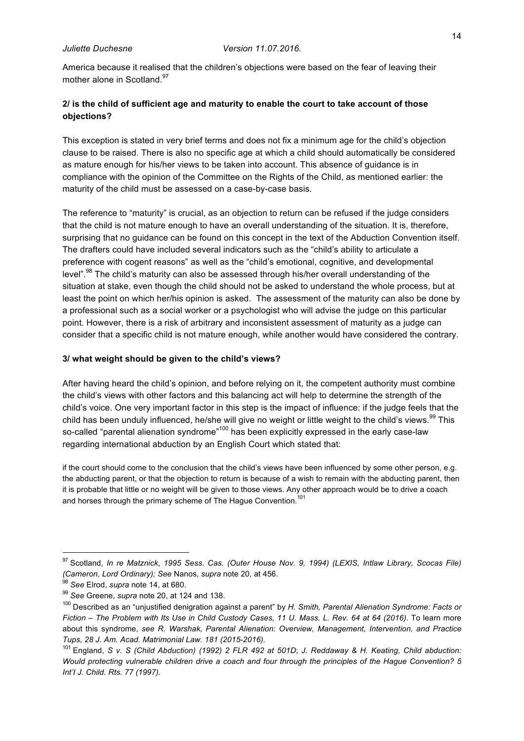America because it realised that the children's objections were based on the fear of leaving their mother alone in Scotland.[97]

**2/ is the child of sufficient age and maturity to enable the court to take account of those objections?**

This exception is stated in very brief terms and does not fix a minimum age for the child's objection clause to be raised. There is also no specific age at which a child should automatically be considered as mature enough for his/her views to be taken into account. This absence of guidance is in compliance with the opinion of the Committee on the Rights of the Child, as mentioned earlier: the maturity of the child must be assessed on a case-by-case basis.

The reference to "maturity" is crucial, as an objection to return can be refused if the judge considers that the child is not mature enough to have an overall understanding of the situation. It is, therefore, surprising that no guidance can be found on this concept in the text of the Abduction Convention itself. The drafters could have included several indicators such as the "child's ability to articulate a preference with cogent reasons" as well as the "child's emotional, cognitive, and developmental level".[98] The child's maturity can also be assessed through his/her overall understanding of the situation at stake, even though the child should not be asked to understand the whole process, but at least the point on which her/his opinion is asked. The assessment of the maturity can also be done by a professional such as a social worker or a psychologist who will advise the judge on this particular point. However, there is a risk of arbitrary and inconsistent assessment of maturity as a judge can consider that a specific child is not mature enough, while another would have considered the contrary.

**3/ what weight should be given to the child's views?**

After having heard the child's opinion, and before relying on it, the competent authority must combine the child's views with other factors and this balancing act will help to determine the strength of the child's voice. One very important factor in this step is the impact of influence: if the judge feels that the child has been unduly influenced, he/she will give no weight or little weight to the child's views.[99] This so-called "parental alienation syndrome"[100] has been explicitly expressed in the early case-law regarding international abduction by an English Court which stated that:

> if the court should come to the conclusion that the child's views have been influenced by some other person, e.g. the abducting parent, or that the objection to return is because of a wish to remain with the abducting parent, then it is probable that little or no weight will be given to those views. Any other approach would be to drive a coach and horses through the primary scheme of The Hague Convention.[101]

---

[97] Scotland, *In re Matznick*, *1995 Sess. Cas. (Outer House Nov. 9, 1994) (LEXIS, Intlaw Library, Scocas File) (Cameron, Lord Ordinary); See* Nanos, *supra* note 20, at 456.

[98] *See* Elrod, *supra* note 14, at 680.

[99] *See* Greene, *supra* note 20, at 124 and 138.

[100] Described as an "unjustified denigration against a parent" by *H. Smith, Parental Alienation Syndrome: Facts or Fiction – The Problem with Its Use in Child Custody Cases, 11 U. Mass. L. Rev. 64 at 64 (2016)*. To learn more about this syndrome, *see R. Warshak, Parental Alienation: Overview, Management, Intervention, and Practice Tups, 28 J. Am. Acad. Matrimonial Law. 181 (2015-2016).*

[101] England, *S v. S (Child Abduction) (1992) 2 FLR 492 at 501D*; *J. Reddaway & H. Keating, Child abduction: Would protecting vulnerable children drive a coach and four through the principles of the Hague Convention? 5 Int'l J. Child. Rts. 77 (1997).*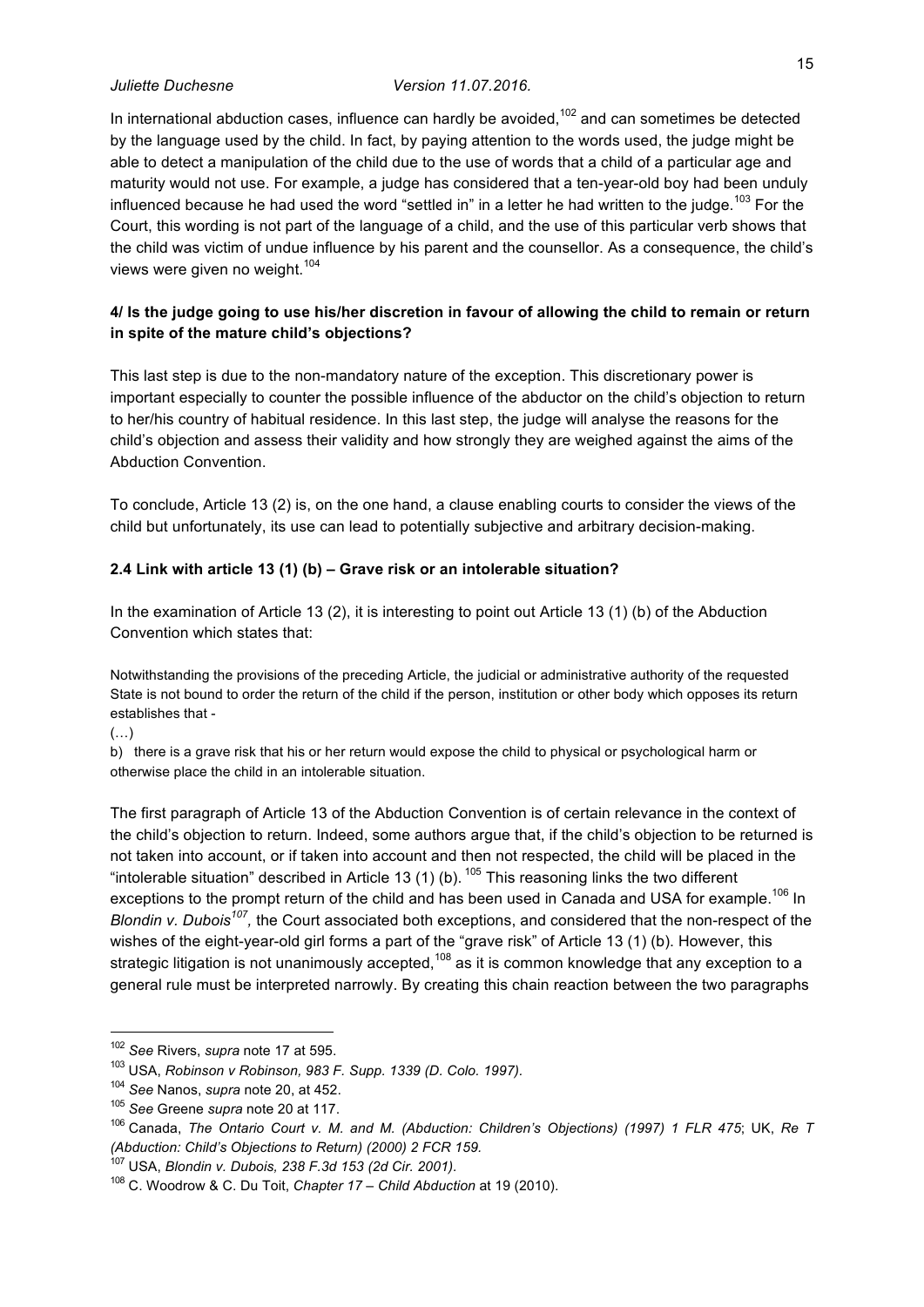In international abduction cases, influence can hardly be avoided,[102] and can sometimes be detected by the language used by the child. In fact, by paying attention to the words used, the judge might be able to detect a manipulation of the child due to the use of words that a child of a particular age and maturity would not use. For example, a judge has considered that a ten-year-old boy had been unduly influenced because he had used the word "settled in" in a letter he had written to the judge.[103] For the Court, this wording is not part of the language of a child, and the use of this particular verb shows that the child was victim of undue influence by his parent and the counsellor. As a consequence, the child's views were given no weight.[104]

**4/ Is the judge going to use his/her discretion in favour of allowing the child to remain or return in spite of the mature child's objections?**

This last step is due to the non-mandatory nature of the exception. This discretionary power is important especially to counter the possible influence of the abductor on the child's objection to return to her/his country of habitual residence. In this last step, the judge will analyse the reasons for the child's objection and assess their validity and how strongly they are weighed against the aims of the Abduction Convention.

To conclude, Article 13 (2) is, on the one hand, a clause enabling courts to consider the views of the child but unfortunately, its use can lead to potentially subjective and arbitrary decision-making.

### 2.4 Link with article 13 (1) (b) – Grave risk or an intolerable situation?

In the examination of Article 13 (2), it is interesting to point out Article 13 (1) (b) of the Abduction Convention which states that:

Notwithstanding the provisions of the preceding Article, the judicial or administrative authority of the requested State is not bound to order the return of the child if the person, institution or other body which opposes its return establishes that -

(…)

b) there is a grave risk that his or her return would expose the child to physical or psychological harm or otherwise place the child in an intolerable situation.

The first paragraph of Article 13 of the Abduction Convention is of certain relevance in the context of the child's objection to return. Indeed, some authors argue that, if the child's objection to be returned is not taken into account, or if taken into account and then not respected, the child will be placed in the "intolerable situation" described in Article 13 (1) (b).[105] This reasoning links the two different exceptions to the prompt return of the child and has been used in Canada and USA for example.[106] In *Blondin v. Dubois*[107], the Court associated both exceptions, and considered that the non-respect of the wishes of the eight-year-old girl forms a part of the "grave risk" of Article 13 (1) (b). However, this strategic litigation is not unanimously accepted,[108] as it is common knowledge that any exception to a general rule must be interpreted narrowly. By creating this chain reaction between the two paragraphs

---

[102] *See* Rivers, *supra* note 17 at 595.

[103] USA, *Robinson v Robinson, 983 F. Supp. 1339 (D. Colo. 1997).*

[104] *See* Nanos, *supra* note 20, at 452.

[105] *See* Greene *supra* note 20 at 117.

[106] Canada, *The Ontario Court v. M. and M. (Abduction: Children's Objections) (1997) 1 FLR 475*; UK, *Re T (Abduction: Child's Objections to Return) (2000) 2 FCR 159.*

[107] USA, *Blondin v. Dubois, 238 F.3d 153 (2d Cir. 2001).*

[108] C. Woodrow & C. Du Toit, *Chapter 17 – Child Abduction* at 19 (2010).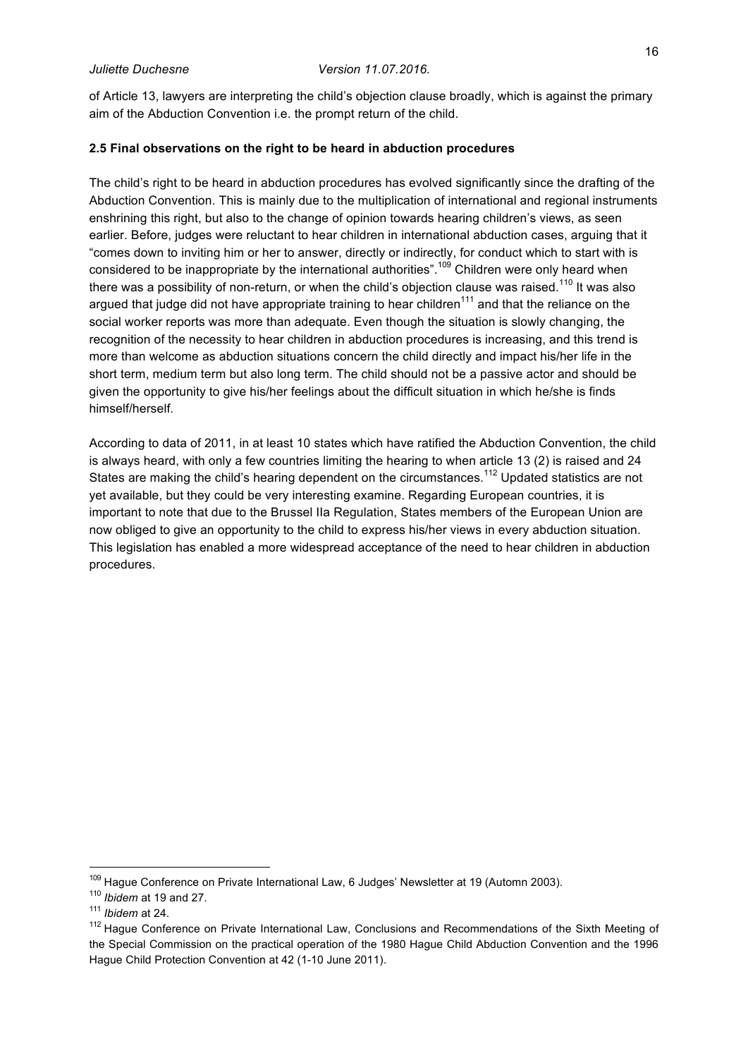of Article 13, lawyers are interpreting the child's objection clause broadly, which is against the primary aim of the Abduction Convention i.e. the prompt return of the child.

### 2.5 Final observations on the right to be heard in abduction procedures

The child's right to be heard in abduction procedures has evolved significantly since the drafting of the Abduction Convention. This is mainly due to the multiplication of international and regional instruments enshrining this right, but also to the change of opinion towards hearing children's views, as seen earlier. Before, judges were reluctant to hear children in international abduction cases, arguing that it "comes down to inviting him or her to answer, directly or indirectly, for conduct which to start with is considered to be inappropriate by the international authorities".[109] Children were only heard when there was a possibility of non-return, or when the child's objection clause was raised.[110] It was also argued that judge did not have appropriate training to hear children[111] and that the reliance on the social worker reports was more than adequate. Even though the situation is slowly changing, the recognition of the necessity to hear children in abduction procedures is increasing, and this trend is more than welcome as abduction situations concern the child directly and impact his/her life in the short term, medium term but also long term. The child should not be a passive actor and should be given the opportunity to give his/her feelings about the difficult situation in which he/she is finds himself/herself.

According to data of 2011, in at least 10 states which have ratified the Abduction Convention, the child is always heard, with only a few countries limiting the hearing to when article 13 (2) is raised and 24 States are making the child's hearing dependent on the circumstances.[112] Updated statistics are not yet available, but they could be very interesting examine. Regarding European countries, it is important to note that due to the Brussel IIa Regulation, States members of the European Union are now obliged to give an opportunity to the child to express his/her views in every abduction situation. This legislation has enabled a more widespread acceptance of the need to hear children in abduction procedures.

---

[109] Hague Conference on Private International Law, 6 Judges' Newsletter at 19 (Automn 2003).

[110] *Ibidem* at 19 and 27.

[111] *Ibidem* at 24.

[112] Hague Conference on Private International Law, Conclusions and Recommendations of the Sixth Meeting of the Special Commission on the practical operation of the 1980 Hague Child Abduction Convention and the 1996 Hague Child Protection Convention at 42 (1-10 June 2011).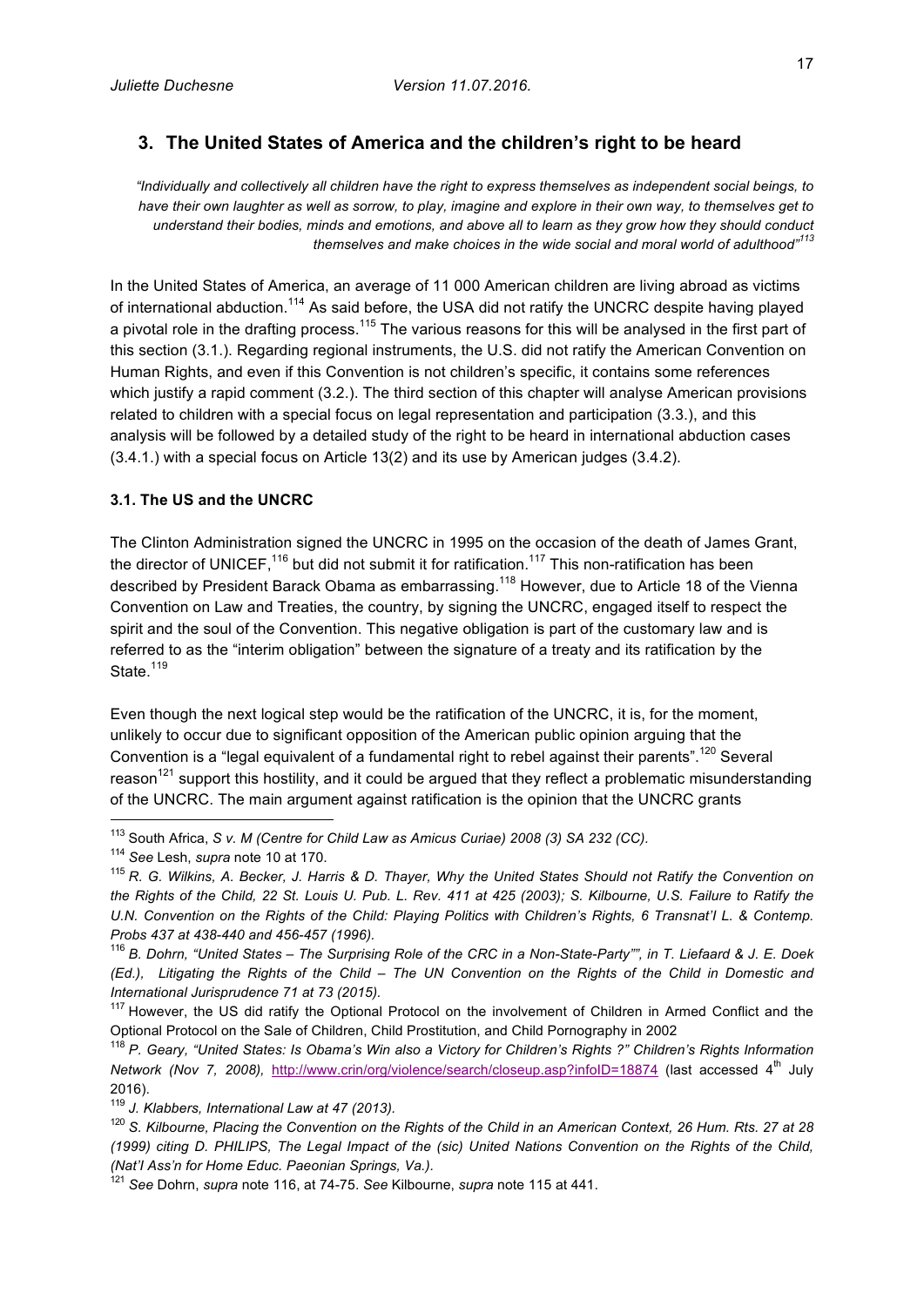## 3. The United States of America and the children's right to be heard

> *"Individually and collectively all children have the right to express themselves as independent social beings, to have their own laughter as well as sorrow, to play, imagine and explore in their own way, to themselves get to understand their bodies, minds and emotions, and above all to learn as they grow how they should conduct themselves and make choices in the wide social and moral world of adulthood"*[113]

In the United States of America, an average of 11 000 American children are living abroad as victims of international abduction.[114] As said before, the USA did not ratify the UNCRC despite having played a pivotal role in the drafting process.[115] The various reasons for this will be analysed in the first part of this section (3.1.). Regarding regional instruments, the U.S. did not ratify the American Convention on Human Rights, and even if this Convention is not children's specific, it contains some references which justify a rapid comment (3.2.). The third section of this chapter will analyse American provisions related to children with a special focus on legal representation and participation (3.3.), and this analysis will be followed by a detailed study of the right to be heard in international abduction cases (3.4.1.) with a special focus on Article 13(2) and its use by American judges (3.4.2).

### 3.1. The US and the UNCRC

The Clinton Administration signed the UNCRC in 1995 on the occasion of the death of James Grant, the director of UNICEF,[116] but did not submit it for ratification.[117] This non-ratification has been described by President Barack Obama as embarrassing.[118] However, due to Article 18 of the Vienna Convention on Law and Treaties, the country, by signing the UNCRC, engaged itself to respect the spirit and the soul of the Convention. This negative obligation is part of the customary law and is referred to as the "interim obligation" between the signature of a treaty and its ratification by the State.[119]

Even though the next logical step would be the ratification of the UNCRC, it is, for the moment, unlikely to occur due to significant opposition of the American public opinion arguing that the Convention is a "legal equivalent of a fundamental right to rebel against their parents".[120] Several reason[121] support this hostility, and it could be argued that they reflect a problematic misunderstanding of the UNCRC. The main argument against ratification is the opinion that the UNCRC grants

---

[113] South Africa, *S v. M (Centre for Child Law as Amicus Curiae) 2008 (3) SA 232 (CC).*

[114] *See* Lesh, *supra* note 10 at 170.

[115] *R. G. Wilkins, A. Becker, J. Harris & D. Thayer, Why the United States Should not Ratify the Convention on the Rights of the Child, 22 St. Louis U. Pub. L. Rev. 411 at 425 (2003); S. Kilbourne, U.S. Failure to Ratify the U.N. Convention on the Rights of the Child: Playing Politics with Children's Rights, 6 Transnat'l L. & Contemp. Probs 437 at 438-440 and 456-457 (1996).*

[116] *B. Dohrn, "United States – The Surprising Role of the CRC in a Non-State-Party"", in T. Liefaard & J. E. Doek (Ed.), Litigating the Rights of the Child – The UN Convention on the Rights of the Child in Domestic and International Jurisprudence 71 at 73 (2015).*

[117] However, the US did ratify the Optional Protocol on the involvement of Children in Armed Conflict and the Optional Protocol on the Sale of Children, Child Prostitution, and Child Pornography in 2002

[118] *P. Geary, "United States: Is Obama's Win also a Victory for Children's Rights ?" Children's Rights Information Network (Nov 7, 2008),* http://www.crin/org/violence/search/closeup.asp?infoID=18874 (last accessed 4th July 2016).

[119] *J. Klabbers, International Law at 47 (2013).*

[120] *S. Kilbourne, Placing the Convention on the Rights of the Child in an American Context, 26 Hum. Rts. 27 at 28 (1999) citing D. PHILIPS, The Legal Impact of the (sic) United Nations Convention on the Rights of the Child, (Nat'l Ass'n for Home Educ. Paeonian Springs, Va.).*

[121] *See* Dohrn, *supra* note 116, at 74-75. *See* Kilbourne, *supra* note 115 at 441.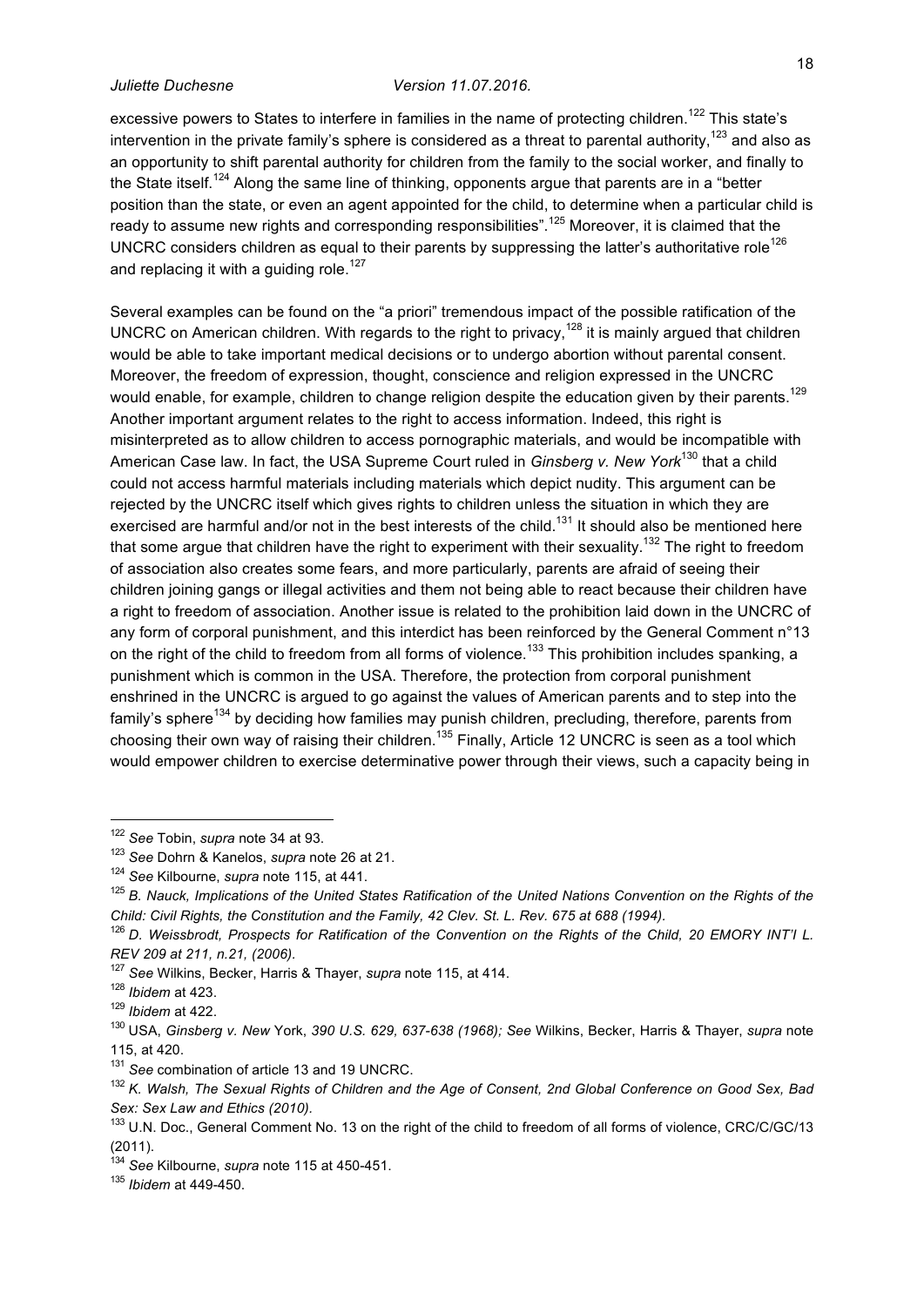excessive powers to States to interfere in families in the name of protecting children.[122] This state's intervention in the private family's sphere is considered as a threat to parental authority,[123] and also as an opportunity to shift parental authority for children from the family to the social worker, and finally to the State itself.[124] Along the same line of thinking, opponents argue that parents are in a "better position than the state, or even an agent appointed for the child, to determine when a particular child is ready to assume new rights and corresponding responsibilities".[125] Moreover, it is claimed that the UNCRC considers children as equal to their parents by suppressing the latter's authoritative role[126] and replacing it with a guiding role.[127]

Several examples can be found on the "a priori" tremendous impact of the possible ratification of the UNCRC on American children. With regards to the right to privacy,[128] it is mainly argued that children would be able to take important medical decisions or to undergo abortion without parental consent. Moreover, the freedom of expression, thought, conscience and religion expressed in the UNCRC would enable, for example, children to change religion despite the education given by their parents.[129] Another important argument relates to the right to access information. Indeed, this right is misinterpreted as to allow children to access pornographic materials, and would be incompatible with American Case law. In fact, the USA Supreme Court ruled in *Ginsberg v. New York*[130] that a child could not access harmful materials including materials which depict nudity. This argument can be rejected by the UNCRC itself which gives rights to children unless the situation in which they are exercised are harmful and/or not in the best interests of the child.[131] It should also be mentioned here that some argue that children have the right to experiment with their sexuality.[132] The right to freedom of association also creates some fears, and more particularly, parents are afraid of seeing their children joining gangs or illegal activities and them not being able to react because their children have a right to freedom of association. Another issue is related to the prohibition laid down in the UNCRC of any form of corporal punishment, and this interdict has been reinforced by the General Comment n°13 on the right of the child to freedom from all forms of violence.[133] This prohibition includes spanking, a punishment which is common in the USA. Therefore, the protection from corporal punishment enshrined in the UNCRC is argued to go against the values of American parents and to step into the family's sphere[134] by deciding how families may punish children, precluding, therefore, parents from choosing their own way of raising their children.[135] Finally, Article 12 UNCRC is seen as a tool which would empower children to exercise determinative power through their views, such a capacity being in

---

[122] *See* Tobin, *supra* note 34 at 93.

[123] *See* Dohrn & Kanelos, *supra* note 26 at 21.

[124] *See* Kilbourne, *supra* note 115, at 441.

[125] *B. Nauck, Implications of the United States Ratification of the United Nations Convention on the Rights of the Child: Civil Rights, the Constitution and the Family, 42 Clev. St. L. Rev. 675 at 688 (1994).*

[126] *D. Weissbrodt, Prospects for Ratification of the Convention on the Rights of the Child, 20 EMORY INT'l L. REV 209 at 211, n.21, (2006).*

[127] *See* Wilkins, Becker, Harris & Thayer, *supra* note 115, at 414.

[128] *Ibidem* at 423.

[129] *Ibidem* at 422.

[130] USA, *Ginsberg v. New* York, *390 U.S. 629, 637-638 (1968); See* Wilkins, Becker, Harris & Thayer, *supra* note 115, at 420.

[131] *See* combination of article 13 and 19 UNCRC.

[132] *K. Walsh, The Sexual Rights of Children and the Age of Consent, 2nd Global Conference on Good Sex, Bad Sex: Sex Law and Ethics (2010).*

[133] U.N. Doc., General Comment No. 13 on the right of the child to freedom of all forms of violence, CRC/C/GC/13 (2011).

[134] *See* Kilbourne, *supra* note 115 at 450-451.

[135] *Ibidem* at 449-450.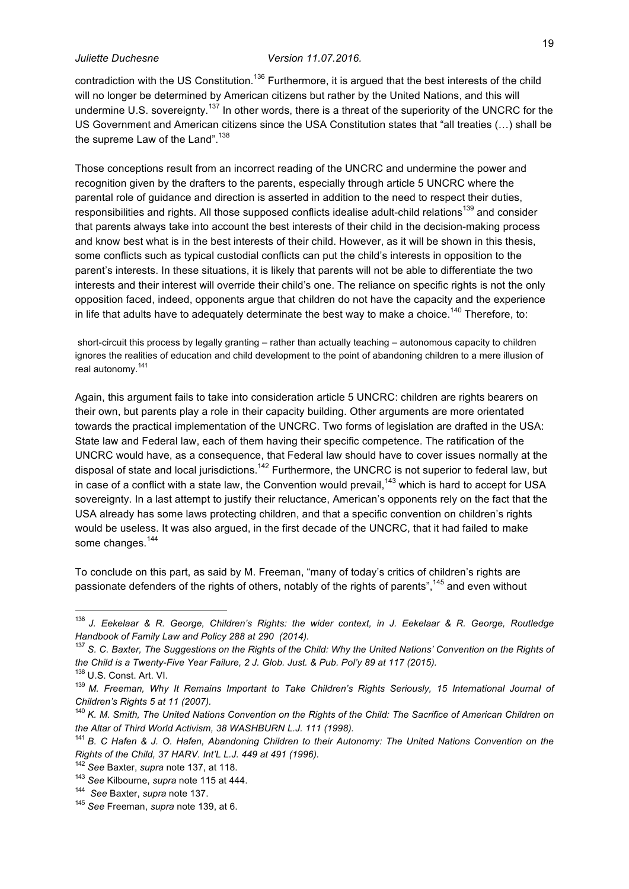contradiction with the US Constitution.[136] Furthermore, it is argued that the best interests of the child will no longer be determined by American citizens but rather by the United Nations, and this will undermine U.S. sovereignty.[137] In other words, there is a threat of the superiority of the UNCRC for the US Government and American citizens since the USA Constitution states that "all treaties (…) shall be the supreme Law of the Land".[138]

Those conceptions result from an incorrect reading of the UNCRC and undermine the power and recognition given by the drafters to the parents, especially through article 5 UNCRC where the parental role of guidance and direction is asserted in addition to the need to respect their duties, responsibilities and rights. All those supposed conflicts idealise adult-child relations[139] and consider that parents always take into account the best interests of their child in the decision-making process and know best what is in the best interests of their child. However, as it will be shown in this thesis, some conflicts such as typical custodial conflicts can put the child's interests in opposition to the parent's interests. In these situations, it is likely that parents will not be able to differentiate the two interests and their interest will override their child's one. The reliance on specific rights is not the only opposition faced, indeed, opponents argue that children do not have the capacity and the experience in life that adults have to adequately determinate the best way to make a choice.[140] Therefore, to:

> short-circuit this process by legally granting – rather than actually teaching – autonomous capacity to children ignores the realities of education and child development to the point of abandoning children to a mere illusion of real autonomy.[141]

Again, this argument fails to take into consideration article 5 UNCRC: children are rights bearers on their own, but parents play a role in their capacity building. Other arguments are more orientated towards the practical implementation of the UNCRC. Two forms of legislation are drafted in the USA: State law and Federal law, each of them having their specific competence. The ratification of the UNCRC would have, as a consequence, that Federal law should have to cover issues normally at the disposal of state and local jurisdictions.[142] Furthermore, the UNCRC is not superior to federal law, but in case of a conflict with a state law, the Convention would prevail,[143] which is hard to accept for USA sovereignty. In a last attempt to justify their reluctance, American's opponents rely on the fact that the USA already has some laws protecting children, and that a specific convention on children's rights would be useless. It was also argued, in the first decade of the UNCRC, that it had failed to make some changes.[144]

To conclude on this part, as said by M. Freeman, "many of today's critics of children's rights are passionate defenders of the rights of others, notably of the rights of parents",[145] and even without

---

[136] *J. Eekelaar & R. George, Children's Rights: the wider context, in J. Eekelaar & R. George, Routledge Handbook of Family Law and Policy 288 at 290 (2014).*

[137] *S. C. Baxter, The Suggestions on the Rights of the Child: Why the United Nations' Convention on the Rights of the Child is a Twenty-Five Year Failure, 2 J. Glob. Just. & Pub. Pol'y 89 at 117 (2015).*

[138] U.S. Const. Art. VI.

[139] *M. Freeman, Why It Remains Important to Take Children's Rights Seriously, 15 International Journal of Children's Rights 5 at 11 (2007).*

[140] *K. M. Smith, The United Nations Convention on the Rights of the Child: The Sacrifice of American Children on the Altar of Third World Activism, 38 WASHBURN L.J. 111 (1998).*

[141] *B. C Hafen & J. O. Hafen, Abandoning Children to their Autonomy: The United Nations Convention on the Rights of the Child, 37 HARV. Int'L L.J. 449 at 491 (1996).*

[142] *See* Baxter, *supra* note 137, at 118.

[143] *See* Kilbourne, *supra* note 115 at 444.

[144] *See* Baxter, *supra* note 137.

[145] *See* Freeman, *supra* note 139, at 6.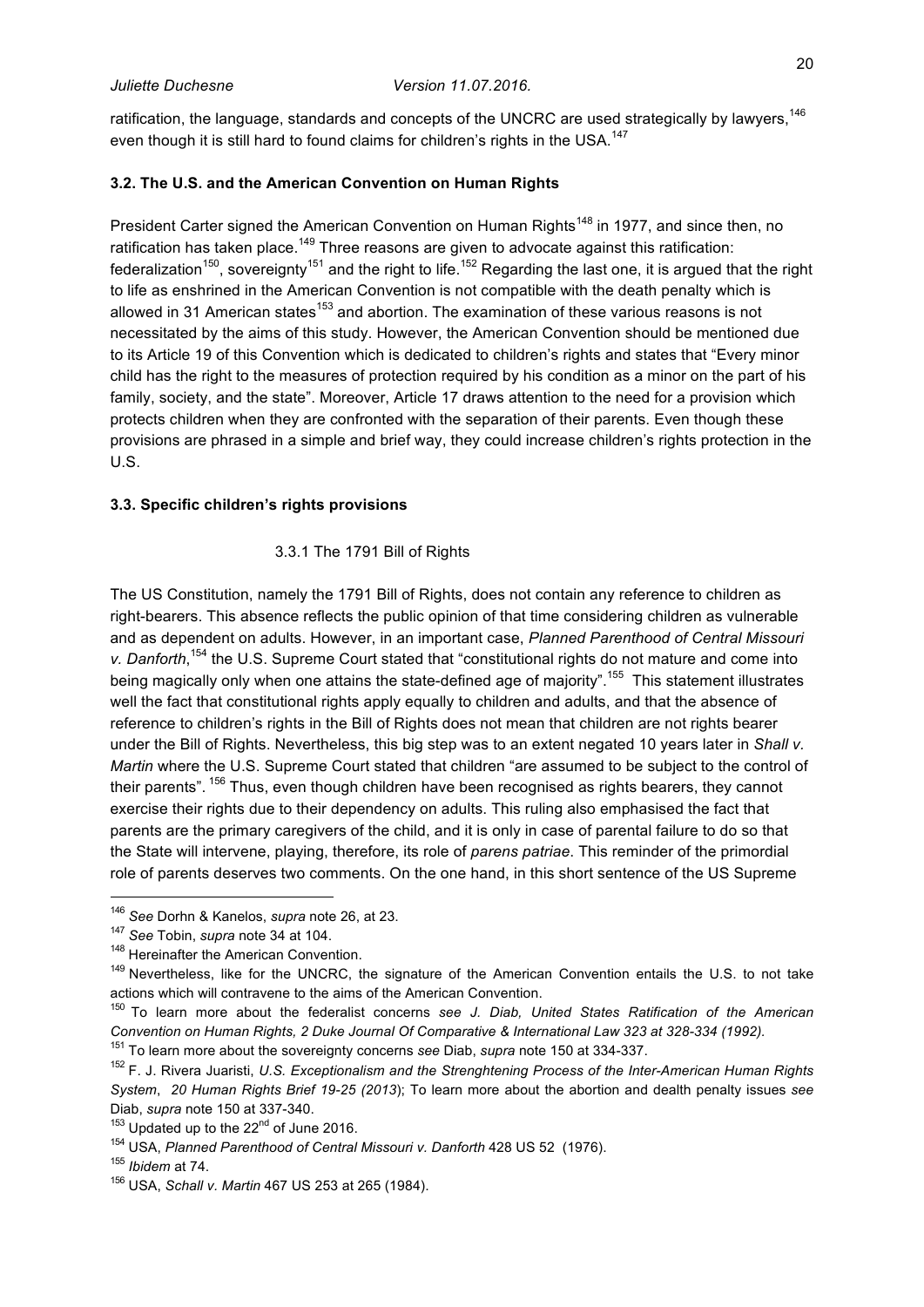ratification, the language, standards and concepts of the UNCRC are used strategically by lawyers,[146] even though it is still hard to found claims for children's rights in the USA.[147]

### 3.2. The U.S. and the American Convention on Human Rights

President Carter signed the American Convention on Human Rights[148] in 1977, and since then, no ratification has taken place.[149] Three reasons are given to advocate against this ratification: federalization[150], sovereignty[151] and the right to life.[152] Regarding the last one, it is argued that the right to life as enshrined in the American Convention is not compatible with the death penalty which is allowed in 31 American states[153] and abortion. The examination of these various reasons is not necessitated by the aims of this study. However, the American Convention should be mentioned due to its Article 19 of this Convention which is dedicated to children's rights and states that "Every minor child has the right to the measures of protection required by his condition as a minor on the part of his family, society, and the state". Moreover, Article 17 draws attention to the need for a provision which protects children when they are confronted with the separation of their parents. Even though these provisions are phrased in a simple and brief way, they could increase children's rights protection in the U.S.

### 3.3. Specific children's rights provisions

#### 3.3.1 The 1791 Bill of Rights

The US Constitution, namely the 1791 Bill of Rights, does not contain any reference to children as right-bearers. This absence reflects the public opinion of that time considering children as vulnerable and as dependent on adults. However, in an important case, *Planned Parenthood of Central Missouri v. Danforth*,[154] the U.S. Supreme Court stated that "constitutional rights do not mature and come into being magically only when one attains the state-defined age of majority".[155] This statement illustrates well the fact that constitutional rights apply equally to children and adults, and that the absence of reference to children's rights in the Bill of Rights does not mean that children are not rights bearer under the Bill of Rights. Nevertheless, this big step was to an extent negated 10 years later in *Shall v. Martin* where the U.S. Supreme Court stated that children "are assumed to be subject to the control of their parents".[156] Thus, even though children have been recognised as rights bearers, they cannot exercise their rights due to their dependency on adults. This ruling also emphasised the fact that parents are the primary caregivers of the child, and it is only in case of parental failure to do so that the State will intervene, playing, therefore, its role of *parens patriae*. This reminder of the primordial role of parents deserves two comments. On the one hand, in this short sentence of the US Supreme

---

[146] *See* Dorhn & Kanelos, *supra* note 26, at 23.

[147] *See* Tobin, *supra* note 34 at 104.

[148] Hereinafter the American Convention.

[149] Nevertheless, like for the UNCRC, the signature of the American Convention entails the U.S. to not take actions which will contravene to the aims of the American Convention.

[150] To learn more about the federalist concerns *see J. Diab, United States Ratification of the American Convention on Human Rights, 2 Duke Journal Of Comparative & International Law 323 at 328-334 (1992).*

[151] To learn more about the sovereignty concerns *see* Diab, *supra* note 150 at 334-337.

[152] F. J. Rivera Juaristi, *U.S. Exceptionalism and the Strenghtening Process of the Inter-American Human Rights System*, *20 Human Rights Brief 19-25 (2013)*; To learn more about the abortion and dealth penalty issues *see* Diab, *supra* note 150 at 337-340.

[153] Updated up to the 22nd of June 2016.

[154] USA, *Planned Parenthood of Central Missouri v. Danforth* 428 US 52 (1976).

[155] *Ibidem* at 74.

[156] USA, *Schall v. Martin* 467 US 253 at 265 (1984).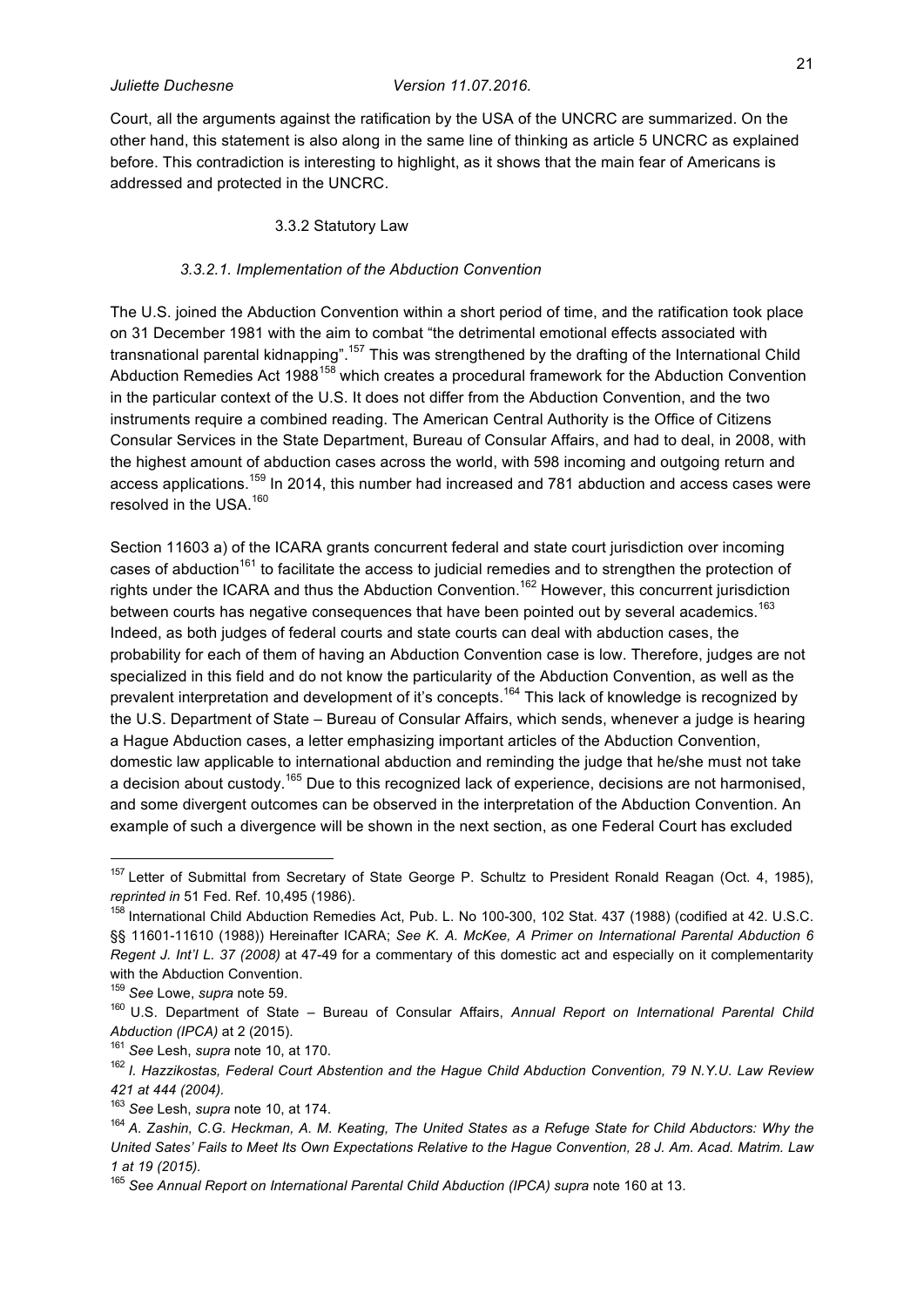Court, all the arguments against the ratification by the USA of the UNCRC are summarized. On the other hand, this statement is also along in the same line of thinking as article 5 UNCRC as explained before. This contradiction is interesting to highlight, as it shows that the main fear of Americans is addressed and protected in the UNCRC.

### 3.3.2 Statutory Law

#### *3.3.2.1. Implementation of the Abduction Convention*

The U.S. joined the Abduction Convention within a short period of time, and the ratification took place on 31 December 1981 with the aim to combat "the detrimental emotional effects associated with transnational parental kidnapping".[157] This was strengthened by the drafting of the International Child Abduction Remedies Act 1988[158] which creates a procedural framework for the Abduction Convention in the particular context of the U.S. It does not differ from the Abduction Convention, and the two instruments require a combined reading. The American Central Authority is the Office of Citizens Consular Services in the State Department, Bureau of Consular Affairs, and had to deal, in 2008, with the highest amount of abduction cases across the world, with 598 incoming and outgoing return and access applications.[159] In 2014, this number had increased and 781 abduction and access cases were resolved in the USA.[160]

Section 11603 a) of the ICARA grants concurrent federal and state court jurisdiction over incoming cases of abduction[161] to facilitate the access to judicial remedies and to strengthen the protection of rights under the ICARA and thus the Abduction Convention.[162] However, this concurrent jurisdiction between courts has negative consequences that have been pointed out by several academics.[163] Indeed, as both judges of federal courts and state courts can deal with abduction cases, the probability for each of them of having an Abduction Convention case is low. Therefore, judges are not specialized in this field and do not know the particularity of the Abduction Convention, as well as the prevalent interpretation and development of it's concepts.[164] This lack of knowledge is recognized by the U.S. Department of State – Bureau of Consular Affairs, which sends, whenever a judge is hearing a Hague Abduction cases, a letter emphasizing important articles of the Abduction Convention, domestic law applicable to international abduction and reminding the judge that he/she must not take a decision about custody.[165] Due to this recognized lack of experience, decisions are not harmonised, and some divergent outcomes can be observed in the interpretation of the Abduction Convention. An example of such a divergence will be shown in the next section, as one Federal Court has excluded

---

[157] Letter of Submittal from Secretary of State George P. Schultz to President Ronald Reagan (Oct. 4, 1985), *reprinted in* 51 Fed. Ref. 10,495 (1986).

[158] International Child Abduction Remedies Act, Pub. L. No 100-300, 102 Stat. 437 (1988) (codified at 42. U.S.C. §§ 11601-11610 (1988)) Hereinafter ICARA; *See K. A. McKee, A Primer on International Parental Abduction 6 Regent J. Int'l L. 37 (2008)* at 47-49 for a commentary of this domestic act and especially on it complementarity with the Abduction Convention.

[159] *See* Lowe, *supra* note 59.

[160] U.S. Department of State – Bureau of Consular Affairs, *Annual Report on International Parental Child Abduction (IPCA)* at 2 (2015).

[161] *See* Lesh, *supra* note 10, at 170.

[162] *I. Hazzikostas, Federal Court Abstention and the Hague Child Abduction Convention, 79 N.Y.U. Law Review 421 at 444 (2004).*

[163] *See* Lesh, *supra* note 10, at 174.

[164] *A. Zashin, C.G. Heckman, A. M. Keating, The United States as a Refuge State for Child Abductors: Why the United Sates' Fails to Meet Its Own Expectations Relative to the Hague Convention, 28 J. Am. Acad. Matrim. Law 1 at 19 (2015).*

[165] *See Annual Report on International Parental Child Abduction (IPCA) supra* note 160 at 13.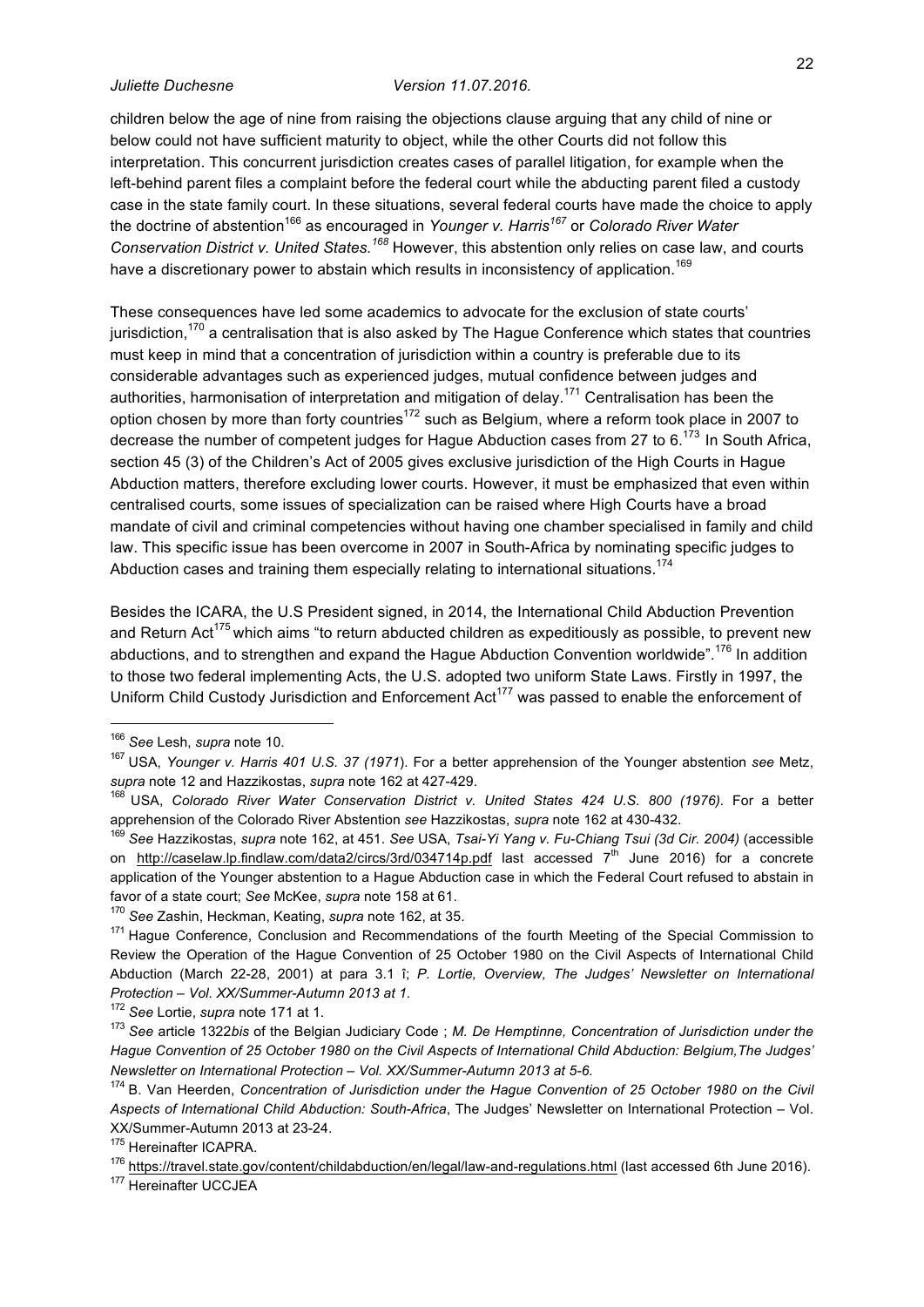children below the age of nine from raising the objections clause arguing that any child of nine or below could not have sufficient maturity to object, while the other Courts did not follow this interpretation. This concurrent jurisdiction creates cases of parallel litigation, for example when the left-behind parent files a complaint before the federal court while the abducting parent filed a custody case in the state family court. In these situations, several federal courts have made the choice to apply the doctrine of abstention[166] as encouraged in *Younger v. Harris*[167] or *Colorado River Water Conservation District v. United States.*[168] However, this abstention only relies on case law, and courts have a discretionary power to abstain which results in inconsistency of application.[169]

These consequences have led some academics to advocate for the exclusion of state courts' jurisdiction,[170] a centralisation that is also asked by The Hague Conference which states that countries must keep in mind that a concentration of jurisdiction within a country is preferable due to its considerable advantages such as experienced judges, mutual confidence between judges and authorities, harmonisation of interpretation and mitigation of delay.[171] Centralisation has been the option chosen by more than forty countries[172] such as Belgium, where a reform took place in 2007 to decrease the number of competent judges for Hague Abduction cases from 27 to 6.[173] In South Africa, section 45 (3) of the Children's Act of 2005 gives exclusive jurisdiction of the High Courts in Hague Abduction matters, therefore excluding lower courts. However, it must be emphasized that even within centralised courts, some issues of specialization can be raised where High Courts have a broad mandate of civil and criminal competencies without having one chamber specialised in family and child law. This specific issue has been overcome in 2007 in South-Africa by nominating specific judges to Abduction cases and training them especially relating to international situations.[174]

Besides the ICARA, the U.S President signed, in 2014, the International Child Abduction Prevention and Return Act[175] which aims "to return abducted children as expeditiously as possible, to prevent new abductions, and to strengthen and expand the Hague Abduction Convention worldwide".[176] In addition to those two federal implementing Acts, the U.S. adopted two uniform State Laws. Firstly in 1997, the Uniform Child Custody Jurisdiction and Enforcement Act[177] was passed to enable the enforcement of

---

[166] *See* Lesh, *supra* note 10.

[167] USA, *Younger v. Harris 401 U.S. 37 (1971*). For a better apprehension of the Younger abstention *see* Metz, *supra* note 12 and Hazzikostas, *supra* note 162 at 427-429.

[168] USA, *Colorado River Water Conservation District v. United States 424 U.S. 800 (1976)*. For a better apprehension of the Colorado River Abstention *see* Hazzikostas, *supra* note 162 at 430-432.

[169] *See* Hazzikostas, *supra* note 162, at 451. *See* USA, *Tsai-Yi Yang v. Fu-Chiang Tsui (3d Cir. 2004)* (accessible on http://caselaw.lp.findlaw.com/data2/circs/3rd/034714p.pdf last accessed 7th June 2016) for a concrete application of the Younger abstention to a Hague Abduction case in which the Federal Court refused to abstain in favor of a state court; *See* McKee, *supra* note 158 at 61.

[170] *See* Zashin, Heckman, Keating, *supra* note 162, at 35.

[171] Hague Conference, Conclusion and Recommendations of the fourth Meeting of the Special Commission to Review the Operation of the Hague Convention of 25 October 1980 on the Civil Aspects of International Child Abduction (March 22-28, 2001) at para 3.1 î; *P. Lortie, Overview, The Judges' Newsletter on International Protection – Vol. XX/Summer-Autumn 2013 at 1.*

[172] *See* Lortie, *supra* note 171 at 1.

[173] *See* article 1322*bis* of the Belgian Judiciary Code ; *M. De Hemptinne, Concentration of Jurisdiction under the Hague Convention of 25 October 1980 on the Civil Aspects of International Child Abduction: Belgium,The Judges' Newsletter on International Protection – Vol. XX/Summer-Autumn 2013 at 5-6.*

[174] B. Van Heerden, *Concentration of Jurisdiction under the Hague Convention of 25 October 1980 on the Civil Aspects of International Child Abduction: South-Africa*, The Judges' Newsletter on International Protection – Vol. XX/Summer-Autumn 2013 at 23-24.

[175] Hereinafter ICAPRA.

[176] https://travel.state.gov/content/childabduction/en/legal/law-and-regulations.html (last accessed 6th June 2016).

[177] Hereinafter UCCJEA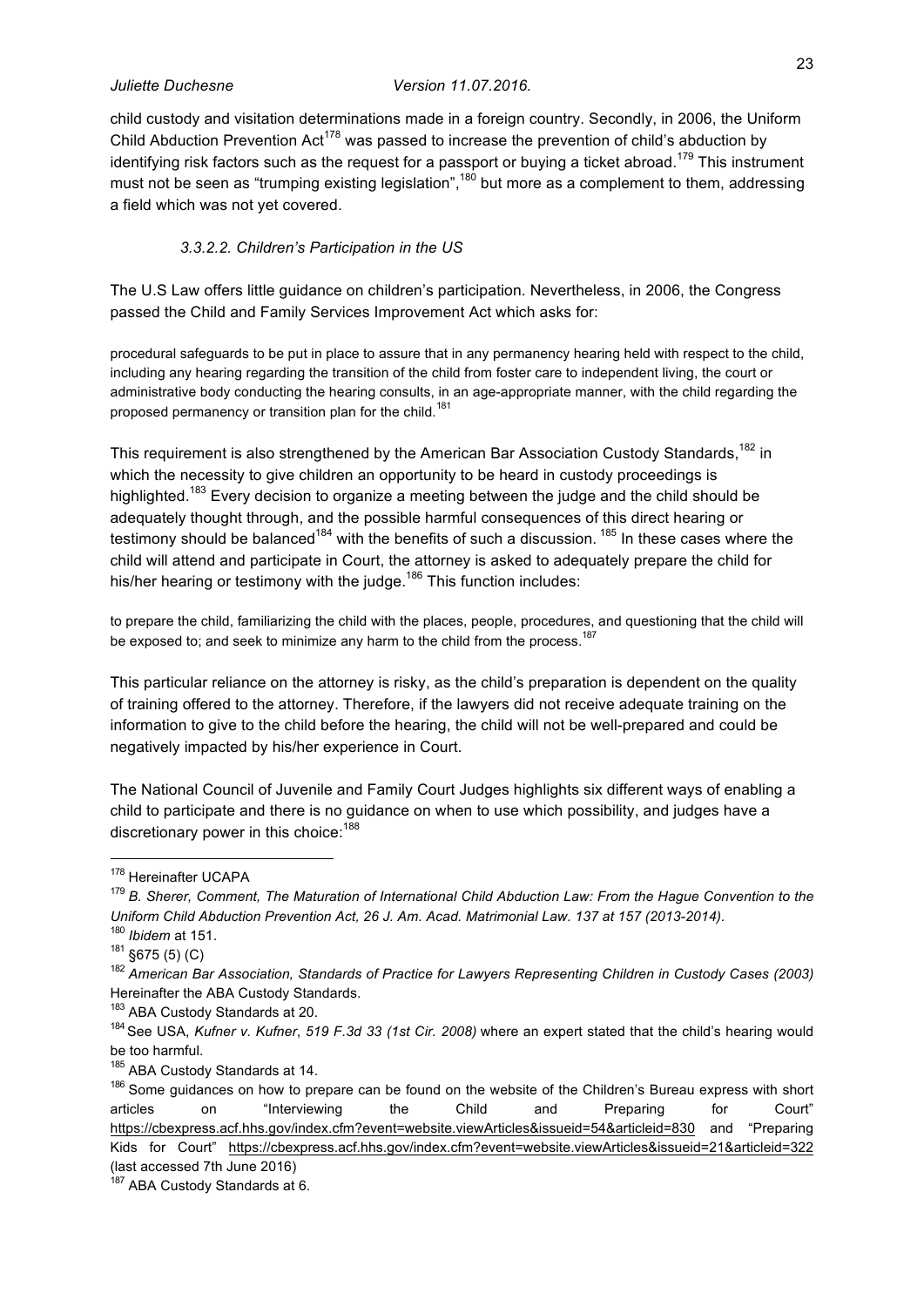child custody and visitation determinations made in a foreign country. Secondly, in 2006, the Uniform Child Abduction Prevention Act[178] was passed to increase the prevention of child's abduction by identifying risk factors such as the request for a passport or buying a ticket abroad.[179] This instrument must not be seen as "trumping existing legislation",[180] but more as a complement to them, addressing a field which was not yet covered.

#### *3.3.2.2. Children's Participation in the US*

The U.S Law offers little guidance on children's participation. Nevertheless, in 2006, the Congress passed the Child and Family Services Improvement Act which asks for:

> procedural safeguards to be put in place to assure that in any permanency hearing held with respect to the child, including any hearing regarding the transition of the child from foster care to independent living, the court or administrative body conducting the hearing consults, in an age-appropriate manner, with the child regarding the proposed permanency or transition plan for the child.[181]

This requirement is also strengthened by the American Bar Association Custody Standards,[182] in which the necessity to give children an opportunity to be heard in custody proceedings is highlighted.[183] Every decision to organize a meeting between the judge and the child should be adequately thought through, and the possible harmful consequences of this direct hearing or testimony should be balanced[184] with the benefits of such a discussion.[185] In these cases where the child will attend and participate in Court, the attorney is asked to adequately prepare the child for his/her hearing or testimony with the judge.[186] This function includes:

> to prepare the child, familiarizing the child with the places, people, procedures, and questioning that the child will be exposed to; and seek to minimize any harm to the child from the process.[187]

This particular reliance on the attorney is risky, as the child's preparation is dependent on the quality of training offered to the attorney. Therefore, if the lawyers did not receive adequate training on the information to give to the child before the hearing, the child will not be well-prepared and could be negatively impacted by his/her experience in Court.

The National Council of Juvenile and Family Court Judges highlights six different ways of enabling a child to participate and there is no guidance on when to use which possibility, and judges have a discretionary power in this choice:[188]

---

[178] Hereinafter UCAPA

[179] *B. Sherer, Comment, The Maturation of International Child Abduction Law: From the Hague Convention to the Uniform Child Abduction Prevention Act, 26 J. Am. Acad. Matrimonial Law. 137 at 157 (2013-2014).*

[180] *Ibidem* at 151.

[181] §675 (5) (C)

[182] *American Bar Association, Standards of Practice for Lawyers Representing Children in Custody Cases (2003)* Hereinafter the ABA Custody Standards.

[183] ABA Custody Standards at 20.

[184] See USA, *Kufner v. Kufner*, *519 F.3d 33 (1st Cir. 2008)* where an expert stated that the child's hearing would be too harmful.

[185] ABA Custody Standards at 14.

[186] Some guidances on how to prepare can be found on the website of the Children's Bureau express with short articles on "Interviewing the Child and Preparing for Court" https://cbexpress.acf.hhs.gov/index.cfm?event=website.viewArticles&issueid=54&articleid=830 and "Preparing Kids for Court" https://cbexpress.acf.hhs.gov/index.cfm?event=website.viewArticles&issueid=21&articleid=322 (last accessed 7th June 2016)

[187] ABA Custody Standards at 6.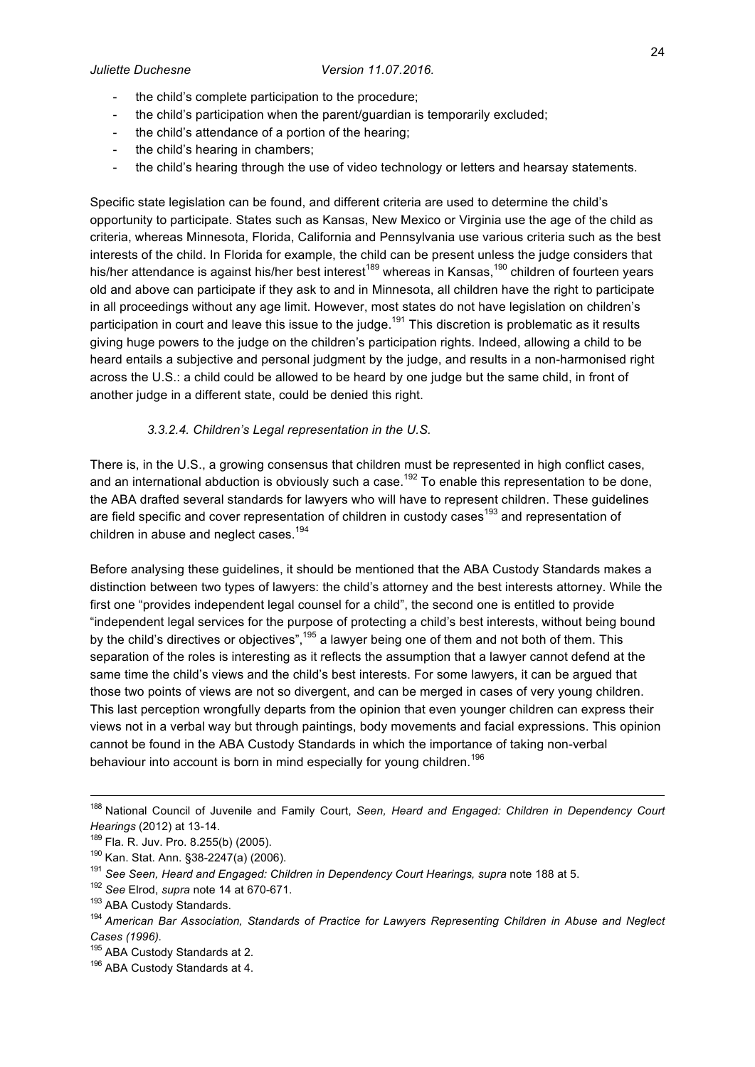- the child's complete participation to the procedure;
- the child's participation when the parent/guardian is temporarily excluded;
- the child's attendance of a portion of the hearing;
- the child's hearing in chambers;
- the child's hearing through the use of video technology or letters and hearsay statements.

Specific state legislation can be found, and different criteria are used to determine the child's opportunity to participate. States such as Kansas, New Mexico or Virginia use the age of the child as criteria, whereas Minnesota, Florida, California and Pennsylvania use various criteria such as the best interests of the child. In Florida for example, the child can be present unless the judge considers that his/her attendance is against his/her best interest[189] whereas in Kansas,[190] children of fourteen years old and above can participate if they ask to and in Minnesota, all children have the right to participate in all proceedings without any age limit. However, most states do not have legislation on children's participation in court and leave this issue to the judge.[191] This discretion is problematic as it results giving huge powers to the judge on the children's participation rights. Indeed, allowing a child to be heard entails a subjective and personal judgment by the judge, and results in a non-harmonised right across the U.S.: a child could be allowed to be heard by one judge but the same child, in front of another judge in a different state, could be denied this right.

#### *3.3.2.4. Children's Legal representation in the U.S.*

There is, in the U.S., a growing consensus that children must be represented in high conflict cases, and an international abduction is obviously such a case.[192] To enable this representation to be done, the ABA drafted several standards for lawyers who will have to represent children. These guidelines are field specific and cover representation of children in custody cases[193] and representation of children in abuse and neglect cases.[194]

Before analysing these guidelines, it should be mentioned that the ABA Custody Standards makes a distinction between two types of lawyers: the child's attorney and the best interests attorney. While the first one "provides independent legal counsel for a child", the second one is entitled to provide "independent legal services for the purpose of protecting a child's best interests, without being bound by the child's directives or objectives",[195] a lawyer being one of them and not both of them. This separation of the roles is interesting as it reflects the assumption that a lawyer cannot defend at the same time the child's views and the child's best interests. For some lawyers, it can be argued that those two points of views are not so divergent, and can be merged in cases of very young children. This last perception wrongfully departs from the opinion that even younger children can express their views not in a verbal way but through paintings, body movements and facial expressions. This opinion cannot be found in the ABA Custody Standards in which the importance of taking non-verbal behaviour into account is born in mind especially for young children.[196]

---

[188] National Council of Juvenile and Family Court, *Seen, Heard and Engaged: Children in Dependency Court Hearings* (2012) at 13-14.

[189] Fla. R. Juv. Pro. 8.255(b) (2005).

[190] Kan. Stat. Ann. §38-2247(a) (2006).

[191] *See Seen, Heard and Engaged: Children in Dependency Court Hearings, supra* note 188 at 5.

[192] *See* Elrod, *supra* note 14 at 670-671.

[193] ABA Custody Standards.

[194] *American Bar Association, Standards of Practice for Lawyers Representing Children in Abuse and Neglect Cases (1996).*

[195] ABA Custody Standards at 2.

[196] ABA Custody Standards at 4.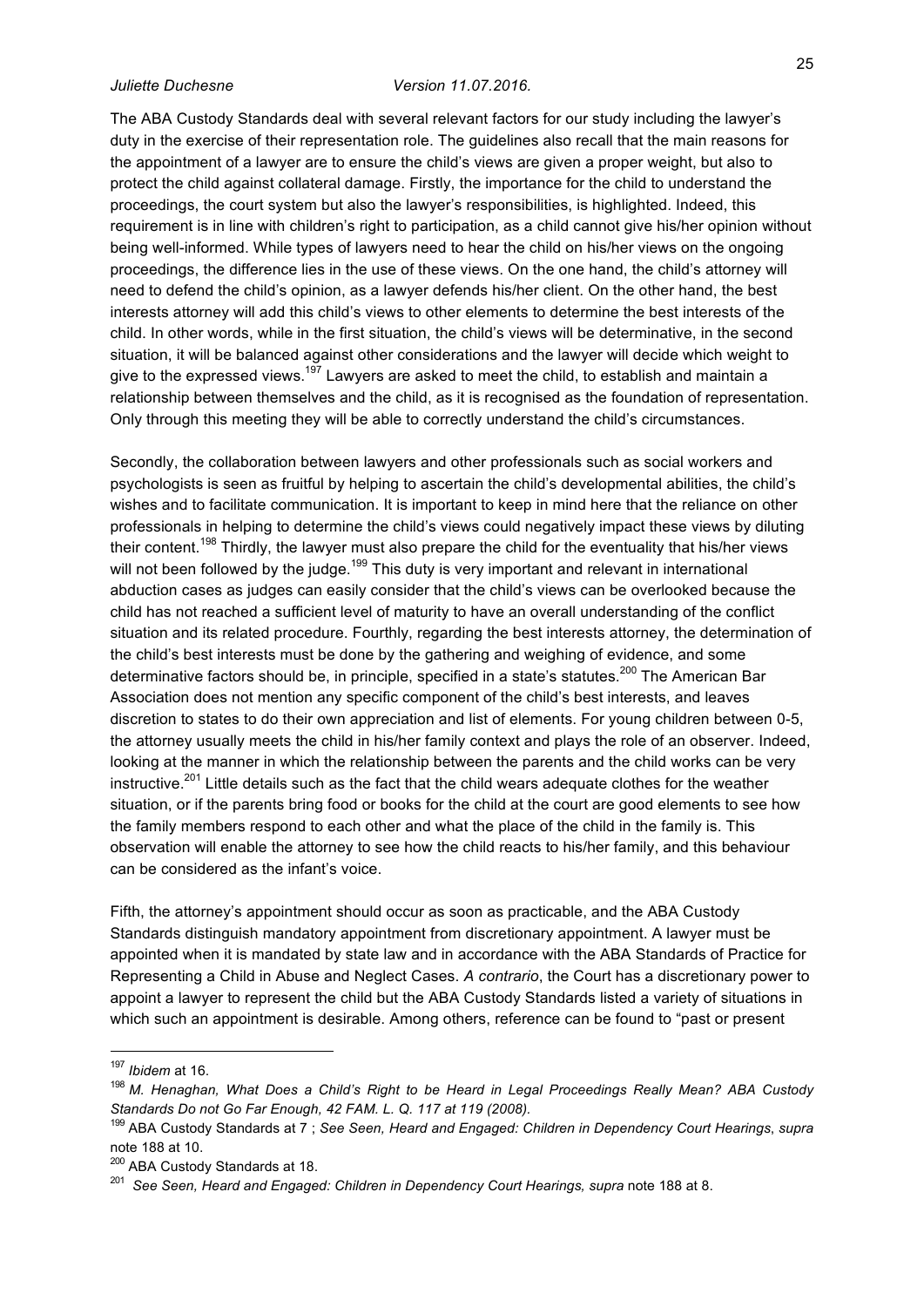The ABA Custody Standards deal with several relevant factors for our study including the lawyer's duty in the exercise of their representation role. The guidelines also recall that the main reasons for the appointment of a lawyer are to ensure the child's views are given a proper weight, but also to protect the child against collateral damage. Firstly, the importance for the child to understand the proceedings, the court system but also the lawyer's responsibilities, is highlighted. Indeed, this requirement is in line with children's right to participation, as a child cannot give his/her opinion without being well-informed. While types of lawyers need to hear the child on his/her views on the ongoing proceedings, the difference lies in the use of these views. On the one hand, the child's attorney will need to defend the child's opinion, as a lawyer defends his/her client. On the other hand, the best interests attorney will add this child's views to other elements to determine the best interests of the child. In other words, while in the first situation, the child's views will be determinative, in the second situation, it will be balanced against other considerations and the lawyer will decide which weight to give to the expressed views.[197] Lawyers are asked to meet the child, to establish and maintain a relationship between themselves and the child, as it is recognised as the foundation of representation. Only through this meeting they will be able to correctly understand the child's circumstances.

Secondly, the collaboration between lawyers and other professionals such as social workers and psychologists is seen as fruitful by helping to ascertain the child's developmental abilities, the child's wishes and to facilitate communication. It is important to keep in mind here that the reliance on other professionals in helping to determine the child's views could negatively impact these views by diluting their content.[198] Thirdly, the lawyer must also prepare the child for the eventuality that his/her views will not been followed by the judge.[199] This duty is very important and relevant in international abduction cases as judges can easily consider that the child's views can be overlooked because the child has not reached a sufficient level of maturity to have an overall understanding of the conflict situation and its related procedure. Fourthly, regarding the best interests attorney, the determination of the child's best interests must be done by the gathering and weighing of evidence, and some determinative factors should be, in principle, specified in a state's statutes.[200] The American Bar Association does not mention any specific component of the child's best interests, and leaves discretion to states to do their own appreciation and list of elements. For young children between 0-5, the attorney usually meets the child in his/her family context and plays the role of an observer. Indeed, looking at the manner in which the relationship between the parents and the child works can be very instructive.[201] Little details such as the fact that the child wears adequate clothes for the weather situation, or if the parents bring food or books for the child at the court are good elements to see how the family members respond to each other and what the place of the child in the family is. This observation will enable the attorney to see how the child reacts to his/her family, and this behaviour can be considered as the infant's voice.

Fifth, the attorney's appointment should occur as soon as practicable, and the ABA Custody Standards distinguish mandatory appointment from discretionary appointment. A lawyer must be appointed when it is mandated by state law and in accordance with the ABA Standards of Practice for Representing a Child in Abuse and Neglect Cases. *A contrario*, the Court has a discretionary power to appoint a lawyer to represent the child but the ABA Custody Standards listed a variety of situations in which such an appointment is desirable. Among others, reference can be found to "past or present

---

[197] *Ibidem* at 16.

[198] *M. Henaghan, What Does a Child's Right to be Heard in Legal Proceedings Really Mean? ABA Custody Standards Do not Go Far Enough, 42 FAM. L. Q. 117 at 119 (2008).*

[199] ABA Custody Standards at 7 ; *See Seen, Heard and Engaged: Children in Dependency Court Hearings*, *supra* note 188 at 10.

[200] ABA Custody Standards at 18.

[201] *See Seen, Heard and Engaged: Children in Dependency Court Hearings, supra* note 188 at 8.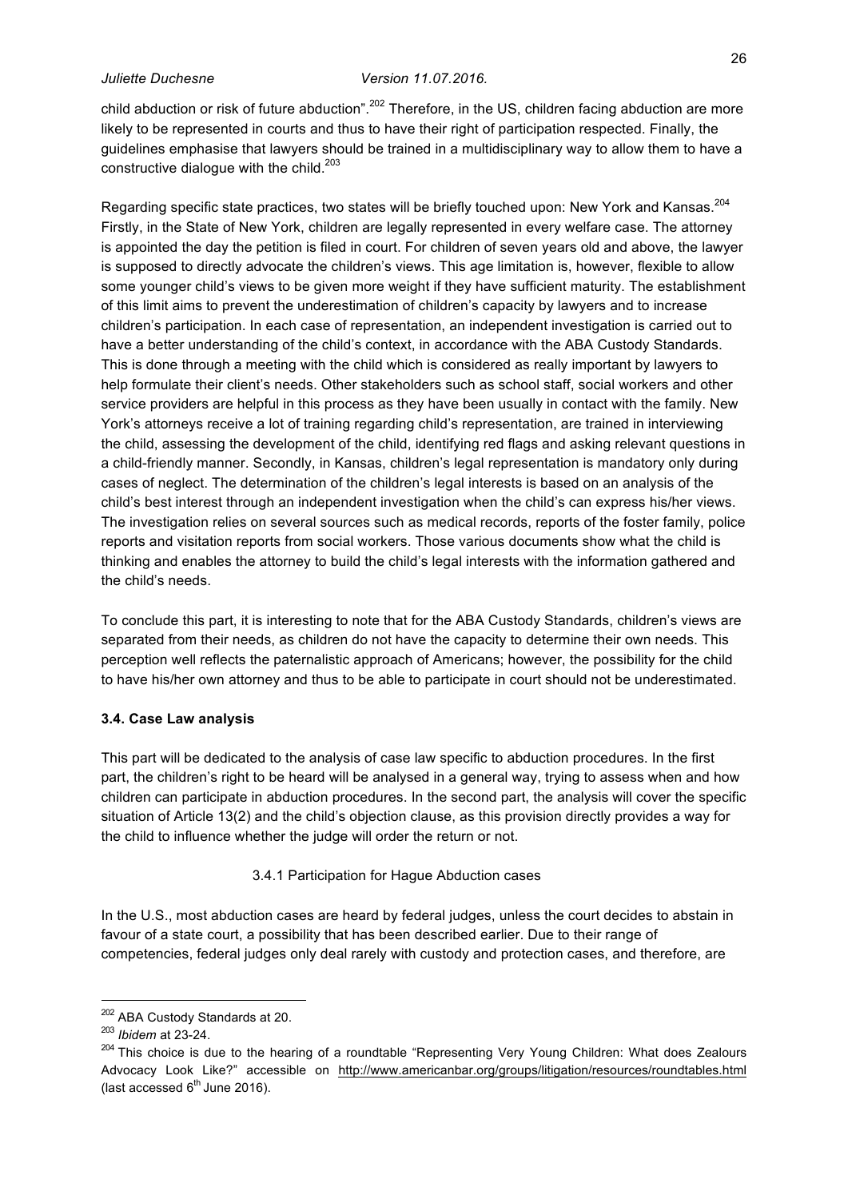child abduction or risk of future abduction".[202] Therefore, in the US, children facing abduction are more likely to be represented in courts and thus to have their right of participation respected. Finally, the guidelines emphasise that lawyers should be trained in a multidisciplinary way to allow them to have a constructive dialogue with the child.[203]

Regarding specific state practices, two states will be briefly touched upon: New York and Kansas.[204] Firstly, in the State of New York, children are legally represented in every welfare case. The attorney is appointed the day the petition is filed in court. For children of seven years old and above, the lawyer is supposed to directly advocate the children's views. This age limitation is, however, flexible to allow some younger child's views to be given more weight if they have sufficient maturity. The establishment of this limit aims to prevent the underestimation of children's capacity by lawyers and to increase children's participation. In each case of representation, an independent investigation is carried out to have a better understanding of the child's context, in accordance with the ABA Custody Standards. This is done through a meeting with the child which is considered as really important by lawyers to help formulate their client's needs. Other stakeholders such as school staff, social workers and other service providers are helpful in this process as they have been usually in contact with the family. New York's attorneys receive a lot of training regarding child's representation, are trained in interviewing the child, assessing the development of the child, identifying red flags and asking relevant questions in a child-friendly manner. Secondly, in Kansas, children's legal representation is mandatory only during cases of neglect. The determination of the children's legal interests is based on an analysis of the child's best interest through an independent investigation when the child's can express his/her views. The investigation relies on several sources such as medical records, reports of the foster family, police reports and visitation reports from social workers. Those various documents show what the child is thinking and enables the attorney to build the child's legal interests with the information gathered and the child's needs.

To conclude this part, it is interesting to note that for the ABA Custody Standards, children's views are separated from their needs, as children do not have the capacity to determine their own needs. This perception well reflects the paternalistic approach of Americans; however, the possibility for the child to have his/her own attorney and thus to be able to participate in court should not be underestimated.

### 3.4. Case Law analysis

This part will be dedicated to the analysis of case law specific to abduction procedures. In the first part, the children's right to be heard will be analysed in a general way, trying to assess when and how children can participate in abduction procedures. In the second part, the analysis will cover the specific situation of Article 13(2) and the child's objection clause, as this provision directly provides a way for the child to influence whether the judge will order the return or not.

#### 3.4.1 Participation for Hague Abduction cases

In the U.S., most abduction cases are heard by federal judges, unless the court decides to abstain in favour of a state court, a possibility that has been described earlier. Due to their range of competencies, federal judges only deal rarely with custody and protection cases, and therefore, are

---

[202] ABA Custody Standards at 20.

[203] *Ibidem* at 23-24.

[204] This choice is due to the hearing of a roundtable "Representing Very Young Children: What does Zealours Advocacy Look Like?" accessible on http://www.americanbar.org/groups/litigation/resources/roundtables.html (last accessed 6th June 2016).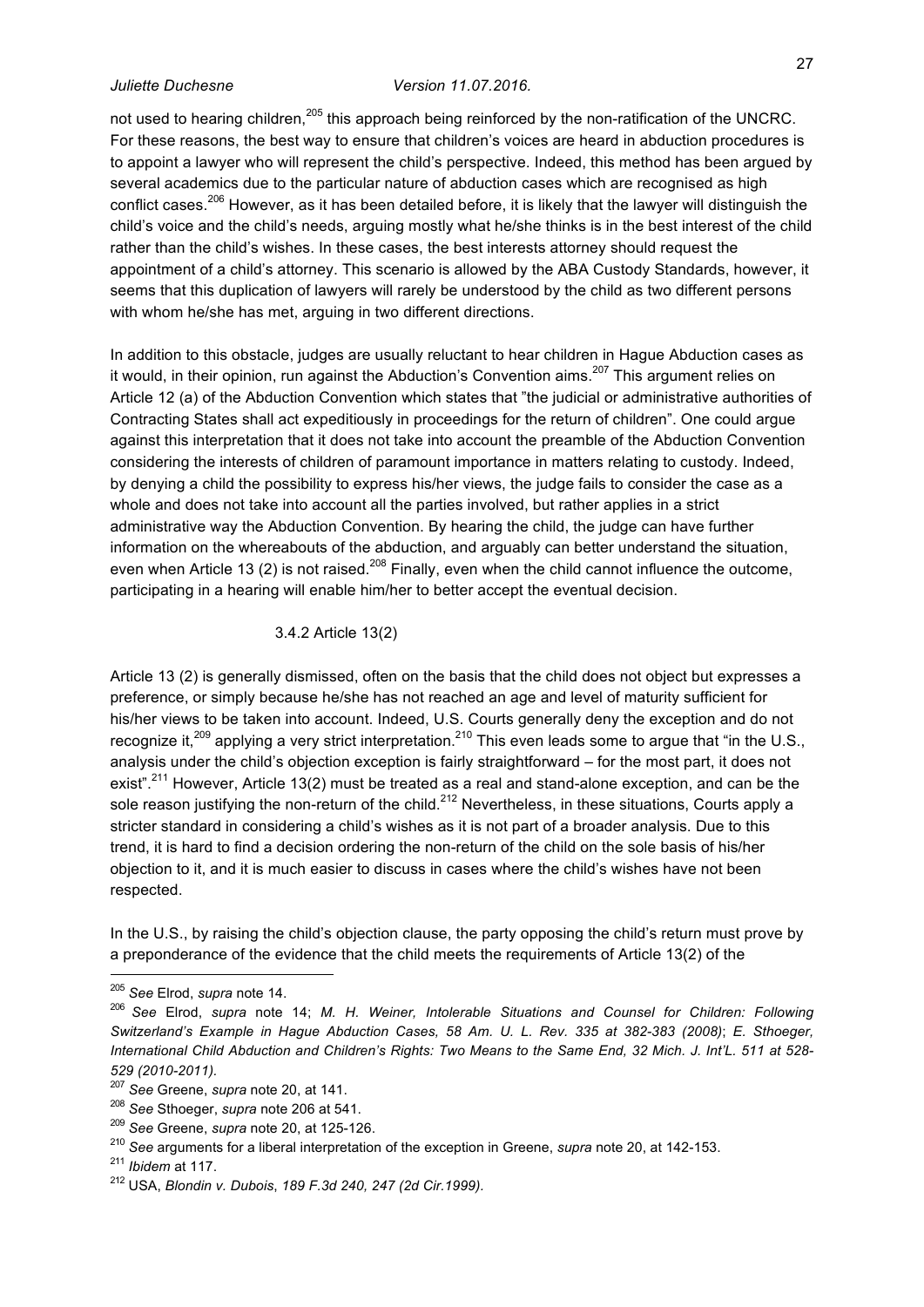not used to hearing children,[205] this approach being reinforced by the non-ratification of the UNCRC. For these reasons, the best way to ensure that children's voices are heard in abduction procedures is to appoint a lawyer who will represent the child's perspective. Indeed, this method has been argued by several academics due to the particular nature of abduction cases which are recognised as high conflict cases.[206] However, as it has been detailed before, it is likely that the lawyer will distinguish the child's voice and the child's needs, arguing mostly what he/she thinks is in the best interest of the child rather than the child's wishes. In these cases, the best interests attorney should request the appointment of a child's attorney. This scenario is allowed by the ABA Custody Standards, however, it seems that this duplication of lawyers will rarely be understood by the child as two different persons with whom he/she has met, arguing in two different directions.

In addition to this obstacle, judges are usually reluctant to hear children in Hague Abduction cases as it would, in their opinion, run against the Abduction's Convention aims.[207] This argument relies on Article 12 (a) of the Abduction Convention which states that "the judicial or administrative authorities of Contracting States shall act expeditiously in proceedings for the return of children". One could argue against this interpretation that it does not take into account the preamble of the Abduction Convention considering the interests of children of paramount importance in matters relating to custody. Indeed, by denying a child the possibility to express his/her views, the judge fails to consider the case as a whole and does not take into account all the parties involved, but rather applies in a strict administrative way the Abduction Convention. By hearing the child, the judge can have further information on the whereabouts of the abduction, and arguably can better understand the situation, even when Article 13 (2) is not raised.[208] Finally, even when the child cannot influence the outcome, participating in a hearing will enable him/her to better accept the eventual decision.

#### 3.4.2 Article 13(2)

Article 13 (2) is generally dismissed, often on the basis that the child does not object but expresses a preference, or simply because he/she has not reached an age and level of maturity sufficient for his/her views to be taken into account. Indeed, U.S. Courts generally deny the exception and do not recognize it,[209] applying a very strict interpretation.[210] This even leads some to argue that "in the U.S., analysis under the child's objection exception is fairly straightforward – for the most part, it does not exist".[211] However, Article 13(2) must be treated as a real and stand-alone exception, and can be the sole reason justifying the non-return of the child.[212] Nevertheless, in these situations, Courts apply a stricter standard in considering a child's wishes as it is not part of a broader analysis. Due to this trend, it is hard to find a decision ordering the non-return of the child on the sole basis of his/her objection to it, and it is much easier to discuss in cases where the child's wishes have not been respected.

In the U.S., by raising the child's objection clause, the party opposing the child's return must prove by a preponderance of the evidence that the child meets the requirements of Article 13(2) of the

---

[205] *See* Elrod, *supra* note 14.

[206] *See* Elrod, *supra* note 14; *M. H. Weiner, Intolerable Situations and Counsel for Children: Following Switzerland's Example in Hague Abduction Cases, 58 Am. U. L. Rev. 335 at 382-383 (2008)*; *E. Sthoeger, International Child Abduction and Children's Rights: Two Means to the Same End, 32 Mich. J. Int'L. 511 at 528-529 (2010-2011).*

[207] *See* Greene, *supra* note 20, at 141.

[208] *See* Sthoeger, *supra* note 206 at 541.

[209] *See* Greene, *supra* note 20, at 125-126.

[210] *See* arguments for a liberal interpretation of the exception in Greene, *supra* note 20, at 142-153.

[211] *Ibidem* at 117.

[212] USA, *Blondin v. Dubois*, *189 F.3d 240, 247 (2d Cir.1999).*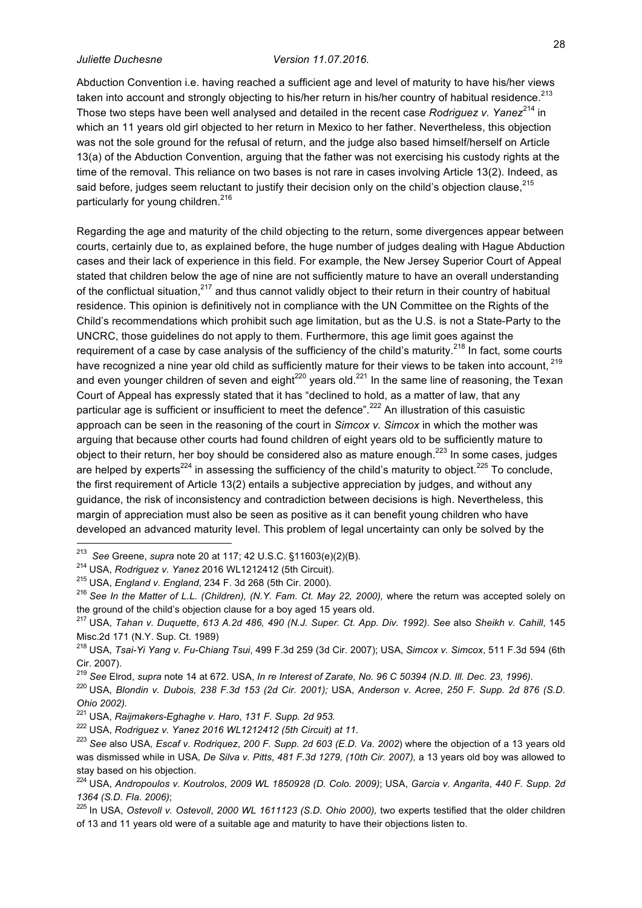Abduction Convention i.e. having reached a sufficient age and level of maturity to have his/her views taken into account and strongly objecting to his/her return in his/her country of habitual residence.[213] Those two steps have been well analysed and detailed in the recent case *Rodriguez v. Yanez*[214] in which an 11 years old girl objected to her return in Mexico to her father. Nevertheless, this objection was not the sole ground for the refusal of return, and the judge also based himself/herself on Article 13(a) of the Abduction Convention, arguing that the father was not exercising his custody rights at the time of the removal. This reliance on two bases is not rare in cases involving Article 13(2). Indeed, as said before, judges seem reluctant to justify their decision only on the child's objection clause,[215] particularly for young children.[216]

Regarding the age and maturity of the child objecting to the return, some divergences appear between courts, certainly due to, as explained before, the huge number of judges dealing with Hague Abduction cases and their lack of experience in this field. For example, the New Jersey Superior Court of Appeal stated that children below the age of nine are not sufficiently mature to have an overall understanding of the conflictual situation,[217] and thus cannot validly object to their return in their country of habitual residence. This opinion is definitively not in compliance with the UN Committee on the Rights of the Child's recommendations which prohibit such age limitation, but as the U.S. is not a State-Party to the UNCRC, those guidelines do not apply to them. Furthermore, this age limit goes against the requirement of a case by case analysis of the sufficiency of the child's maturity.[218] In fact, some courts have recognized a nine year old child as sufficiently mature for their views to be taken into account, [219] and even younger children of seven and eight[220] years old.[221] In the same line of reasoning, the Texan Court of Appeal has expressly stated that it has "declined to hold, as a matter of law, that any particular age is sufficient or insufficient to meet the defence".[222] An illustration of this casuistic approach can be seen in the reasoning of the court in *Simcox v. Simcox* in which the mother was arguing that because other courts had found children of eight years old to be sufficiently mature to object to their return, her boy should be considered also as mature enough.[223] In some cases, judges are helped by experts[224] in assessing the sufficiency of the child's maturity to object.[225] To conclude, the first requirement of Article 13(2) entails a subjective appreciation by judges, and without any guidance, the risk of inconsistency and contradiction between decisions is high. Nevertheless, this margin of appreciation must also be seen as positive as it can benefit young children who have developed an advanced maturity level. This problem of legal uncertainty can only be solved by the

---

[213] *See* Greene, *supra* note 20 at 117; 42 U.S.C. §11603(e)(2)(B).

[214] USA, *Rodriguez v. Yanez* 2016 WL1212412 (5th Circuit).

[215] USA, *England v. England*, 234 F. 3d 268 (5th Cir. 2000).

[216] *See In the Matter of L.L. (Children), (N.Y. Fam. Ct. May 22, 2000),* where the return was accepted solely on the ground of the child's objection clause for a boy aged 15 years old.

[217] USA, *Tahan v. Duquette*, *613 A.2d 486, 490 (N.J. Super. Ct. App. Div. 1992)*. *See* also *Sheikh v. Cahill*, 145 Misc.2d 171 (N.Y. Sup. Ct. 1989)

[218] USA, *Tsai-Yi Yang v. Fu-Chiang Tsui*, 499 F.3d 259 (3d Cir. 2007); USA, *Simcox v. Simcox*, 511 F.3d 594 (6th Cir. 2007).

[219] *See* Elrod, *supra* note 14 at 672. USA, *In re Interest of Zarate, No. 96 C 50394 (N.D. Ill. Dec. 23, 1996).*

[220] USA, *Blondin v. Dubois, 238 F.3d 153 (2d Cir. 2001);* USA, *Anderson v. Acree*, *250 F. Supp. 2d 876 (S.D. Ohio 2002).*

[221] USA, *Raijmakers-Eghaghe v. Haro*, *131 F. Supp. 2d 953.*

[222] USA, *Rodriguez v. Yanez 2016 WL1212412 (5th Circuit) at 11.*

[223] *See* also USA*, Escaf v. Rodriquez*, *200 F. Supp. 2d 603 (E.D. Va. 2002*) where the objection of a 13 years old was dismissed while in USA*, De Silva v. Pitts*, *481 F.3d 1279, (10th Cir. 2007),* a 13 years old boy was allowed to stay based on his objection.

[224] USA, *Andropoulos v. Koutrolos*, *2009 WL 1850928 (D. Colo. 2009)*; USA, *Garcia v. Angarita*, *440 F. Supp. 2d 1364 (S.D. Fla. 2006)*;

[225] In USA, *Ostevoll v. Ostevoll*, *2000 WL 1611123 (S.D. Ohio 2000),* two experts testified that the older children of 13 and 11 years old were of a suitable age and maturity to have their objections listen to.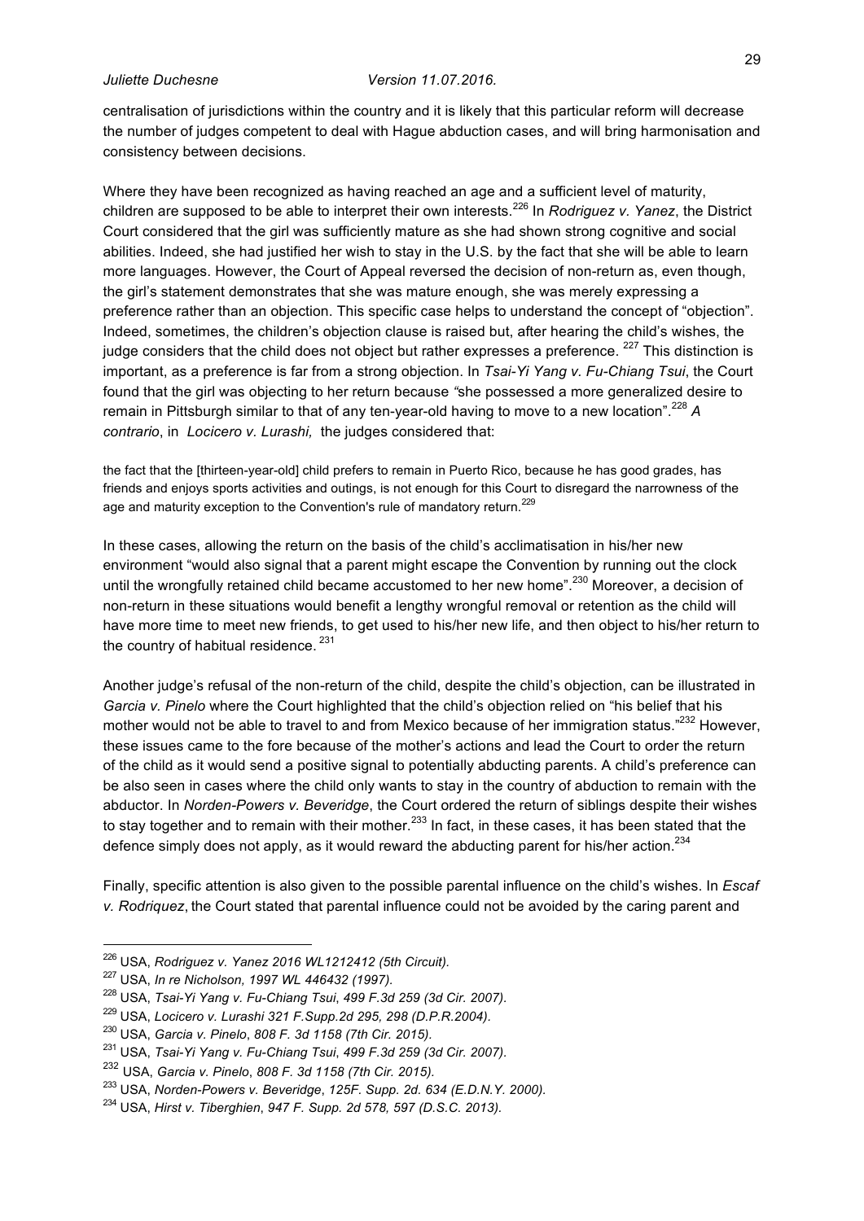centralisation of jurisdictions within the country and it is likely that this particular reform will decrease the number of judges competent to deal with Hague abduction cases, and will bring harmonisation and consistency between decisions.

Where they have been recognized as having reached an age and a sufficient level of maturity, children are supposed to be able to interpret their own interests.[226] In *Rodriguez v. Yanez*, the District Court considered that the girl was sufficiently mature as she had shown strong cognitive and social abilities. Indeed, she had justified her wish to stay in the U.S. by the fact that she will be able to learn more languages. However, the Court of Appeal reversed the decision of non-return as, even though, the girl's statement demonstrates that she was mature enough, she was merely expressing a preference rather than an objection. This specific case helps to understand the concept of "objection". Indeed, sometimes, the children's objection clause is raised but, after hearing the child's wishes, the judge considers that the child does not object but rather expresses a preference. [227] This distinction is important, as a preference is far from a strong objection. In *Tsai-Yi Yang v. Fu-Chiang Tsui*, the Court found that the girl was objecting to her return because *"*she possessed a more generalized desire to remain in Pittsburgh similar to that of any ten-year-old having to move to a new location".[228] *A contrario*, in *Locicero v. Lurashi,* the judges considered that:

> the fact that the [thirteen-year-old] child prefers to remain in Puerto Rico, because he has good grades, has friends and enjoys sports activities and outings, is not enough for this Court to disregard the narrowness of the age and maturity exception to the Convention's rule of mandatory return.[229]

In these cases, allowing the return on the basis of the child's acclimatisation in his/her new environment "would also signal that a parent might escape the Convention by running out the clock until the wrongfully retained child became accustomed to her new home".[230] Moreover, a decision of non-return in these situations would benefit a lengthy wrongful removal or retention as the child will have more time to meet new friends, to get used to his/her new life, and then object to his/her return to the country of habitual residence. [231]

Another judge's refusal of the non-return of the child, despite the child's objection, can be illustrated in *Garcia v. Pinelo* where the Court highlighted that the child's objection relied on "his belief that his mother would not be able to travel to and from Mexico because of her immigration status."[232] However, these issues came to the fore because of the mother's actions and lead the Court to order the return of the child as it would send a positive signal to potentially abducting parents. A child's preference can be also seen in cases where the child only wants to stay in the country of abduction to remain with the abductor. In *Norden-Powers v. Beveridge*, the Court ordered the return of siblings despite their wishes to stay together and to remain with their mother.[233] In fact, in these cases, it has been stated that the defence simply does not apply, as it would reward the abducting parent for his/her action.[234]

Finally, specific attention is also given to the possible parental influence on the child's wishes. In *Escaf v. Rodriquez*, the Court stated that parental influence could not be avoided by the caring parent and

---

[226] USA, *Rodriguez v. Yanez 2016 WL1212412 (5th Circuit).*
[227] USA, *In re Nicholson, 1997 WL 446432 (1997).*
[228] USA, *Tsai-Yi Yang v. Fu-Chiang Tsui*, *499 F.3d 259 (3d Cir. 2007).*
[229] USA, *Locicero v. Lurashi 321 F.Supp.2d 295, 298 (D.P.R.2004).*
[230] USA, *Garcia v. Pinelo*, *808 F. 3d 1158 (7th Cir. 2015).*
[231] USA, *Tsai-Yi Yang v. Fu-Chiang Tsui*, *499 F.3d 259 (3d Cir. 2007).*
[232] USA, *Garcia v. Pinelo*, *808 F. 3d 1158 (7th Cir. 2015).*
[233] USA, *Norden-Powers v. Beveridge*, *125F. Supp. 2d. 634 (E.D.N.Y. 2000).*
[234] USA, *Hirst v. Tiberghien*, *947 F. Supp. 2d 578, 597 (D.S.C. 2013).*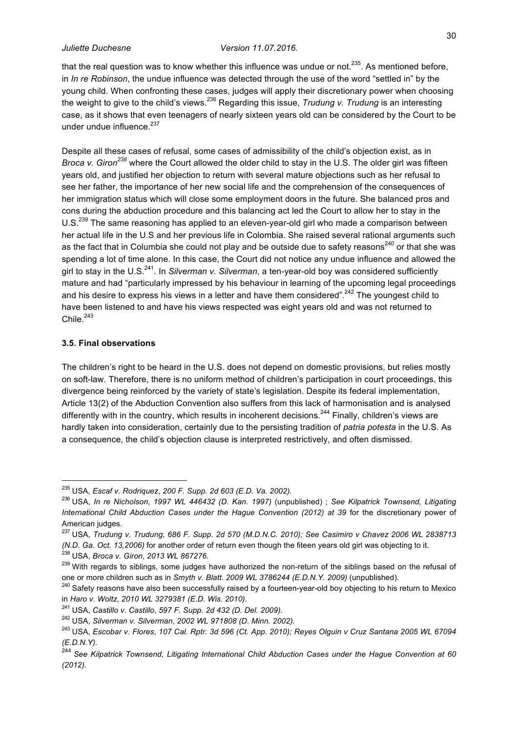that the real question was to know whether this influence was undue or not.[235]. As mentioned before, in *In re Robinson*, the undue influence was detected through the use of the word "settled in" by the young child. When confronting these cases, judges will apply their discretionary power when choosing the weight to give to the child's views.[236] Regarding this issue, *Trudung v. Trudung* is an interesting case, as it shows that even teenagers of nearly sixteen years old can be considered by the Court to be under undue influence.[237]

Despite all these cases of refusal, some cases of admissibility of the child's objection exist, as in *Broca v. Giron*[238] where the Court allowed the older child to stay in the U.S. The older girl was fifteen years old, and justified her objection to return with several mature objections such as her refusal to see her father, the importance of her new social life and the comprehension of the consequences of her immigration status which will close some employment doors in the future. She balanced pros and cons during the abduction procedure and this balancing act led the Court to allow her to stay in the U.S.[239] The same reasoning has applied to an eleven-year-old girl who made a comparison between her actual life in the U.S and her previous life in Colombia. She raised several rational arguments such as the fact that in Columbia she could not play and be outside due to safety reasons[240] or that she was spending a lot of time alone. In this case, the Court did not notice any undue influence and allowed the girl to stay in the U.S.[241]. In *Silverman v. Silverman*, a ten-year-old boy was considered sufficiently mature and had "particularly impressed by his behaviour in learning of the upcoming legal proceedings and his desire to express his views in a letter and have them considered".[242] The youngest child to have been listened to and have his views respected was eight years old and was not returned to Chile.[243]

### 3.5. Final observations

The children's right to be heard in the U.S. does not depend on domestic provisions, but relies mostly on soft-law. Therefore, there is no uniform method of children's participation in court proceedings, this divergence being reinforced by the variety of state's legislation. Despite its federal implementation, Article 13(2) of the Abduction Convention also suffers from this lack of harmonisation and is analysed differently with in the country, which results in incoherent decisions.[244] Finally, children's views are hardly taken into consideration, certainly due to the persisting tradition of *patria potesta* in the U.S. As a consequence, the child's objection clause is interpreted restrictively, and often dismissed.

---

[235] USA, *Escaf v. Rodriquez*, *200 F. Supp. 2d 603 (E.D. Va. 2002).*

[236] USA, *In re Nicholson*, *1997 WL 446432 (D. Kan. 1997)* (unpublished) ; *See Kilpatrick Townsend, Litigating International Child Abduction Cases under the Hague Convention (2012) at 39* for the discretionary power of American judges.

[237] USA, *Trudung v. Trudung*, *686 F. Supp. 2d 570 (M.D.N.C. 2010); See Casimiro v Chavez 2006 WL 2838713 (N.D. Ga. Oct. 13,2006)* for another order of return even though the fiteen years old girl was objecting to it.

[238] USA, *Broca v. Giron*, *2013 WL 867276.*

[239] With regards to siblings, some judges have authorized the non-return of the siblings based on the refusal of one or more children such as in *Smyth v. Blatt*. *2009 WL 3786244 (E.D.N.Y. 2009)* (unpublished).

[240] Safety reasons have also been successfully raised by a fourteen-year-old boy objecting to his return to Mexico in *Haro v. Woltz*, *2010 WL 3279381 (E.D. Wis. 2010).*

[241] USA, *Castillo v. Castillo*, *597 F. Supp. 2d 432 (D. Del. 2009).*

[242] USA, *Silverman v. Silverman*, *2002 WL 971808 (D. Minn. 2002).*

[243] USA, *Escobar v. Flores*, *107 Cal. Rptr. 3d 596 (Ct. App. 2010); Reyes Olguin v Cruz Santana 2005 WL 67094 (E.D.N.Y).*

[244] *See Kilpatrick Townsend, Litigating International Child Abduction Cases under the Hague Convention at 60 (2012).*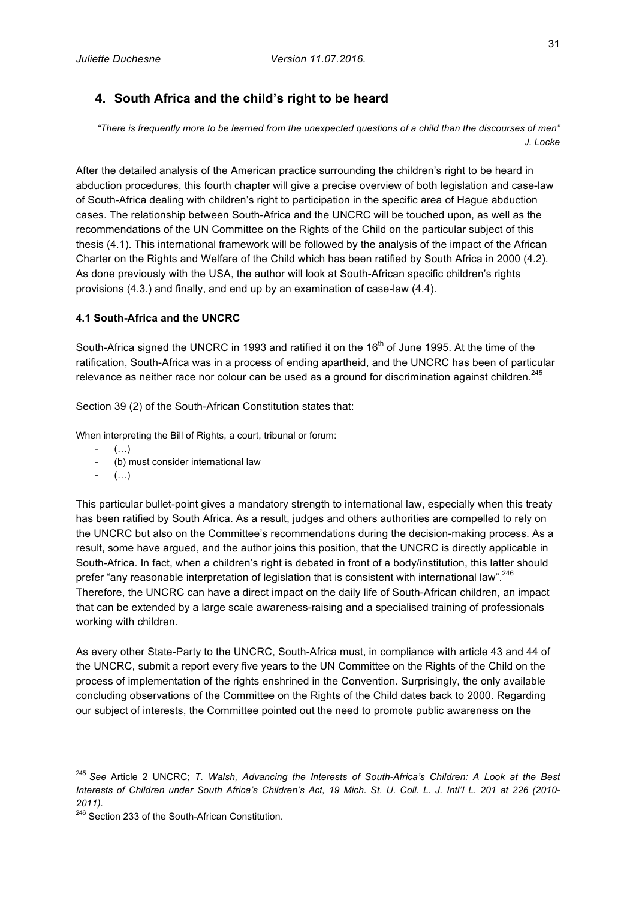## 4. South Africa and the child's right to be heard

*"There is frequently more to be learned from the unexpected questions of a child than the discourses of men"*
*J. Locke*

After the detailed analysis of the American practice surrounding the children's right to be heard in abduction procedures, this fourth chapter will give a precise overview of both legislation and case-law of South-Africa dealing with children's right to participation in the specific area of Hague abduction cases. The relationship between South-Africa and the UNCRC will be touched upon, as well as the recommendations of the UN Committee on the Rights of the Child on the particular subject of this thesis (4.1). This international framework will be followed by the analysis of the impact of the African Charter on the Rights and Welfare of the Child which has been ratified by South Africa in 2000 (4.2). As done previously with the USA, the author will look at South-African specific children's rights provisions (4.3.) and finally, and end up by an examination of case-law (4.4).

### 4.1 South-Africa and the UNCRC

South-Africa signed the UNCRC in 1993 and ratified it on the 16th of June 1995. At the time of the ratification, South-Africa was in a process of ending apartheid, and the UNCRC has been of particular relevance as neither race nor colour can be used as a ground for discrimination against children.[245]

Section 39 (2) of the South-African Constitution states that:

When interpreting the Bill of Rights, a court, tribunal or forum:

- (…)
- (b) must consider international law
- (…)

This particular bullet-point gives a mandatory strength to international law, especially when this treaty has been ratified by South Africa. As a result, judges and others authorities are compelled to rely on the UNCRC but also on the Committee's recommendations during the decision-making process. As a result, some have argued, and the author joins this position, that the UNCRC is directly applicable in South-Africa. In fact, when a children's right is debated in front of a body/institution, this latter should prefer "any reasonable interpretation of legislation that is consistent with international law".[246] Therefore, the UNCRC can have a direct impact on the daily life of South-African children, an impact that can be extended by a large scale awareness-raising and a specialised training of professionals working with children.

As every other State-Party to the UNCRC, South-Africa must, in compliance with article 43 and 44 of the UNCRC, submit a report every five years to the UN Committee on the Rights of the Child on the process of implementation of the rights enshrined in the Convention. Surprisingly, the only available concluding observations of the Committee on the Rights of the Child dates back to 2000. Regarding our subject of interests, the Committee pointed out the need to promote public awareness on the

---

[245] *See* Article 2 UNCRC; *T. Walsh, Advancing the Interests of South-Africa's Children: A Look at the Best Interests of Children under South Africa's Children's Act, 19 Mich. St. U. Coll. L. J. Intl'l L. 201 at 226 (2010-2011).*

[246] Section 233 of the South-African Constitution.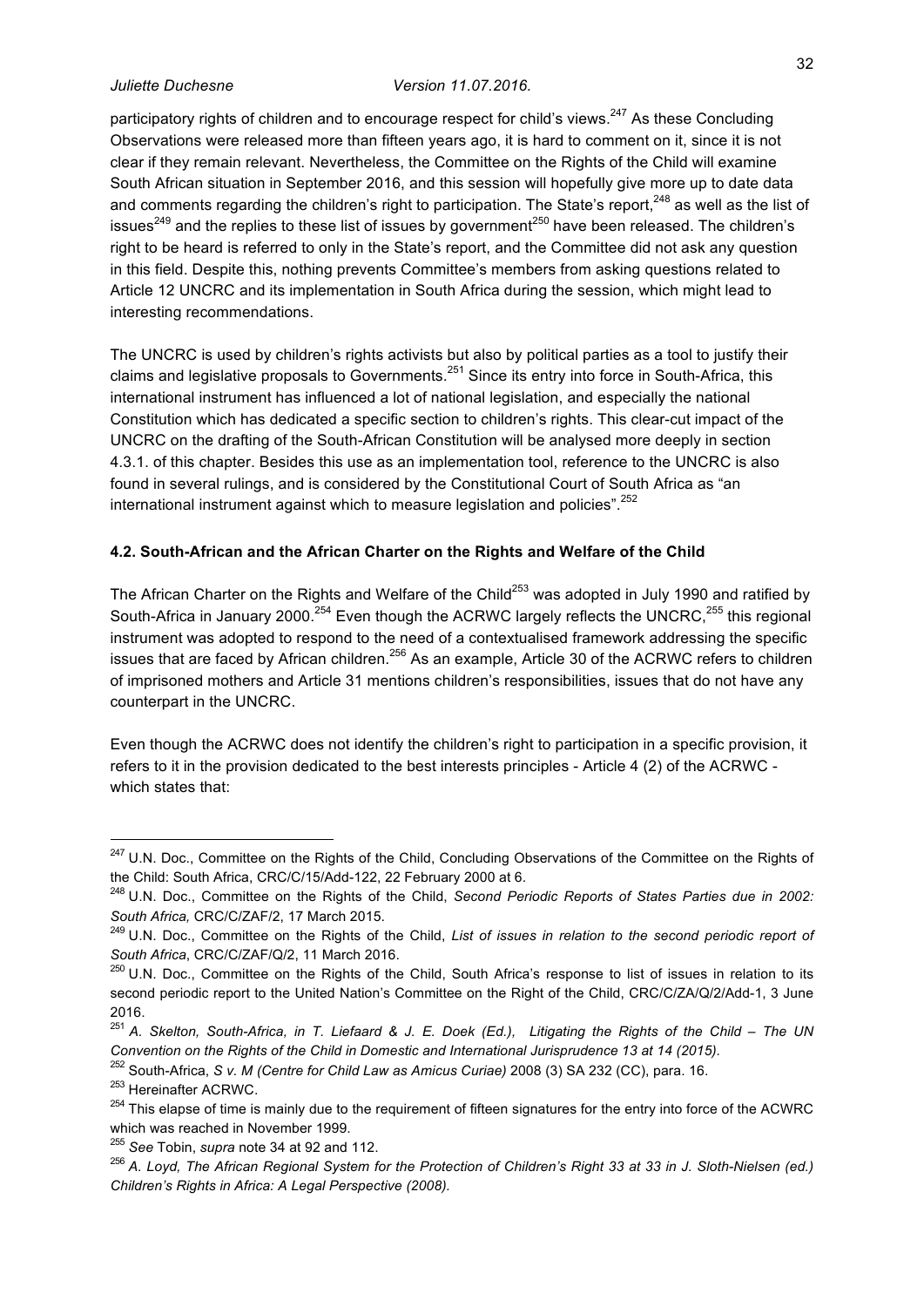participatory rights of children and to encourage respect for child's views.[247] As these Concluding Observations were released more than fifteen years ago, it is hard to comment on it, since it is not clear if they remain relevant. Nevertheless, the Committee on the Rights of the Child will examine South African situation in September 2016, and this session will hopefully give more up to date data and comments regarding the children's right to participation. The State's report,[248] as well as the list of issues[249] and the replies to these list of issues by government[250] have been released. The children's right to be heard is referred to only in the State's report, and the Committee did not ask any question in this field. Despite this, nothing prevents Committee's members from asking questions related to Article 12 UNCRC and its implementation in South Africa during the session, which might lead to interesting recommendations.

The UNCRC is used by children's rights activists but also by political parties as a tool to justify their claims and legislative proposals to Governments.[251] Since its entry into force in South-Africa, this international instrument has influenced a lot of national legislation, and especially the national Constitution which has dedicated a specific section to children's rights. This clear-cut impact of the UNCRC on the drafting of the South-African Constitution will be analysed more deeply in section 4.3.1. of this chapter. Besides this use as an implementation tool, reference to the UNCRC is also found in several rulings, and is considered by the Constitutional Court of South Africa as "an international instrument against which to measure legislation and policies".[252]

### 4.2. South-African and the African Charter on the Rights and Welfare of the Child

The African Charter on the Rights and Welfare of the Child[253] was adopted in July 1990 and ratified by South-Africa in January 2000.[254] Even though the ACRWC largely reflects the UNCRC,[255] this regional instrument was adopted to respond to the need of a contextualised framework addressing the specific issues that are faced by African children.[256] As an example, Article 30 of the ACRWC refers to children of imprisoned mothers and Article 31 mentions children's responsibilities, issues that do not have any counterpart in the UNCRC.

Even though the ACRWC does not identify the children's right to participation in a specific provision, it refers to it in the provision dedicated to the best interests principles - Article 4 (2) of the ACRWC - which states that:

---

[247] U.N. Doc., Committee on the Rights of the Child, Concluding Observations of the Committee on the Rights of the Child: South Africa, CRC/C/15/Add-122, 22 February 2000 at 6.

[248] U.N. Doc., Committee on the Rights of the Child, *Second Periodic Reports of States Parties due in 2002: South Africa,* CRC/C/ZAF/2, 17 March 2015.

[249] U.N. Doc., Committee on the Rights of the Child, *List of issues in relation to the second periodic report of South Africa*, CRC/C/ZAF/Q/2, 11 March 2016.

[250] U.N. Doc., Committee on the Rights of the Child, South Africa's response to list of issues in relation to its second periodic report to the United Nation's Committee on the Right of the Child, CRC/C/ZA/Q/2/Add-1, 3 June 2016.

[251] *A. Skelton, South-Africa, in T. Liefaard & J. E. Doek (Ed.), Litigating the Rights of the Child – The UN Convention on the Rights of the Child in Domestic and International Jurisprudence 13 at 14 (2015).*

[252] South-Africa, *S v. M (Centre for Child Law as Amicus Curiae)* 2008 (3) SA 232 (CC), para. 16.

[253] Hereinafter ACRWC.

[254] This elapse of time is mainly due to the requirement of fifteen signatures for the entry into force of the ACWRC which was reached in November 1999.

[255] *See* Tobin, *supra* note 34 at 92 and 112.

[256] *A. Loyd, The African Regional System for the Protection of Children's Right 33 at 33 in J. Sloth-Nielsen (ed.) Children's Rights in Africa: A Legal Perspective (2008).*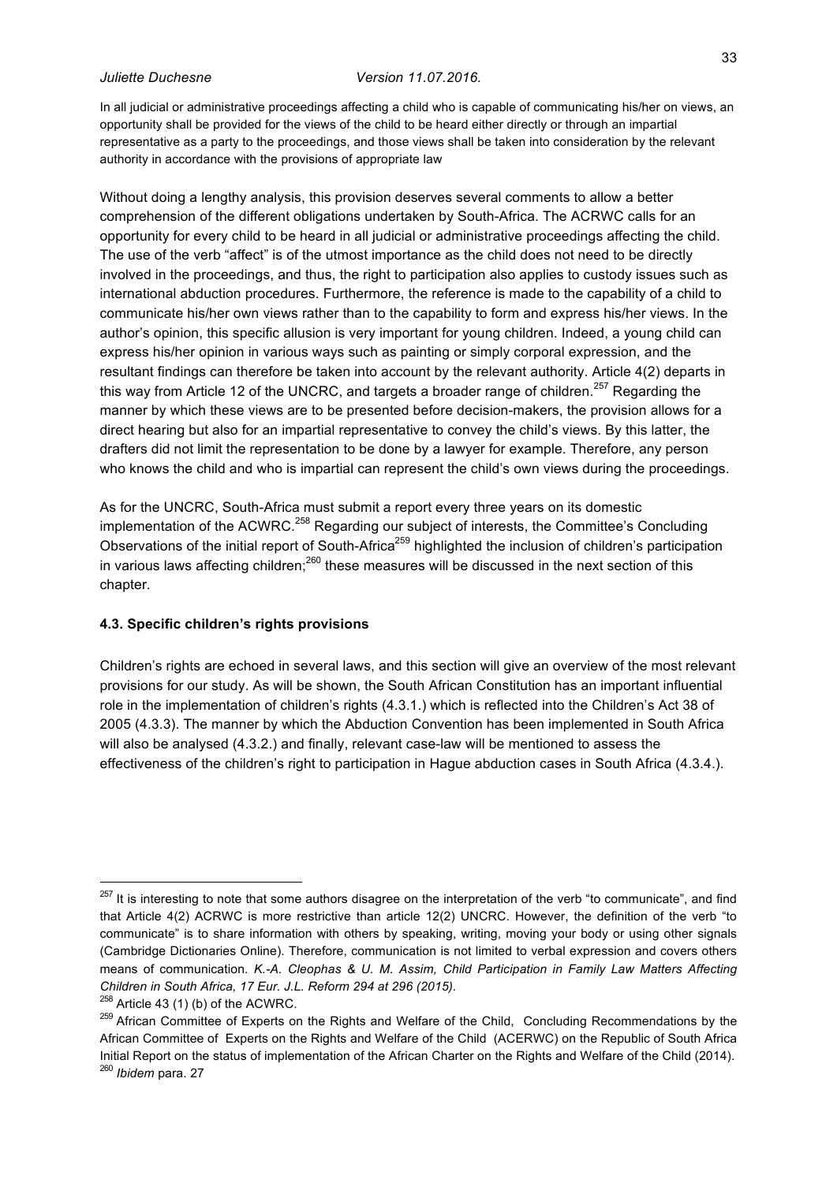In all judicial or administrative proceedings affecting a child who is capable of communicating his/her on views, an opportunity shall be provided for the views of the child to be heard either directly or through an impartial representative as a party to the proceedings, and those views shall be taken into consideration by the relevant authority in accordance with the provisions of appropriate law

Without doing a lengthy analysis, this provision deserves several comments to allow a better comprehension of the different obligations undertaken by South-Africa. The ACRWC calls for an opportunity for every child to be heard in all judicial or administrative proceedings affecting the child. The use of the verb "affect" is of the utmost importance as the child does not need to be directly involved in the proceedings, and thus, the right to participation also applies to custody issues such as international abduction procedures. Furthermore, the reference is made to the capability of a child to communicate his/her own views rather than to the capability to form and express his/her views. In the author's opinion, this specific allusion is very important for young children. Indeed, a young child can express his/her opinion in various ways such as painting or simply corporal expression, and the resultant findings can therefore be taken into account by the relevant authority. Article 4(2) departs in this way from Article 12 of the UNCRC, and targets a broader range of children.[257] Regarding the manner by which these views are to be presented before decision-makers, the provision allows for a direct hearing but also for an impartial representative to convey the child's views. By this latter, the drafters did not limit the representation to be done by a lawyer for example. Therefore, any person who knows the child and who is impartial can represent the child's own views during the proceedings.

As for the UNCRC, South-Africa must submit a report every three years on its domestic implementation of the ACWRC.[258] Regarding our subject of interests, the Committee's Concluding Observations of the initial report of South-Africa[259] highlighted the inclusion of children's participation in various laws affecting children;[260] these measures will be discussed in the next section of this chapter.

### 4.3. Specific children's rights provisions

Children's rights are echoed in several laws, and this section will give an overview of the most relevant provisions for our study. As will be shown, the South African Constitution has an important influential role in the implementation of children's rights (4.3.1.) which is reflected into the Children's Act 38 of 2005 (4.3.3). The manner by which the Abduction Convention has been implemented in South Africa will also be analysed (4.3.2.) and finally, relevant case-law will be mentioned to assess the effectiveness of the children's right to participation in Hague abduction cases in South Africa (4.3.4.).

---

[257] It is interesting to note that some authors disagree on the interpretation of the verb "to communicate", and find that Article 4(2) ACRWC is more restrictive than article 12(2) UNCRC. However, the definition of the verb "to communicate" is to share information with others by speaking, writing, moving your body or using other signals (Cambridge Dictionaries Online). Therefore, communication is not limited to verbal expression and covers others means of communication. *K.-A. Cleophas & U. M. Assim, Child Participation in Family Law Matters Affecting Children in South Africa, 17 Eur. J.L. Reform 294 at 296 (2015).*

[258] Article 43 (1) (b) of the ACWRC.

[259] African Committee of Experts on the Rights and Welfare of the Child, Concluding Recommendations by the African Committee of Experts on the Rights and Welfare of the Child (ACERWC) on the Republic of South Africa Initial Report on the status of implementation of the African Charter on the Rights and Welfare of the Child (2014).

[260] *Ibidem* para. 27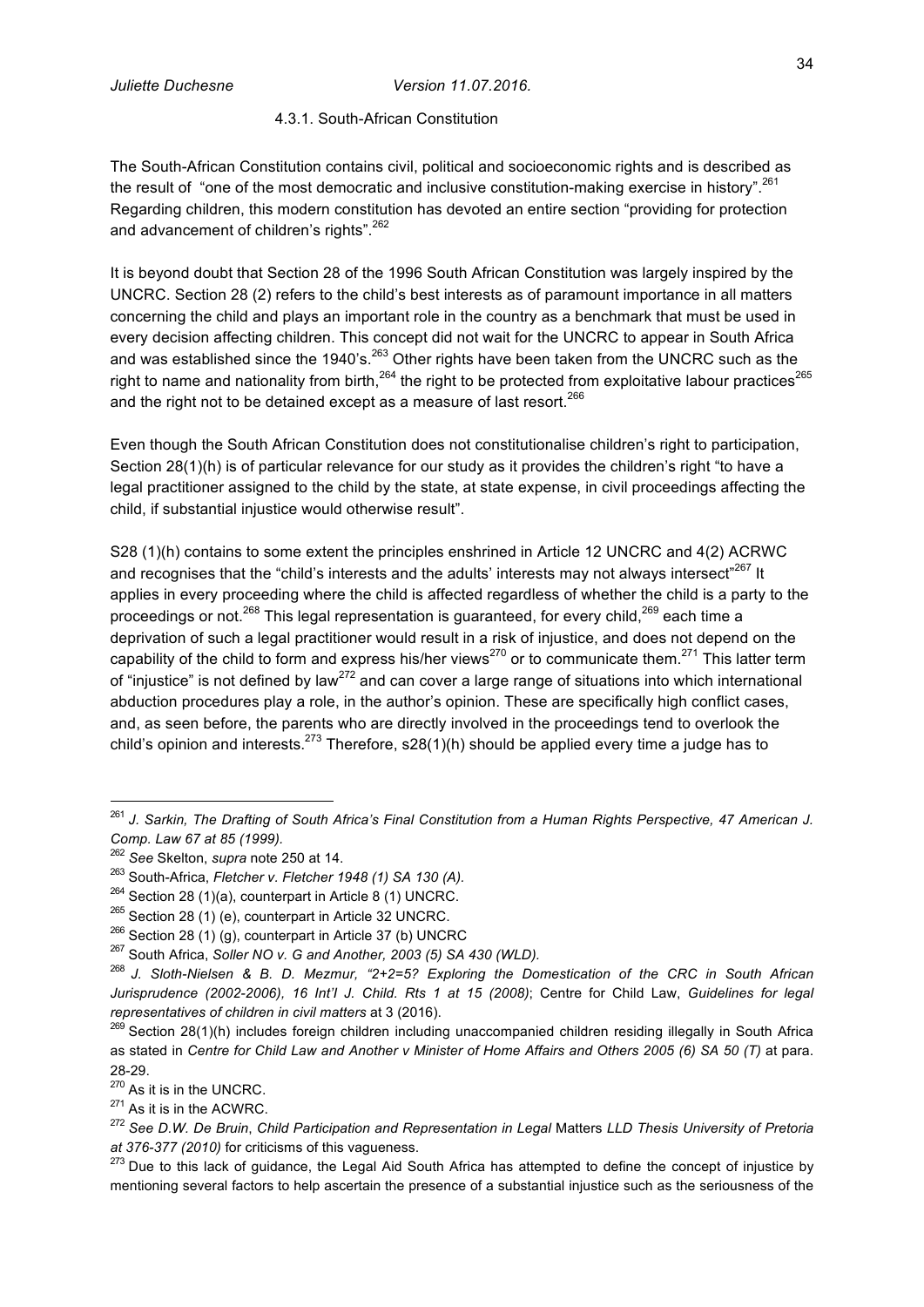#### 4.3.1. South-African Constitution

The South-African Constitution contains civil, political and socioeconomic rights and is described as the result of "one of the most democratic and inclusive constitution-making exercise in history".[261] Regarding children, this modern constitution has devoted an entire section "providing for protection and advancement of children's rights".[262]

It is beyond doubt that Section 28 of the 1996 South African Constitution was largely inspired by the UNCRC. Section 28 (2) refers to the child's best interests as of paramount importance in all matters concerning the child and plays an important role in the country as a benchmark that must be used in every decision affecting children. This concept did not wait for the UNCRC to appear in South Africa and was established since the 1940's.[263] Other rights have been taken from the UNCRC such as the right to name and nationality from birth,[264] the right to be protected from exploitative labour practices[265] and the right not to be detained except as a measure of last resort.[266]

Even though the South African Constitution does not constitutionalise children's right to participation, Section 28(1)(h) is of particular relevance for our study as it provides the children's right "to have a legal practitioner assigned to the child by the state, at state expense, in civil proceedings affecting the child, if substantial injustice would otherwise result".

S28 (1)(h) contains to some extent the principles enshrined in Article 12 UNCRC and 4(2) ACRWC and recognises that the "child's interests and the adults' interests may not always intersect"[267] It applies in every proceeding where the child is affected regardless of whether the child is a party to the proceedings or not.[268] This legal representation is guaranteed, for every child,[269] each time a deprivation of such a legal practitioner would result in a risk of injustice, and does not depend on the capability of the child to form and express his/her views[270] or to communicate them.[271] This latter term of "injustice" is not defined by law[272] and can cover a large range of situations into which international abduction procedures play a role, in the author's opinion. These are specifically high conflict cases, and, as seen before, the parents who are directly involved in the proceedings tend to overlook the child's opinion and interests.[273] Therefore, s28(1)(h) should be applied every time a judge has to

---

[261] *J. Sarkin, The Drafting of South Africa's Final Constitution from a Human Rights Perspective, 47 American J. Comp. Law 67 at 85 (1999).*

[262] *See* Skelton, *supra* note 250 at 14.

[263] South-Africa, *Fletcher v. Fletcher 1948 (1) SA 130 (A).*

[264] Section 28 (1)(a), counterpart in Article 8 (1) UNCRC.

[265] Section 28 (1) (e), counterpart in Article 32 UNCRC.

[266] Section 28 (1) (g), counterpart in Article 37 (b) UNCRC

[267] South Africa, *Soller NO v. G and Another, 2003 (5) SA 430 (WLD).*

[268] *J. Sloth-Nielsen & B. D. Mezmur, "2+2=5? Exploring the Domestication of the CRC in South African Jurisprudence (2002-2006), 16 Int'l J. Child. Rts 1 at 15 (2008)*; Centre for Child Law, *Guidelines for legal representatives of children in civil matters* at 3 (2016).

[269] Section 28(1)(h) includes foreign children including unaccompanied children residing illegally in South Africa as stated in *Centre for Child Law and Another v Minister of Home Affairs and Others 2005 (6) SA 50 (T)* at para. 28-29.

[270] As it is in the UNCRC.

[271] As it is in the ACWRC.

[272] *See D.W. De Bruin*, *Child Participation and Representation in Legal* Matters *LLD Thesis University of Pretoria at 376-377 (2010)* for criticisms of this vagueness.

[273] Due to this lack of guidance, the Legal Aid South Africa has attempted to define the concept of injustice by mentioning several factors to help ascertain the presence of a substantial injustice such as the seriousness of the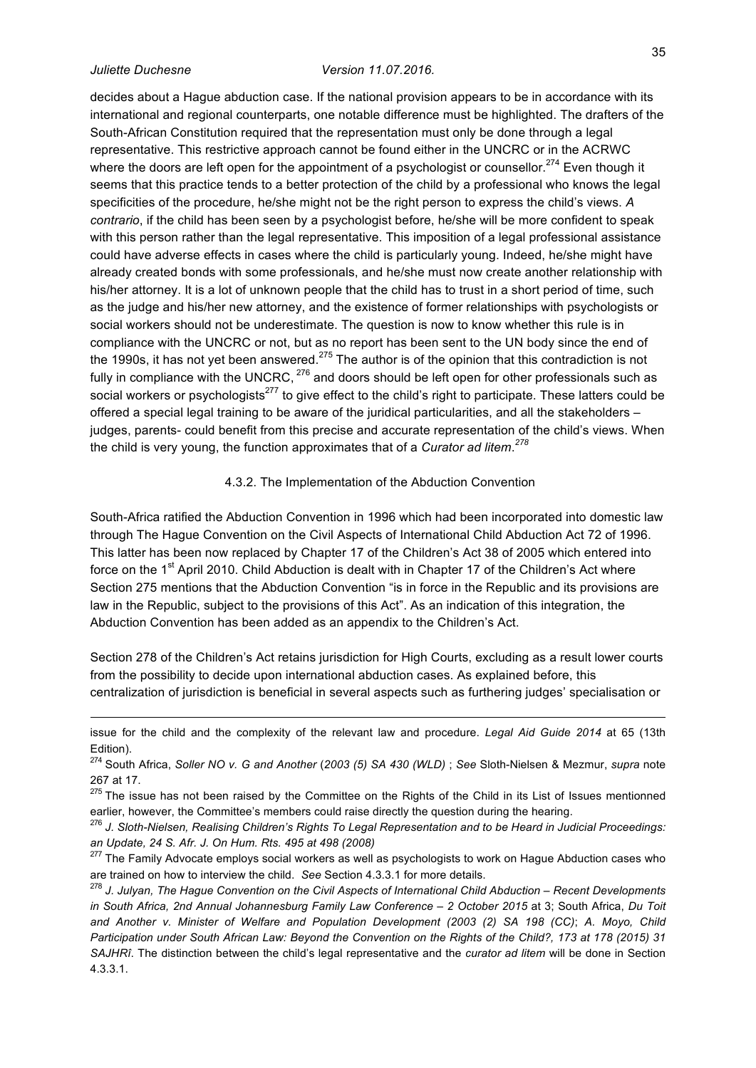decides about a Hague abduction case. If the national provision appears to be in accordance with its international and regional counterparts, one notable difference must be highlighted. The drafters of the South-African Constitution required that the representation must only be done through a legal representative. This restrictive approach cannot be found either in the UNCRC or in the ACRWC where the doors are left open for the appointment of a psychologist or counsellor.[274] Even though it seems that this practice tends to a better protection of the child by a professional who knows the legal specificities of the procedure, he/she might not be the right person to express the child's views. *A contrario*, if the child has been seen by a psychologist before, he/she will be more confident to speak with this person rather than the legal representative. This imposition of a legal professional assistance could have adverse effects in cases where the child is particularly young. Indeed, he/she might have already created bonds with some professionals, and he/she must now create another relationship with his/her attorney. It is a lot of unknown people that the child has to trust in a short period of time, such as the judge and his/her new attorney, and the existence of former relationships with psychologists or social workers should not be underestimate. The question is now to know whether this rule is in compliance with the UNCRC or not, but as no report has been sent to the UN body since the end of the 1990s, it has not yet been answered.[275] The author is of the opinion that this contradiction is not fully in compliance with the UNCRC,[276] and doors should be left open for other professionals such as social workers or psychologists[277] to give effect to the child's right to participate. These latters could be offered a special legal training to be aware of the juridical particularities, and all the stakeholders – judges, parents- could benefit from this precise and accurate representation of the child's views. When the child is very young, the function approximates that of a *Curator ad litem*.[278]

#### 4.3.2. The Implementation of the Abduction Convention

South-Africa ratified the Abduction Convention in 1996 which had been incorporated into domestic law through The Hague Convention on the Civil Aspects of International Child Abduction Act 72 of 1996. This latter has been now replaced by Chapter 17 of the Children's Act 38 of 2005 which entered into force on the 1st April 2010. Child Abduction is dealt with in Chapter 17 of the Children's Act where Section 275 mentions that the Abduction Convention "is in force in the Republic and its provisions are law in the Republic, subject to the provisions of this Act". As an indication of this integration, the Abduction Convention has been added as an appendix to the Children's Act.

Section 278 of the Children's Act retains jurisdiction for High Courts, excluding as a result lower courts from the possibility to decide upon international abduction cases. As explained before, this centralization of jurisdiction is beneficial in several aspects such as furthering judges' specialisation or

---

issue for the child and the complexity of the relevant law and procedure. *Legal Aid Guide 2014* at 65 (13th Edition).

[274] South Africa, *Soller NO v. G and Another* (*2003 (5) SA 430 (WLD)* ; *See* Sloth-Nielsen & Mezmur, *supra* note 267 at 17.

[275] The issue has not been raised by the Committee on the Rights of the Child in its List of Issues mentionned earlier, however, the Committee's members could raise directly the question during the hearing.

[276] *J. Sloth-Nielsen, Realising Children's Rights To Legal Representation and to be Heard in Judicial Proceedings: an Update, 24 S. Afr. J. On Hum. Rts. 495 at 498 (2008)*

[277] The Family Advocate employs social workers as well as psychologists to work on Hague Abduction cases who are trained on how to interview the child. *See* Section 4.3.3.1 for more details.

[278] *J. Julyan, The Hague Convention on the Civil Aspects of International Child Abduction – Recent Developments in South Africa, 2nd Annual Johannesburg Family Law Conference – 2 October 2015* at 3; South Africa, *Du Toit and Another v. Minister of Welfare and Population Development (2003 (2) SA 198 (CC)*; *A. Moyo, Child Participation under South African Law: Beyond the Convention on the Rights of the Child?, 173 at 178 (2015) 31 SAJHRî*. The distinction between the child's legal representative and the *curator ad litem* will be done in Section 4.3.3.1.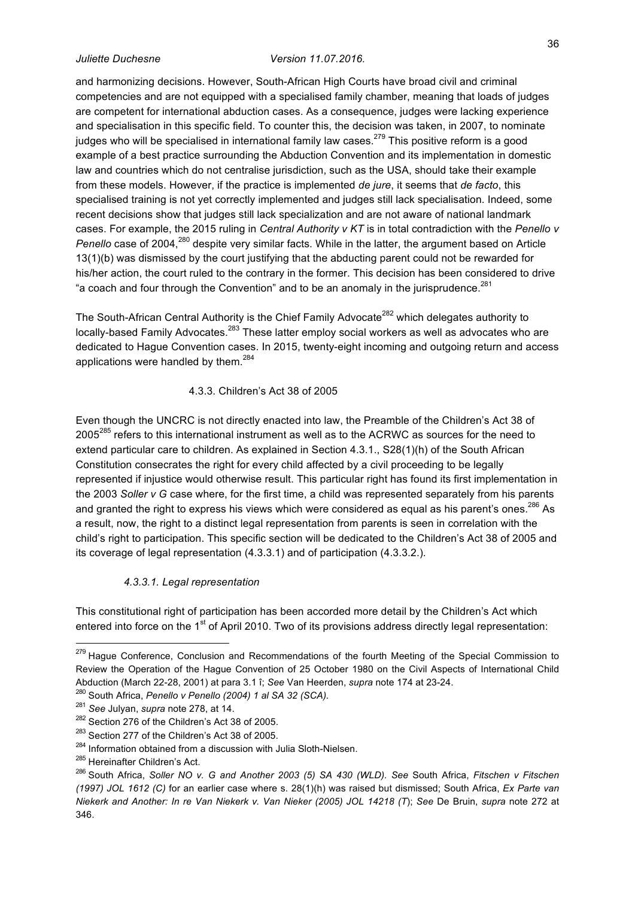and harmonizing decisions. However, South-African High Courts have broad civil and criminal competencies and are not equipped with a specialised family chamber, meaning that loads of judges are competent for international abduction cases. As a consequence, judges were lacking experience and specialisation in this specific field. To counter this, the decision was taken, in 2007, to nominate judges who will be specialised in international family law cases.[279] This positive reform is a good example of a best practice surrounding the Abduction Convention and its implementation in domestic law and countries which do not centralise jurisdiction, such as the USA, should take their example from these models. However, if the practice is implemented *de jure*, it seems that *de facto*, this specialised training is not yet correctly implemented and judges still lack specialisation. Indeed, some recent decisions show that judges still lack specialization and are not aware of national landmark cases. For example, the 2015 ruling in *Central Authority v KT* is in total contradiction with the *Penello v Penello* case of 2004,[280] despite very similar facts. While in the latter, the argument based on Article 13(1)(b) was dismissed by the court justifying that the abducting parent could not be rewarded for his/her action, the court ruled to the contrary in the former. This decision has been considered to drive "a coach and four through the Convention" and to be an anomaly in the jurisprudence.[281]

The South-African Central Authority is the Chief Family Advocate[282] which delegates authority to locally-based Family Advocates.[283] These latter employ social workers as well as advocates who are dedicated to Hague Convention cases. In 2015, twenty-eight incoming and outgoing return and access applications were handled by them.[284]

### 4.3.3. Children's Act 38 of 2005

Even though the UNCRC is not directly enacted into law, the Preamble of the Children's Act 38 of 2005[285] refers to this international instrument as well as to the ACRWC as sources for the need to extend particular care to children. As explained in Section 4.3.1., S28(1)(h) of the South African Constitution consecrates the right for every child affected by a civil proceeding to be legally represented if injustice would otherwise result. This particular right has found its first implementation in the 2003 *Soller v G* case where, for the first time, a child was represented separately from his parents and granted the right to express his views which were considered as equal as his parent's ones.[286] As a result, now, the right to a distinct legal representation from parents is seen in correlation with the child's right to participation. This specific section will be dedicated to the Children's Act 38 of 2005 and its coverage of legal representation (4.3.3.1) and of participation (4.3.3.2.).

#### *4.3.3.1. Legal representation*

This constitutional right of participation has been accorded more detail by the Children's Act which entered into force on the 1st of April 2010. Two of its provisions address directly legal representation:

---

[279] Hague Conference, Conclusion and Recommendations of the fourth Meeting of the Special Commission to Review the Operation of the Hague Convention of 25 October 1980 on the Civil Aspects of International Child Abduction (March 22-28, 2001) at para 3.1 î; *See* Van Heerden, *supra* note 174 at 23-24.

[280] South Africa, *Penello v Penello (2004) 1 al SA 32 (SCA).*

[281] *See* Julyan, *supra* note 278, at 14.

[282] Section 276 of the Children's Act 38 of 2005.

[283] Section 277 of the Children's Act 38 of 2005.

[284] Information obtained from a discussion with Julia Sloth-Nielsen.

[285] Hereinafter Children's Act.

[286] South Africa, *Soller NO v. G and Another 2003 (5) SA 430 (WLD). See* South Africa, *Fitschen v Fitschen (1997) JOL 1612 (C)* for an earlier case where s. 28(1)(h) was raised but dismissed; South Africa, *Ex Parte van Niekerk and Another: In re Van Niekerk v. Van Nieker (2005) JOL 14218 (T*); *See* De Bruin, *supra* note 272 at 346.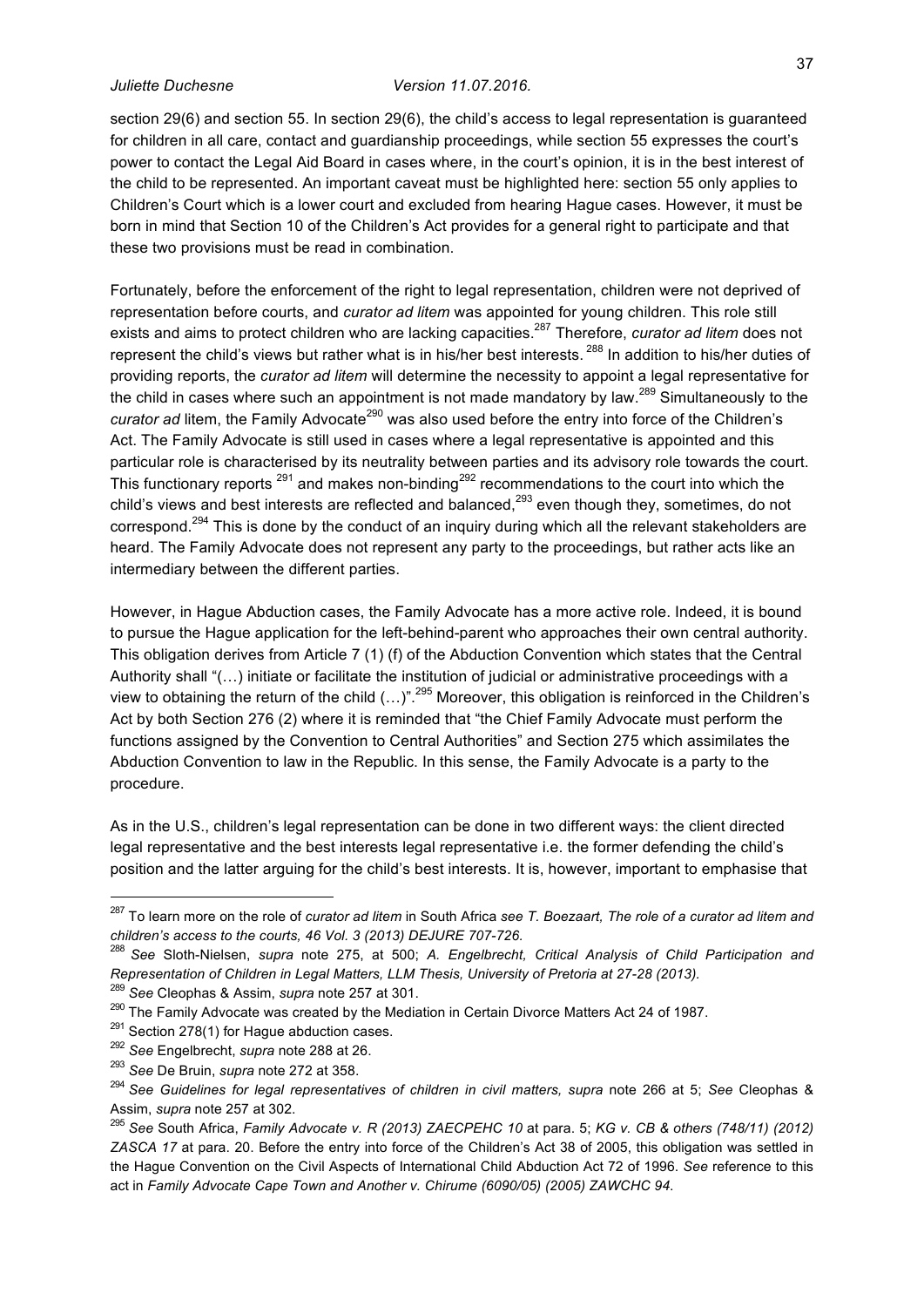section 29(6) and section 55. In section 29(6), the child's access to legal representation is guaranteed for children in all care, contact and guardianship proceedings, while section 55 expresses the court's power to contact the Legal Aid Board in cases where, in the court's opinion, it is in the best interest of the child to be represented. An important caveat must be highlighted here: section 55 only applies to Children's Court which is a lower court and excluded from hearing Hague cases. However, it must be born in mind that Section 10 of the Children's Act provides for a general right to participate and that these two provisions must be read in combination.

Fortunately, before the enforcement of the right to legal representation, children were not deprived of representation before courts, and *curator ad litem* was appointed for young children. This role still exists and aims to protect children who are lacking capacities.[287] Therefore, *curator ad litem* does not represent the child's views but rather what is in his/her best interests. [288] In addition to his/her duties of providing reports, the *curator ad litem* will determine the necessity to appoint a legal representative for the child in cases where such an appointment is not made mandatory by law.[289] Simultaneously to the *curator ad* litem, the Family Advocate[290] was also used before the entry into force of the Children's Act. The Family Advocate is still used in cases where a legal representative is appointed and this particular role is characterised by its neutrality between parties and its advisory role towards the court. This functionary reports [291] and makes non-binding[292] recommendations to the court into which the child's views and best interests are reflected and balanced,[293] even though they, sometimes, do not correspond.[294] This is done by the conduct of an inquiry during which all the relevant stakeholders are heard. The Family Advocate does not represent any party to the proceedings, but rather acts like an intermediary between the different parties.

However, in Hague Abduction cases, the Family Advocate has a more active role. Indeed, it is bound to pursue the Hague application for the left-behind-parent who approaches their own central authority. This obligation derives from Article 7 (1) (f) of the Abduction Convention which states that the Central Authority shall "(…) initiate or facilitate the institution of judicial or administrative proceedings with a view to obtaining the return of the child (…)".[295] Moreover, this obligation is reinforced in the Children's Act by both Section 276 (2) where it is reminded that "the Chief Family Advocate must perform the functions assigned by the Convention to Central Authorities" and Section 275 which assimilates the Abduction Convention to law in the Republic. In this sense, the Family Advocate is a party to the procedure.

As in the U.S., children's legal representation can be done in two different ways: the client directed legal representative and the best interests legal representative i.e. the former defending the child's position and the latter arguing for the child's best interests. It is, however, important to emphasise that

---

[287] To learn more on the role of *curator ad litem* in South Africa *see T. Boezaart, The role of a curator ad litem and children's access to the courts, 46 Vol. 3 (2013) DEJURE 707-726.*

[288] *See* Sloth-Nielsen, *supra* note 275, at 500; *A. Engelbrecht, Critical Analysis of Child Participation and Representation of Children in Legal Matters, LLM Thesis, University of Pretoria at 27-28 (2013).*

[289] *See* Cleophas & Assim, *supra* note 257 at 301.

[290] The Family Advocate was created by the Mediation in Certain Divorce Matters Act 24 of 1987.

[291] Section 278(1) for Hague abduction cases.

[292] *See* Engelbrecht, *supra* note 288 at 26.

[293] *See* De Bruin, *supra* note 272 at 358.

[294] *See Guidelines for legal representatives of children in civil matters, supra* note 266 at 5; *See* Cleophas & Assim, *supra* note 257 at 302.

[295] *See* South Africa, *Family Advocate v. R (2013) ZAECPEHC 10* at para. 5; *KG v. CB & others (748/11) (2012) ZASCA 17* at para. 20. Before the entry into force of the Children's Act 38 of 2005, this obligation was settled in the Hague Convention on the Civil Aspects of International Child Abduction Act 72 of 1996. *See* reference to this act in *Family Advocate Cape Town and Another v. Chirume (6090/05) (2005) ZAWCHC 94.*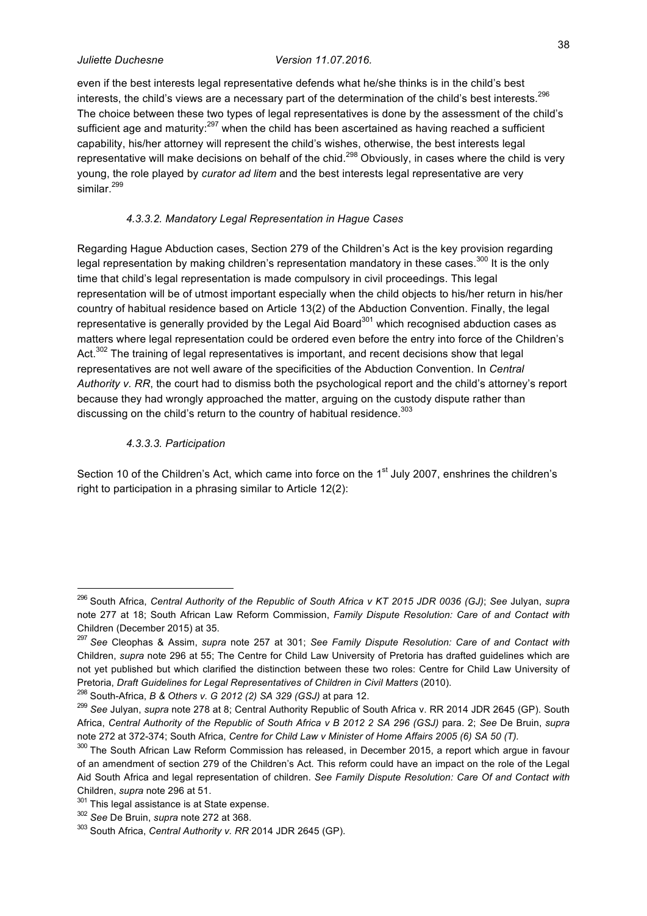even if the best interests legal representative defends what he/she thinks is in the child's best interests, the child's views are a necessary part of the determination of the child's best interests.[296] The choice between these two types of legal representatives is done by the assessment of the child's sufficient age and maturity:[297] when the child has been ascertained as having reached a sufficient capability, his/her attorney will represent the child's wishes, otherwise, the best interests legal representative will make decisions on behalf of the chid.[298] Obviously, in cases where the child is very young, the role played by *curator ad litem* and the best interests legal representative are very similar.[299]

#### *4.3.3.2. Mandatory Legal Representation in Hague Cases*

Regarding Hague Abduction cases, Section 279 of the Children's Act is the key provision regarding legal representation by making children's representation mandatory in these cases.[300] It is the only time that child's legal representation is made compulsory in civil proceedings. This legal representation will be of utmost important especially when the child objects to his/her return in his/her country of habitual residence based on Article 13(2) of the Abduction Convention. Finally, the legal representative is generally provided by the Legal Aid Board[301] which recognised abduction cases as matters where legal representation could be ordered even before the entry into force of the Children's Act.[302] The training of legal representatives is important, and recent decisions show that legal representatives are not well aware of the specificities of the Abduction Convention. In *Central Authority v. RR*, the court had to dismiss both the psychological report and the child's attorney's report because they had wrongly approached the matter, arguing on the custody dispute rather than discussing on the child's return to the country of habitual residence.[303]

#### *4.3.3.3. Participation*

Section 10 of the Children's Act, which came into force on the 1st July 2007, enshrines the children's right to participation in a phrasing similar to Article 12(2):

---

[296] South Africa, *Central Authority of the Republic of South Africa v KT 2015 JDR 0036 (GJ)*; *See* Julyan, *supra* note 277 at 18; South African Law Reform Commission, *Family Dispute Resolution: Care of and Contact with* Children (December 2015) at 35.

[297] *See* Cleophas & Assim, *supra* note 257 at 301; *See Family Dispute Resolution: Care of and Contact with* Children, *supra* note 296 at 55; The Centre for Child Law University of Pretoria has drafted guidelines which are not yet published but which clarified the distinction between these two roles: Centre for Child Law University of Pretoria, *Draft Guidelines for Legal Representatives of Children in Civil Matters* (2010).

[298] South-Africa, *B & Others v. G 2012 (2) SA 329 (GSJ)* at para 12.

[299] *See* Julyan, *supra* note 278 at 8; Central Authority Republic of South Africa v. RR 2014 JDR 2645 (GP). South Africa, *Central Authority of the Republic of South Africa v B 2012 2 SA 296 (GSJ)* para. 2; *See* De Bruin, *supra* note 272 at 372-374; South Africa, *Centre for Child Law v Minister of Home Affairs 2005 (6) SA 50 (T).*

[300] The South African Law Reform Commission has released, in December 2015, a report which argue in favour of an amendment of section 279 of the Children's Act. This reform could have an impact on the role of the Legal Aid South Africa and legal representation of children. *See Family Dispute Resolution: Care Of and Contact with* Children, *supra* note 296 at 51.

[301] This legal assistance is at State expense.

[302] *See* De Bruin, *supra* note 272 at 368.

[303] South Africa, *Central Authority v. RR* 2014 JDR 2645 (GP).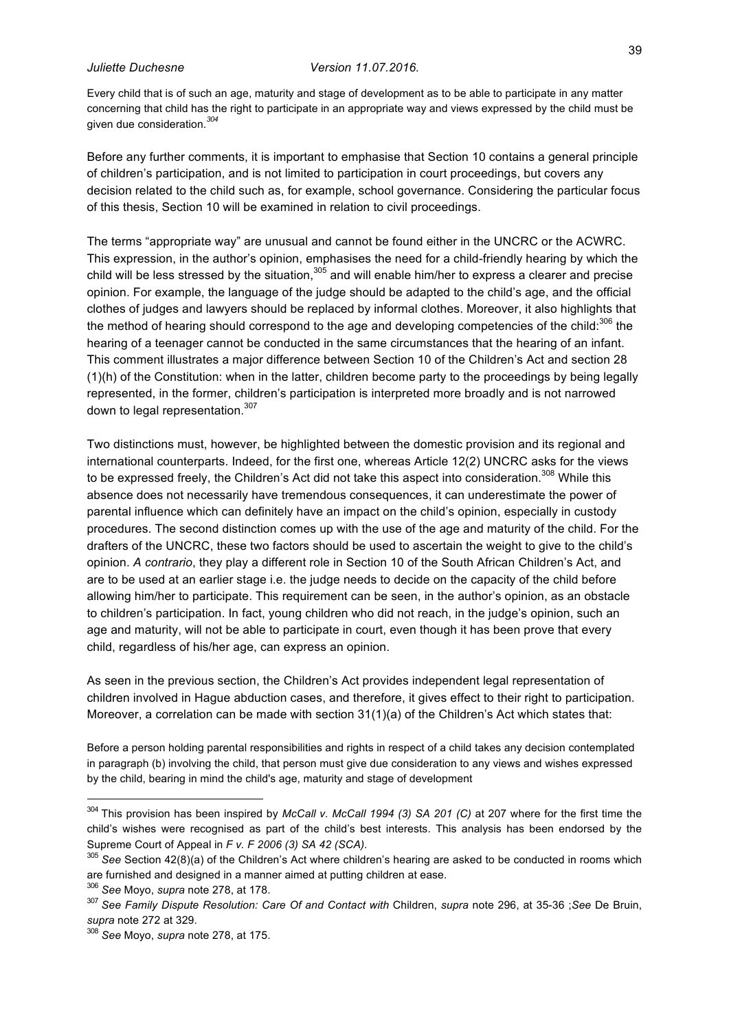> Every child that is of such an age, maturity and stage of development as to be able to participate in any matter concerning that child has the right to participate in an appropriate way and views expressed by the child must be given due consideration.[304]

Before any further comments, it is important to emphasise that Section 10 contains a general principle of children's participation, and is not limited to participation in court proceedings, but covers any decision related to the child such as, for example, school governance. Considering the particular focus of this thesis, Section 10 will be examined in relation to civil proceedings.

The terms "appropriate way" are unusual and cannot be found either in the UNCRC or the ACWRC. This expression, in the author's opinion, emphasises the need for a child-friendly hearing by which the child will be less stressed by the situation,[305] and will enable him/her to express a clearer and precise opinion. For example, the language of the judge should be adapted to the child's age, and the official clothes of judges and lawyers should be replaced by informal clothes. Moreover, it also highlights that the method of hearing should correspond to the age and developing competencies of the child:[306] the hearing of a teenager cannot be conducted in the same circumstances that the hearing of an infant. This comment illustrates a major difference between Section 10 of the Children's Act and section 28 (1)(h) of the Constitution: when in the latter, children become party to the proceedings by being legally represented, in the former, children's participation is interpreted more broadly and is not narrowed down to legal representation.[307]

Two distinctions must, however, be highlighted between the domestic provision and its regional and international counterparts. Indeed, for the first one, whereas Article 12(2) UNCRC asks for the views to be expressed freely, the Children's Act did not take this aspect into consideration.[308] While this absence does not necessarily have tremendous consequences, it can underestimate the power of parental influence which can definitely have an impact on the child's opinion, especially in custody procedures. The second distinction comes up with the use of the age and maturity of the child. For the drafters of the UNCRC, these two factors should be used to ascertain the weight to give to the child's opinion. *A contrario*, they play a different role in Section 10 of the South African Children's Act, and are to be used at an earlier stage i.e. the judge needs to decide on the capacity of the child before allowing him/her to participate. This requirement can be seen, in the author's opinion, as an obstacle to children's participation. In fact, young children who did not reach, in the judge's opinion, such an age and maturity, will not be able to participate in court, even though it has been prove that every child, regardless of his/her age, can express an opinion.

As seen in the previous section, the Children's Act provides independent legal representation of children involved in Hague abduction cases, and therefore, it gives effect to their right to participation. Moreover, a correlation can be made with section 31(1)(a) of the Children's Act which states that:

> Before a person holding parental responsibilities and rights in respect of a child takes any decision contemplated in paragraph (b) involving the child, that person must give due consideration to any views and wishes expressed by the child, bearing in mind the child's age, maturity and stage of development

---

[304] This provision has been inspired by *McCall v. McCall 1994 (3) SA 201 (C)* at 207 where for the first time the child's wishes were recognised as part of the child's best interests. This analysis has been endorsed by the Supreme Court of Appeal in *F v. F 2006 (3) SA 42 (SCA)*.

[305] *See* Section 42(8)(a) of the Children's Act where children's hearing are asked to be conducted in rooms which are furnished and designed in a manner aimed at putting children at ease.

[306] *See* Moyo, *supra* note 278, at 178.

[307] *See Family Dispute Resolution: Care Of and Contact with* Children, *supra* note 296, at 35-36 ;*See* De Bruin, *supra* note 272 at 329.

[308] *See* Moyo, *supra* note 278, at 175.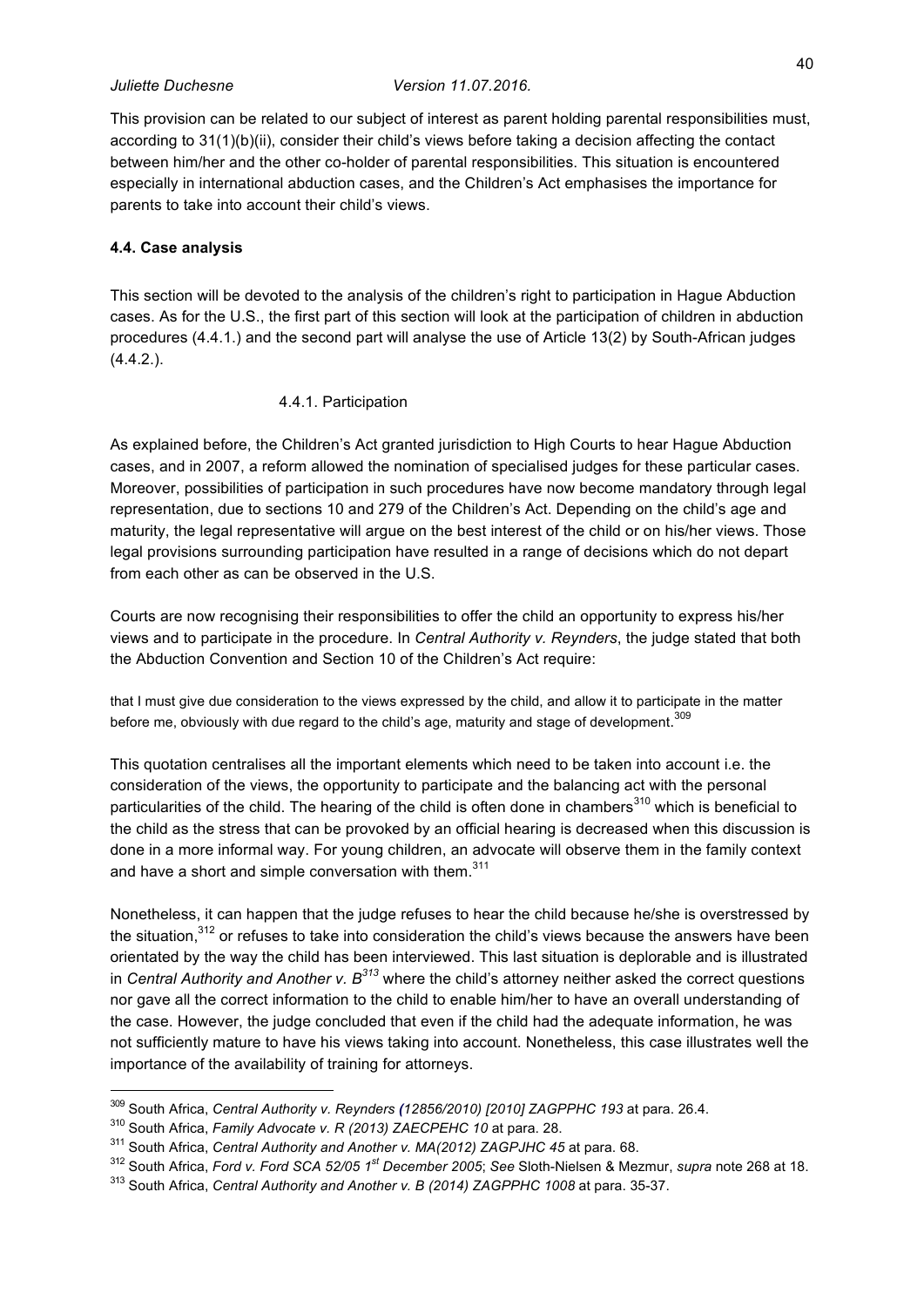This provision can be related to our subject of interest as parent holding parental responsibilities must, according to 31(1)(b)(ii), consider their child's views before taking a decision affecting the contact between him/her and the other co-holder of parental responsibilities. This situation is encountered especially in international abduction cases, and the Children's Act emphasises the importance for parents to take into account their child's views.

### 4.4. Case analysis

This section will be devoted to the analysis of the children's right to participation in Hague Abduction cases. As for the U.S., the first part of this section will look at the participation of children in abduction procedures (4.4.1.) and the second part will analyse the use of Article 13(2) by South-African judges (4.4.2.).

#### 4.4.1. Participation

As explained before, the Children's Act granted jurisdiction to High Courts to hear Hague Abduction cases, and in 2007, a reform allowed the nomination of specialised judges for these particular cases. Moreover, possibilities of participation in such procedures have now become mandatory through legal representation, due to sections 10 and 279 of the Children's Act. Depending on the child's age and maturity, the legal representative will argue on the best interest of the child or on his/her views. Those legal provisions surrounding participation have resulted in a range of decisions which do not depart from each other as can be observed in the U.S.

Courts are now recognising their responsibilities to offer the child an opportunity to express his/her views and to participate in the procedure. In *Central Authority v. Reynders*, the judge stated that both the Abduction Convention and Section 10 of the Children's Act require:

> that I must give due consideration to the views expressed by the child, and allow it to participate in the matter before me, obviously with due regard to the child's age, maturity and stage of development.[309]

This quotation centralises all the important elements which need to be taken into account i.e. the consideration of the views, the opportunity to participate and the balancing act with the personal particularities of the child. The hearing of the child is often done in chambers[310] which is beneficial to the child as the stress that can be provoked by an official hearing is decreased when this discussion is done in a more informal way. For young children, an advocate will observe them in the family context and have a short and simple conversation with them.[311]

Nonetheless, it can happen that the judge refuses to hear the child because he/she is overstressed by the situation,[312] or refuses to take into consideration the child's views because the answers have been orientated by the way the child has been interviewed. This last situation is deplorable and is illustrated in *Central Authority and Another v. B*[313] where the child's attorney neither asked the correct questions nor gave all the correct information to the child to enable him/her to have an overall understanding of the case. However, the judge concluded that even if the child had the adequate information, he was not sufficiently mature to have his views taking into account. Nonetheless, this case illustrates well the importance of the availability of training for attorneys.

---

[309] South Africa, *Central Authority v. Reynders (12856/2010) [2010] ZAGPPHC 193* at para. 26.4.

[310] South Africa, *Family Advocate v. R (2013) ZAECPEHC 10* at para. 28.

[311] South Africa, *Central Authority and Another v. MA(2012) ZAGPJHC 45* at para. 68.

[312] South Africa, *Ford v. Ford SCA 52/05 1st December 2005*; *See* Sloth-Nielsen & Mezmur, *supra* note 268 at 18.

[313] South Africa, *Central Authority and Another v. B (2014) ZAGPPHC 1008* at para. 35-37.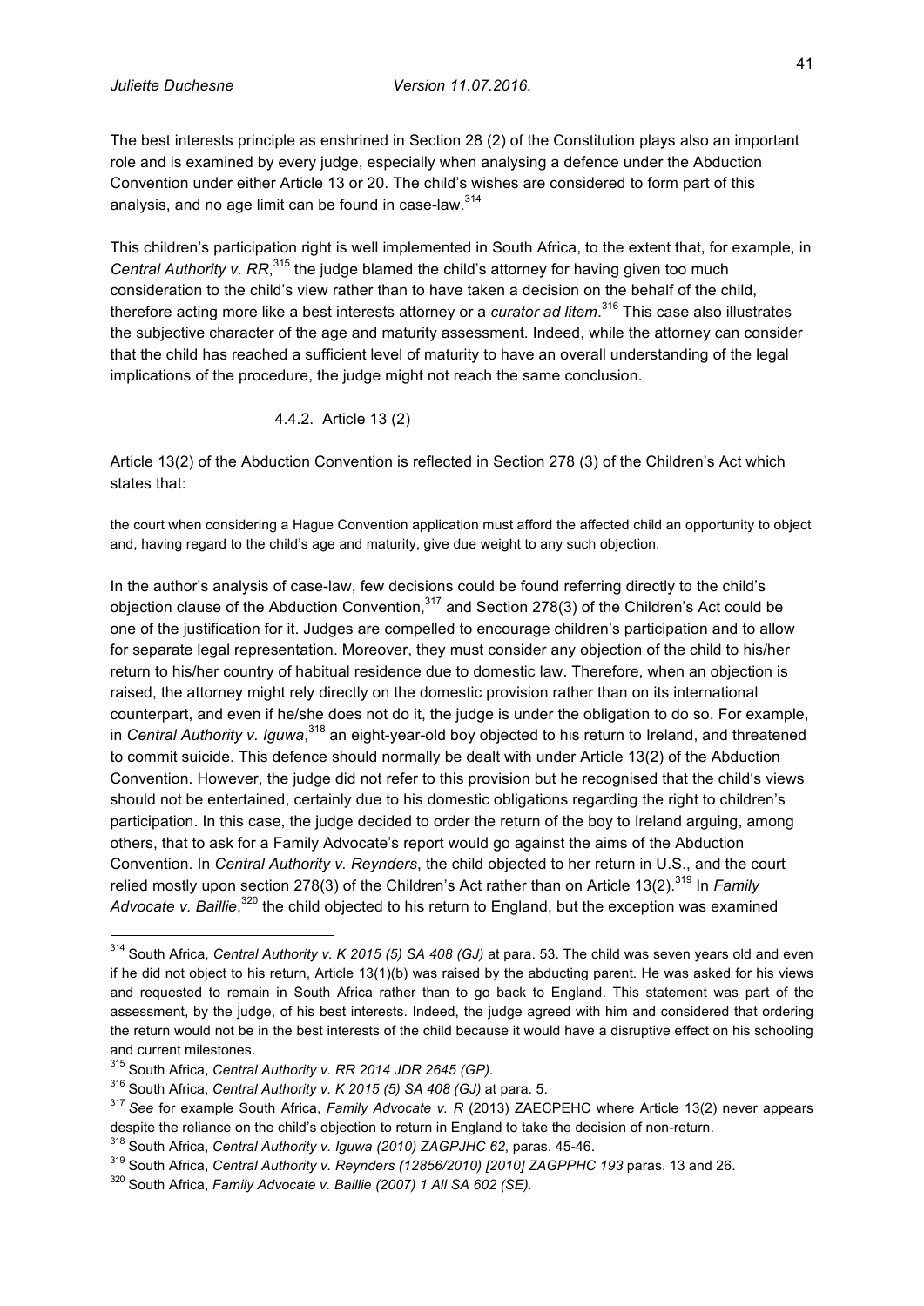The best interests principle as enshrined in Section 28 (2) of the Constitution plays also an important role and is examined by every judge, especially when analysing a defence under the Abduction Convention under either Article 13 or 20. The child's wishes are considered to form part of this analysis, and no age limit can be found in case-law.[314]

This children's participation right is well implemented in South Africa, to the extent that, for example, in *Central Authority v. RR*,[315] the judge blamed the child's attorney for having given too much consideration to the child's view rather than to have taken a decision on the behalf of the child, therefore acting more like a best interests attorney or a *curator ad litem*.[316] This case also illustrates the subjective character of the age and maturity assessment. Indeed, while the attorney can consider that the child has reached a sufficient level of maturity to have an overall understanding of the legal implications of the procedure, the judge might not reach the same conclusion.

#### 4.4.2. Article 13 (2)

Article 13(2) of the Abduction Convention is reflected in Section 278 (3) of the Children's Act which states that:

> the court when considering a Hague Convention application must afford the affected child an opportunity to object and, having regard to the child's age and maturity, give due weight to any such objection.

In the author's analysis of case-law, few decisions could be found referring directly to the child's objection clause of the Abduction Convention,[317] and Section 278(3) of the Children's Act could be one of the justification for it. Judges are compelled to encourage children's participation and to allow for separate legal representation. Moreover, they must consider any objection of the child to his/her return to his/her country of habitual residence due to domestic law. Therefore, when an objection is raised, the attorney might rely directly on the domestic provision rather than on its international counterpart, and even if he/she does not do it, the judge is under the obligation to do so. For example, in *Central Authority v. Iguwa*,[318] an eight-year-old boy objected to his return to Ireland, and threatened to commit suicide. This defence should normally be dealt with under Article 13(2) of the Abduction Convention. However, the judge did not refer to this provision but he recognised that the child's views should not be entertained, certainly due to his domestic obligations regarding the right to children's participation. In this case, the judge decided to order the return of the boy to Ireland arguing, among others, that to ask for a Family Advocate's report would go against the aims of the Abduction Convention. In *Central Authority v. Reynders*, the child objected to her return in U.S., and the court relied mostly upon section 278(3) of the Children's Act rather than on Article 13(2).[319] In *Family Advocate v. Baillie*,[320] the child objected to his return to England, but the exception was examined

---

[314] South Africa, *Central Authority v. K 2015 (5) SA 408 (GJ)* at para. 53. The child was seven years old and even if he did not object to his return, Article 13(1)(b) was raised by the abducting parent. He was asked for his views and requested to remain in South Africa rather than to go back to England. This statement was part of the assessment, by the judge, of his best interests. Indeed, the judge agreed with him and considered that ordering the return would not be in the best interests of the child because it would have a disruptive effect on his schooling and current milestones.

[315] South Africa, *Central Authority v. RR 2014 JDR 2645 (GP).*

[316] South Africa, *Central Authority v. K 2015 (5) SA 408 (GJ)* at para. 5.

[317] *See* for example South Africa, *Family Advocate v. R* (2013) ZAECPEHC where Article 13(2) never appears despite the reliance on the child's objection to return in England to take the decision of non-return.

[318] South Africa, *Central Authority v. Iguwa (2010) ZAGPJHC 62*, paras. 45-46.

[319] South Africa, *Central Authority v. Reynders (12856/2010) [2010] ZAGPPHC 193* paras. 13 and 26.

[320] South Africa, *Family Advocate v. Baillie (2007) 1 All SA 602 (SE).*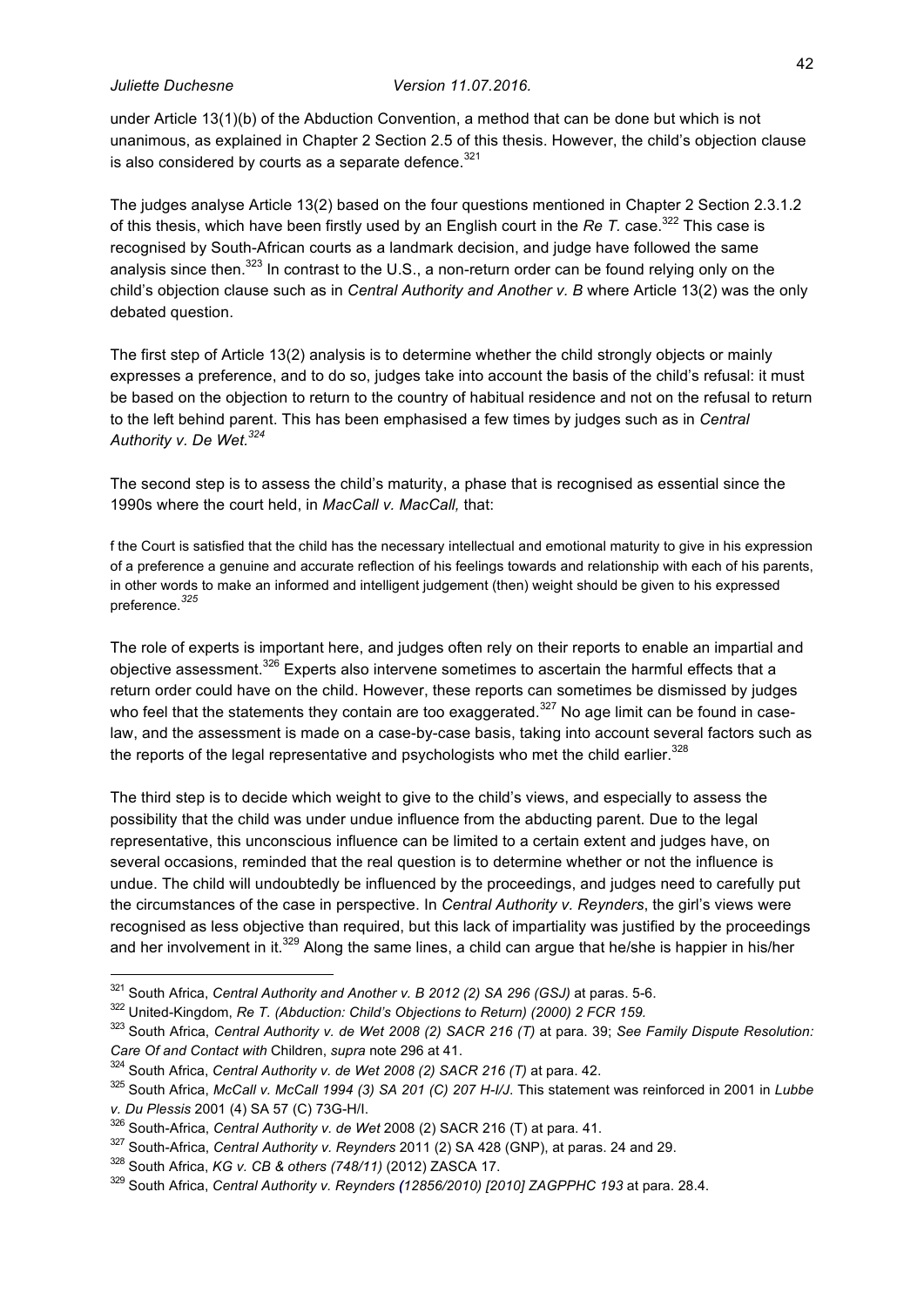under Article 13(1)(b) of the Abduction Convention, a method that can be done but which is not unanimous, as explained in Chapter 2 Section 2.5 of this thesis. However, the child's objection clause is also considered by courts as a separate defence.[321]

The judges analyse Article 13(2) based on the four questions mentioned in Chapter 2 Section 2.3.1.2 of this thesis, which have been firstly used by an English court in the *Re T.* case.[322] This case is recognised by South-African courts as a landmark decision, and judge have followed the same analysis since then.[323] In contrast to the U.S., a non-return order can be found relying only on the child's objection clause such as in *Central Authority and Another v. B* where Article 13(2) was the only debated question.

The first step of Article 13(2) analysis is to determine whether the child strongly objects or mainly expresses a preference, and to do so, judges take into account the basis of the child's refusal: it must be based on the objection to return to the country of habitual residence and not on the refusal to return to the left behind parent. This has been emphasised a few times by judges such as in *Central Authority v. De Wet.*[324]

The second step is to assess the child's maturity, a phase that is recognised as essential since the 1990s where the court held, in *MacCall v. MacCall,* that:

> f the Court is satisfied that the child has the necessary intellectual and emotional maturity to give in his expression of a preference a genuine and accurate reflection of his feelings towards and relationship with each of his parents, in other words to make an informed and intelligent judgement (then) weight should be given to his expressed preference.[325]

The role of experts is important here, and judges often rely on their reports to enable an impartial and objective assessment.[326] Experts also intervene sometimes to ascertain the harmful effects that a return order could have on the child. However, these reports can sometimes be dismissed by judges who feel that the statements they contain are too exaggerated.[327] No age limit can be found in case-law, and the assessment is made on a case-by-case basis, taking into account several factors such as the reports of the legal representative and psychologists who met the child earlier.[328]

The third step is to decide which weight to give to the child's views, and especially to assess the possibility that the child was under undue influence from the abducting parent. Due to the legal representative, this unconscious influence can be limited to a certain extent and judges have, on several occasions, reminded that the real question is to determine whether or not the influence is undue. The child will undoubtedly be influenced by the proceedings, and judges need to carefully put the circumstances of the case in perspective. In *Central Authority v. Reynders*, the girl's views were recognised as less objective than required, but this lack of impartiality was justified by the proceedings and her involvement in it.[329] Along the same lines, a child can argue that he/she is happier in his/her

---

[321] South Africa, *Central Authority and Another v. B 2012 (2) SA 296 (GSJ)* at paras. 5-6.

[322] United-Kingdom, *Re T. (Abduction: Child's Objections to Return) (2000) 2 FCR 159.*

[323] South Africa, *Central Authority v. de Wet 2008 (2) SACR 216 (T)* at para. 39; *See Family Dispute Resolution: Care Of and Contact with* Children, *supra* note 296 at 41.

[324] South Africa, *Central Authority v. de Wet 2008 (2) SACR 216 (T)* at para. 42.

[325] South Africa, *McCall v. McCall 1994 (3) SA 201 (C) 207 H-I/J*. This statement was reinforced in 2001 in *Lubbe v. Du Plessis* 2001 (4) SA 57 (C) 73G-H/I.

[326] South-Africa, *Central Authority v. de Wet* 2008 (2) SACR 216 (T) at para. 41.

[327] South-Africa, *Central Authority v. Reynders* 2011 (2) SA 428 (GNP), at paras. 24 and 29.

[328] South Africa, *KG v. CB & others (748/11)* (2012) ZASCA 17.

[329] South Africa, *Central Authority v. Reynders (12856/2010) [2010] ZAGPPHC 193* at para. 28.4.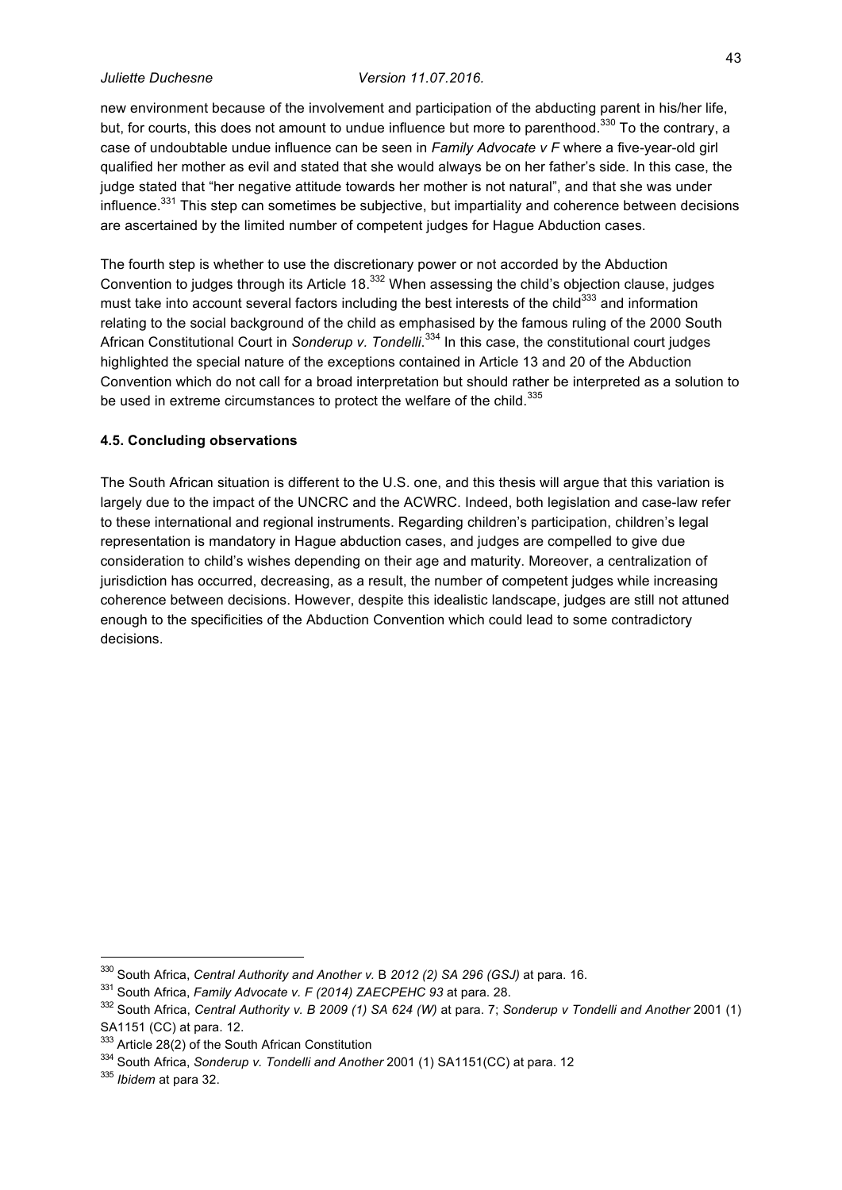new environment because of the involvement and participation of the abducting parent in his/her life, but, for courts, this does not amount to undue influence but more to parenthood.[330] To the contrary, a case of undoubtable undue influence can be seen in *Family Advocate v F* where a five-year-old girl qualified her mother as evil and stated that she would always be on her father's side. In this case, the judge stated that "her negative attitude towards her mother is not natural", and that she was under influence.[331] This step can sometimes be subjective, but impartiality and coherence between decisions are ascertained by the limited number of competent judges for Hague Abduction cases.

The fourth step is whether to use the discretionary power or not accorded by the Abduction Convention to judges through its Article 18.[332] When assessing the child's objection clause, judges must take into account several factors including the best interests of the child[333] and information relating to the social background of the child as emphasised by the famous ruling of the 2000 South African Constitutional Court in *Sonderup v. Tondelli*.[334] In this case, the constitutional court judges highlighted the special nature of the exceptions contained in Article 13 and 20 of the Abduction Convention which do not call for a broad interpretation but should rather be interpreted as a solution to be used in extreme circumstances to protect the welfare of the child.[335]

### 4.5. Concluding observations

The South African situation is different to the U.S. one, and this thesis will argue that this variation is largely due to the impact of the UNCRC and the ACWRC. Indeed, both legislation and case-law refer to these international and regional instruments. Regarding children's participation, children's legal representation is mandatory in Hague abduction cases, and judges are compelled to give due consideration to child's wishes depending on their age and maturity. Moreover, a centralization of jurisdiction has occurred, decreasing, as a result, the number of competent judges while increasing coherence between decisions. However, despite this idealistic landscape, judges are still not attuned enough to the specificities of the Abduction Convention which could lead to some contradictory decisions.

---

[330] South Africa, *Central Authority and Another v.* B *2012 (2) SA 296 (GSJ)* at para. 16.

[331] South Africa, *Family Advocate v. F (2014) ZAECPEHC 93* at para. 28.

[332] South Africa, *Central Authority v. B 2009 (1) SA 624 (W)* at para. 7; *Sonderup v Tondelli and Another* 2001 (1) SA1151 (CC) at para. 12.

[333] Article 28(2) of the South African Constitution

[334] South Africa, *Sonderup v. Tondelli and Another* 2001 (1) SA1151(CC) at para. 12

[335] *Ibidem* at para 32.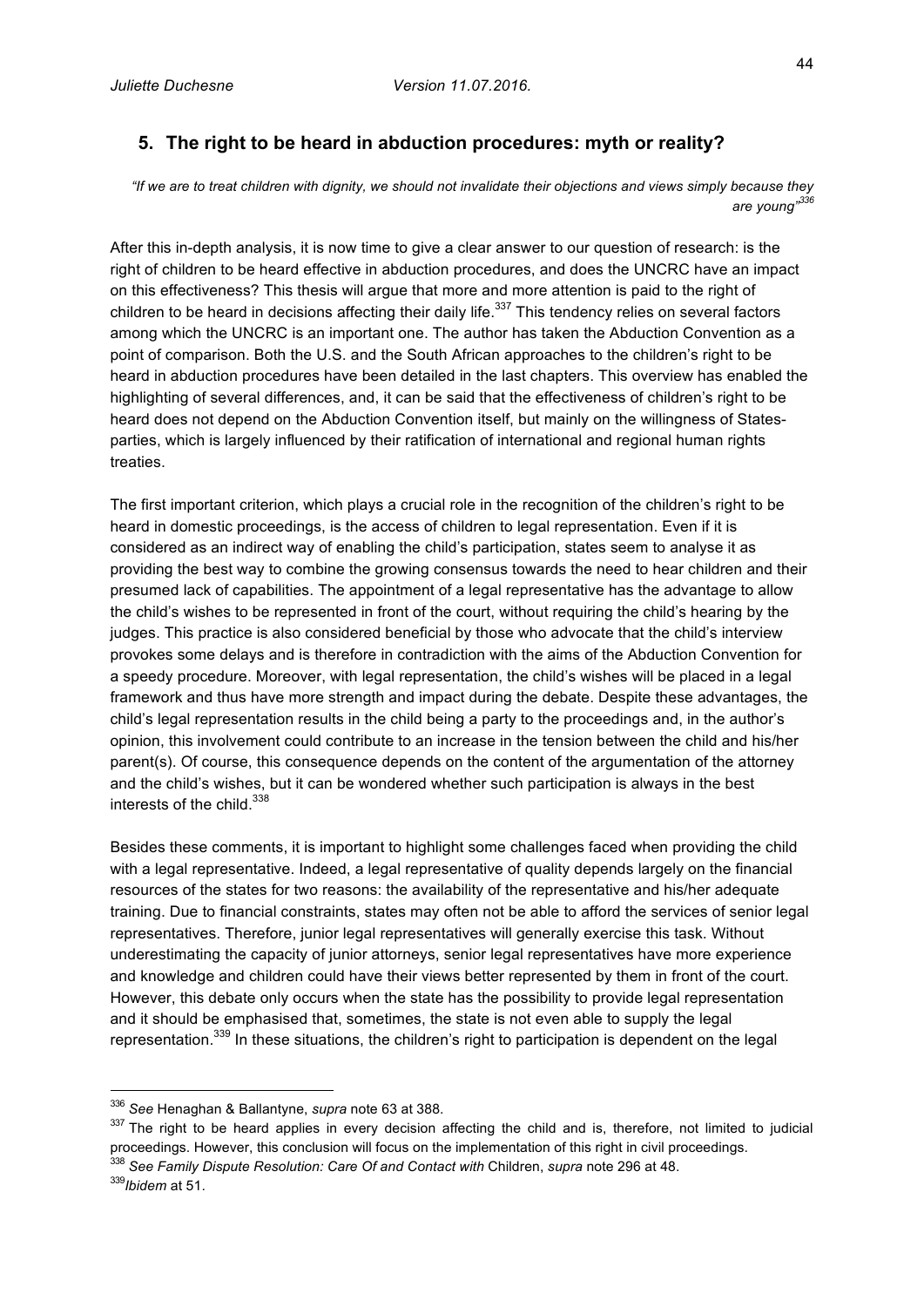## 5. The right to be heard in abduction procedures: myth or reality?

*"If we are to treat children with dignity, we should not invalidate their objections and views simply because they are young"*[336]

After this in-depth analysis, it is now time to give a clear answer to our question of research: is the right of children to be heard effective in abduction procedures, and does the UNCRC have an impact on this effectiveness? This thesis will argue that more and more attention is paid to the right of children to be heard in decisions affecting their daily life.[337] This tendency relies on several factors among which the UNCRC is an important one. The author has taken the Abduction Convention as a point of comparison. Both the U.S. and the South African approaches to the children's right to be heard in abduction procedures have been detailed in the last chapters. This overview has enabled the highlighting of several differences, and, it can be said that the effectiveness of children's right to be heard does not depend on the Abduction Convention itself, but mainly on the willingness of States-parties, which is largely influenced by their ratification of international and regional human rights treaties.

The first important criterion, which plays a crucial role in the recognition of the children's right to be heard in domestic proceedings, is the access of children to legal representation. Even if it is considered as an indirect way of enabling the child's participation, states seem to analyse it as providing the best way to combine the growing consensus towards the need to hear children and their presumed lack of capabilities. The appointment of a legal representative has the advantage to allow the child's wishes to be represented in front of the court, without requiring the child's hearing by the judges. This practice is also considered beneficial by those who advocate that the child's interview provokes some delays and is therefore in contradiction with the aims of the Abduction Convention for a speedy procedure. Moreover, with legal representation, the child's wishes will be placed in a legal framework and thus have more strength and impact during the debate. Despite these advantages, the child's legal representation results in the child being a party to the proceedings and, in the author's opinion, this involvement could contribute to an increase in the tension between the child and his/her parent(s). Of course, this consequence depends on the content of the argumentation of the attorney and the child's wishes, but it can be wondered whether such participation is always in the best interests of the child.[338]

Besides these comments, it is important to highlight some challenges faced when providing the child with a legal representative. Indeed, a legal representative of quality depends largely on the financial resources of the states for two reasons: the availability of the representative and his/her adequate training. Due to financial constraints, states may often not be able to afford the services of senior legal representatives. Therefore, junior legal representatives will generally exercise this task. Without underestimating the capacity of junior attorneys, senior legal representatives have more experience and knowledge and children could have their views better represented by them in front of the court. However, this debate only occurs when the state has the possibility to provide legal representation and it should be emphasised that, sometimes, the state is not even able to supply the legal representation.[339] In these situations, the children's right to participation is dependent on the legal

---

[336] *See* Henaghan & Ballantyne, *supra* note 63 at 388.

[337] The right to be heard applies in every decision affecting the child and is, therefore, not limited to judicial proceedings. However, this conclusion will focus on the implementation of this right in civil proceedings.

[338] *See Family Dispute Resolution: Care Of and Contact with* Children, *supra* note 296 at 48.

[339] *Ibidem* at 51.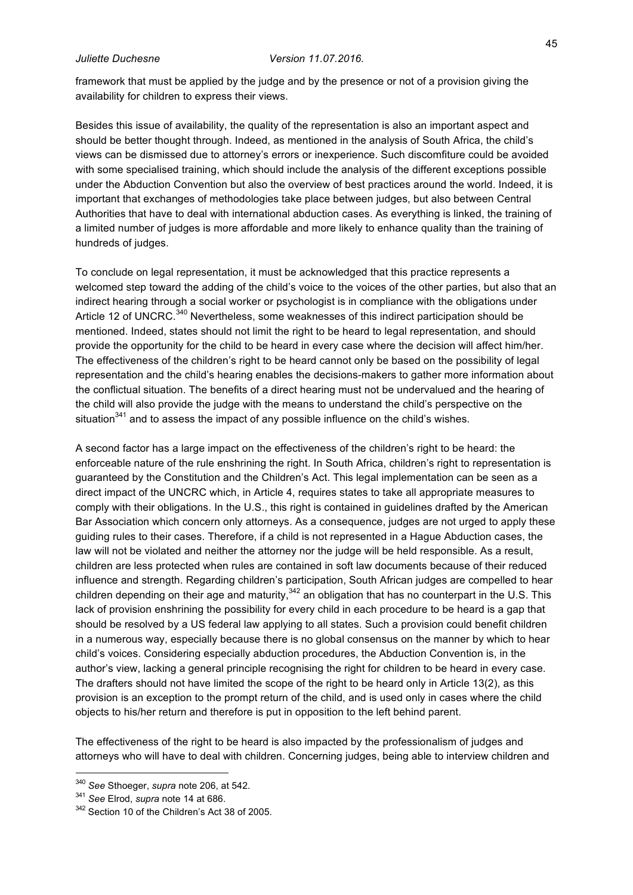framework that must be applied by the judge and by the presence or not of a provision giving the availability for children to express their views.

Besides this issue of availability, the quality of the representation is also an important aspect and should be better thought through. Indeed, as mentioned in the analysis of South Africa, the child's views can be dismissed due to attorney's errors or inexperience. Such discomfiture could be avoided with some specialised training, which should include the analysis of the different exceptions possible under the Abduction Convention but also the overview of best practices around the world. Indeed, it is important that exchanges of methodologies take place between judges, but also between Central Authorities that have to deal with international abduction cases. As everything is linked, the training of a limited number of judges is more affordable and more likely to enhance quality than the training of hundreds of judges.

To conclude on legal representation, it must be acknowledged that this practice represents a welcomed step toward the adding of the child's voice to the voices of the other parties, but also that an indirect hearing through a social worker or psychologist is in compliance with the obligations under Article 12 of UNCRC.[340] Nevertheless, some weaknesses of this indirect participation should be mentioned. Indeed, states should not limit the right to be heard to legal representation, and should provide the opportunity for the child to be heard in every case where the decision will affect him/her. The effectiveness of the children's right to be heard cannot only be based on the possibility of legal representation and the child's hearing enables the decisions-makers to gather more information about the conflictual situation. The benefits of a direct hearing must not be undervalued and the hearing of the child will also provide the judge with the means to understand the child's perspective on the situation[341] and to assess the impact of any possible influence on the child's wishes.

A second factor has a large impact on the effectiveness of the children's right to be heard: the enforceable nature of the rule enshrining the right. In South Africa, children's right to representation is guaranteed by the Constitution and the Children's Act. This legal implementation can be seen as a direct impact of the UNCRC which, in Article 4, requires states to take all appropriate measures to comply with their obligations. In the U.S., this right is contained in guidelines drafted by the American Bar Association which concern only attorneys. As a consequence, judges are not urged to apply these guiding rules to their cases. Therefore, if a child is not represented in a Hague Abduction cases, the law will not be violated and neither the attorney nor the judge will be held responsible. As a result, children are less protected when rules are contained in soft law documents because of their reduced influence and strength. Regarding children's participation, South African judges are compelled to hear children depending on their age and maturity,[342] an obligation that has no counterpart in the U.S. This lack of provision enshrining the possibility for every child in each procedure to be heard is a gap that should be resolved by a US federal law applying to all states. Such a provision could benefit children in a numerous way, especially because there is no global consensus on the manner by which to hear child's voices. Considering especially abduction procedures, the Abduction Convention is, in the author's view, lacking a general principle recognising the right for children to be heard in every case. The drafters should not have limited the scope of the right to be heard only in Article 13(2), as this provision is an exception to the prompt return of the child, and is used only in cases where the child objects to his/her return and therefore is put in opposition to the left behind parent.

The effectiveness of the right to be heard is also impacted by the professionalism of judges and attorneys who will have to deal with children. Concerning judges, being able to interview children and

---

[340] *See* Sthoeger, *supra* note 206, at 542.

[341] *See* Elrod, *supra* note 14 at 686.

[342] Section 10 of the Children's Act 38 of 2005.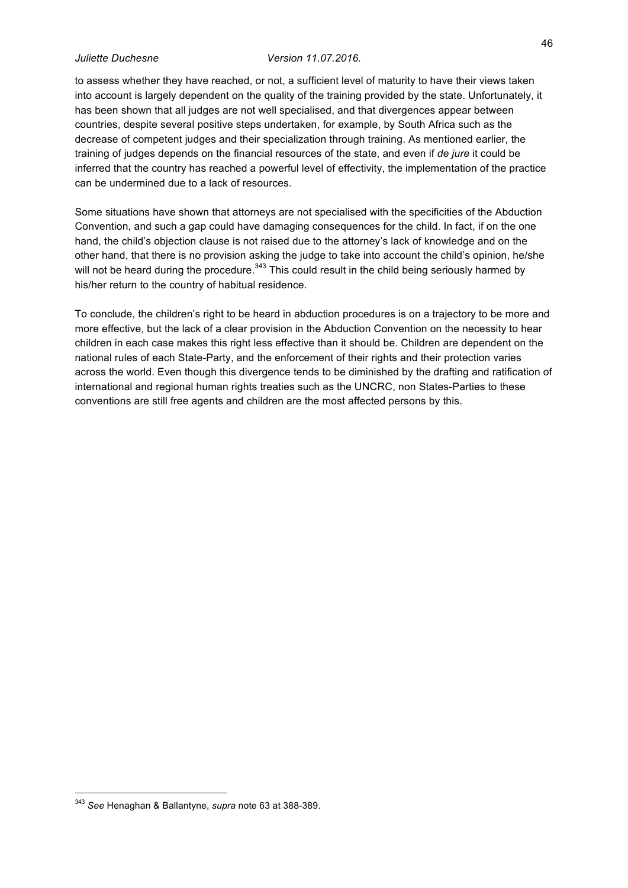to assess whether they have reached, or not, a sufficient level of maturity to have their views taken into account is largely dependent on the quality of the training provided by the state. Unfortunately, it has been shown that all judges are not well specialised, and that divergences appear between countries, despite several positive steps undertaken, for example, by South Africa such as the decrease of competent judges and their specialization through training. As mentioned earlier, the training of judges depends on the financial resources of the state, and even if *de jure* it could be inferred that the country has reached a powerful level of effectivity, the implementation of the practice can be undermined due to a lack of resources.

Some situations have shown that attorneys are not specialised with the specificities of the Abduction Convention, and such a gap could have damaging consequences for the child. In fact, if on the one hand, the child's objection clause is not raised due to the attorney's lack of knowledge and on the other hand, that there is no provision asking the judge to take into account the child's opinion, he/she will not be heard during the procedure.[343] This could result in the child being seriously harmed by his/her return to the country of habitual residence.

To conclude, the children's right to be heard in abduction procedures is on a trajectory to be more and more effective, but the lack of a clear provision in the Abduction Convention on the necessity to hear children in each case makes this right less effective than it should be. Children are dependent on the national rules of each State-Party, and the enforcement of their rights and their protection varies across the world. Even though this divergence tends to be diminished by the drafting and ratification of international and regional human rights treaties such as the UNCRC, non States-Parties to these conventions are still free agents and children are the most affected persons by this.

---

[343] *See* Henaghan & Ballantyne, *supra* note 63 at 388-389.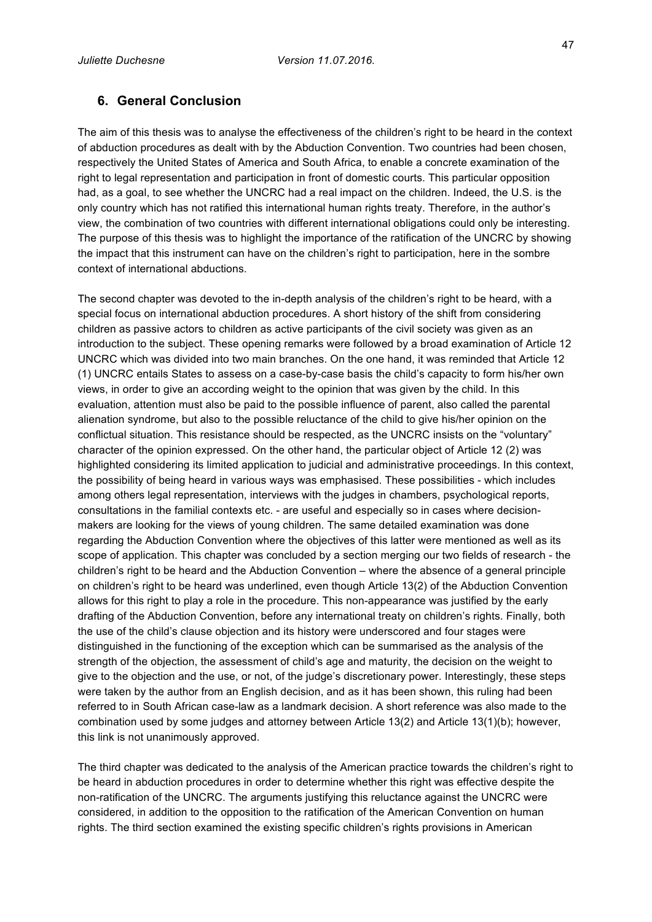## 6. General Conclusion

The aim of this thesis was to analyse the effectiveness of the children's right to be heard in the context of abduction procedures as dealt with by the Abduction Convention. Two countries had been chosen, respectively the United States of America and South Africa, to enable a concrete examination of the right to legal representation and participation in front of domestic courts. This particular opposition had, as a goal, to see whether the UNCRC had a real impact on the children. Indeed, the U.S. is the only country which has not ratified this international human rights treaty. Therefore, in the author's view, the combination of two countries with different international obligations could only be interesting. The purpose of this thesis was to highlight the importance of the ratification of the UNCRC by showing the impact that this instrument can have on the children's right to participation, here in the sombre context of international abductions.

The second chapter was devoted to the in-depth analysis of the children's right to be heard, with a special focus on international abduction procedures. A short history of the shift from considering children as passive actors to children as active participants of the civil society was given as an introduction to the subject. These opening remarks were followed by a broad examination of Article 12 UNCRC which was divided into two main branches. On the one hand, it was reminded that Article 12 (1) UNCRC entails States to assess on a case-by-case basis the child's capacity to form his/her own views, in order to give an according weight to the opinion that was given by the child. In this evaluation, attention must also be paid to the possible influence of parent, also called the parental alienation syndrome, but also to the possible reluctance of the child to give his/her opinion on the conflictual situation. This resistance should be respected, as the UNCRC insists on the "voluntary" character of the opinion expressed. On the other hand, the particular object of Article 12 (2) was highlighted considering its limited application to judicial and administrative proceedings. In this context, the possibility of being heard in various ways was emphasised. These possibilities - which includes among others legal representation, interviews with the judges in chambers, psychological reports, consultations in the familial contexts etc. - are useful and especially so in cases where decision-makers are looking for the views of young children. The same detailed examination was done regarding the Abduction Convention where the objectives of this latter were mentioned as well as its scope of application. This chapter was concluded by a section merging our two fields of research - the children's right to be heard and the Abduction Convention – where the absence of a general principle on children's right to be heard was underlined, even though Article 13(2) of the Abduction Convention allows for this right to play a role in the procedure. This non-appearance was justified by the early drafting of the Abduction Convention, before any international treaty on children's rights. Finally, both the use of the child's clause objection and its history were underscored and four stages were distinguished in the functioning of the exception which can be summarised as the analysis of the strength of the objection, the assessment of child's age and maturity, the decision on the weight to give to the objection and the use, or not, of the judge's discretionary power. Interestingly, these steps were taken by the author from an English decision, and as it has been shown, this ruling had been referred to in South African case-law as a landmark decision. A short reference was also made to the combination used by some judges and attorney between Article 13(2) and Article 13(1)(b); however, this link is not unanimously approved.

The third chapter was dedicated to the analysis of the American practice towards the children's right to be heard in abduction procedures in order to determine whether this right was effective despite the non-ratification of the UNCRC. The arguments justifying this reluctance against the UNCRC were considered, in addition to the opposition to the ratification of the American Convention on human rights. The third section examined the existing specific children's rights provisions in American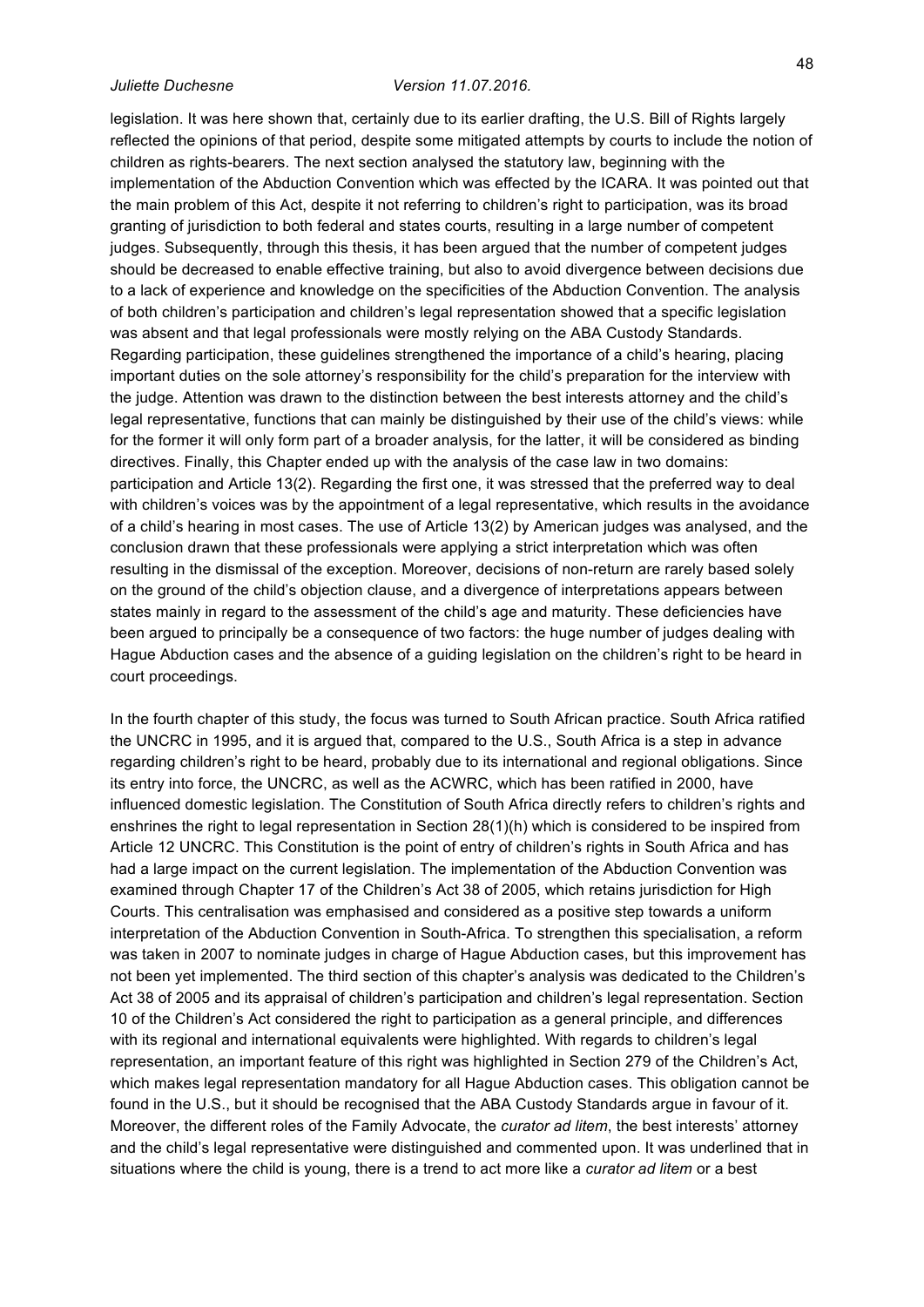legislation. It was here shown that, certainly due to its earlier drafting, the U.S. Bill of Rights largely reflected the opinions of that period, despite some mitigated attempts by courts to include the notion of children as rights-bearers. The next section analysed the statutory law, beginning with the implementation of the Abduction Convention which was effected by the ICARA. It was pointed out that the main problem of this Act, despite it not referring to children's right to participation, was its broad granting of jurisdiction to both federal and states courts, resulting in a large number of competent judges. Subsequently, through this thesis, it has been argued that the number of competent judges should be decreased to enable effective training, but also to avoid divergence between decisions due to a lack of experience and knowledge on the specificities of the Abduction Convention. The analysis of both children's participation and children's legal representation showed that a specific legislation was absent and that legal professionals were mostly relying on the ABA Custody Standards. Regarding participation, these guidelines strengthened the importance of a child's hearing, placing important duties on the sole attorney's responsibility for the child's preparation for the interview with the judge. Attention was drawn to the distinction between the best interests attorney and the child's legal representative, functions that can mainly be distinguished by their use of the child's views: while for the former it will only form part of a broader analysis, for the latter, it will be considered as binding directives. Finally, this Chapter ended up with the analysis of the case law in two domains: participation and Article 13(2). Regarding the first one, it was stressed that the preferred way to deal with children's voices was by the appointment of a legal representative, which results in the avoidance of a child's hearing in most cases. The use of Article 13(2) by American judges was analysed, and the conclusion drawn that these professionals were applying a strict interpretation which was often resulting in the dismissal of the exception. Moreover, decisions of non-return are rarely based solely on the ground of the child's objection clause, and a divergence of interpretations appears between states mainly in regard to the assessment of the child's age and maturity. These deficiencies have been argued to principally be a consequence of two factors: the huge number of judges dealing with Hague Abduction cases and the absence of a guiding legislation on the children's right to be heard in court proceedings.

In the fourth chapter of this study, the focus was turned to South African practice. South Africa ratified the UNCRC in 1995, and it is argued that, compared to the U.S., South Africa is a step in advance regarding children's right to be heard, probably due to its international and regional obligations. Since its entry into force, the UNCRC, as well as the ACWRC, which has been ratified in 2000, have influenced domestic legislation. The Constitution of South Africa directly refers to children's rights and enshrines the right to legal representation in Section 28(1)(h) which is considered to be inspired from Article 12 UNCRC. This Constitution is the point of entry of children's rights in South Africa and has had a large impact on the current legislation. The implementation of the Abduction Convention was examined through Chapter 17 of the Children's Act 38 of 2005, which retains jurisdiction for High Courts. This centralisation was emphasised and considered as a positive step towards a uniform interpretation of the Abduction Convention in South-Africa. To strengthen this specialisation, a reform was taken in 2007 to nominate judges in charge of Hague Abduction cases, but this improvement has not been yet implemented. The third section of this chapter's analysis was dedicated to the Children's Act 38 of 2005 and its appraisal of children's participation and children's legal representation. Section 10 of the Children's Act considered the right to participation as a general principle, and differences with its regional and international equivalents were highlighted. With regards to children's legal representation, an important feature of this right was highlighted in Section 279 of the Children's Act, which makes legal representation mandatory for all Hague Abduction cases. This obligation cannot be found in the U.S., but it should be recognised that the ABA Custody Standards argue in favour of it. Moreover, the different roles of the Family Advocate, the *curator ad litem*, the best interests' attorney and the child's legal representative were distinguished and commented upon. It was underlined that in situations where the child is young, there is a trend to act more like a *curator ad litem* or a best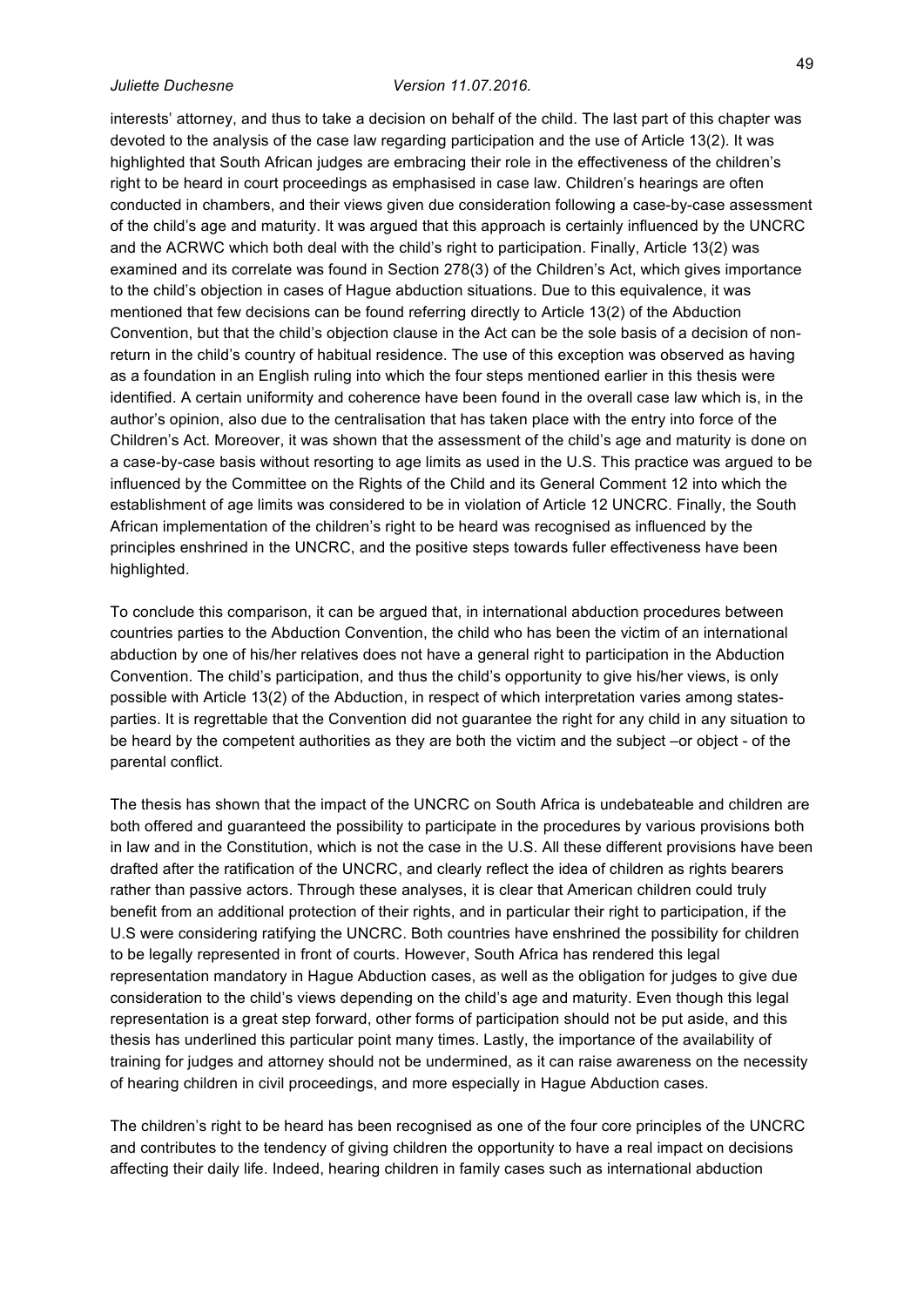interests' attorney, and thus to take a decision on behalf of the child. The last part of this chapter was devoted to the analysis of the case law regarding participation and the use of Article 13(2). It was highlighted that South African judges are embracing their role in the effectiveness of the children's right to be heard in court proceedings as emphasised in case law. Children's hearings are often conducted in chambers, and their views given due consideration following a case-by-case assessment of the child's age and maturity. It was argued that this approach is certainly influenced by the UNCRC and the ACRWC which both deal with the child's right to participation. Finally, Article 13(2) was examined and its correlate was found in Section 278(3) of the Children's Act, which gives importance to the child's objection in cases of Hague abduction situations. Due to this equivalence, it was mentioned that few decisions can be found referring directly to Article 13(2) of the Abduction Convention, but that the child's objection clause in the Act can be the sole basis of a decision of non-return in the child's country of habitual residence. The use of this exception was observed as having as a foundation in an English ruling into which the four steps mentioned earlier in this thesis were identified. A certain uniformity and coherence have been found in the overall case law which is, in the author's opinion, also due to the centralisation that has taken place with the entry into force of the Children's Act. Moreover, it was shown that the assessment of the child's age and maturity is done on a case-by-case basis without resorting to age limits as used in the U.S. This practice was argued to be influenced by the Committee on the Rights of the Child and its General Comment 12 into which the establishment of age limits was considered to be in violation of Article 12 UNCRC. Finally, the South African implementation of the children's right to be heard was recognised as influenced by the principles enshrined in the UNCRC, and the positive steps towards fuller effectiveness have been highlighted.

To conclude this comparison, it can be argued that, in international abduction procedures between countries parties to the Abduction Convention, the child who has been the victim of an international abduction by one of his/her relatives does not have a general right to participation in the Abduction Convention. The child's participation, and thus the child's opportunity to give his/her views, is only possible with Article 13(2) of the Abduction, in respect of which interpretation varies among states-parties. It is regrettable that the Convention did not guarantee the right for any child in any situation to be heard by the competent authorities as they are both the victim and the subject –or object - of the parental conflict.

The thesis has shown that the impact of the UNCRC on South Africa is undebateable and children are both offered and guaranteed the possibility to participate in the procedures by various provisions both in law and in the Constitution, which is not the case in the U.S. All these different provisions have been drafted after the ratification of the UNCRC, and clearly reflect the idea of children as rights bearers rather than passive actors. Through these analyses, it is clear that American children could truly benefit from an additional protection of their rights, and in particular their right to participation, if the U.S were considering ratifying the UNCRC. Both countries have enshrined the possibility for children to be legally represented in front of courts. However, South Africa has rendered this legal representation mandatory in Hague Abduction cases, as well as the obligation for judges to give due consideration to the child's views depending on the child's age and maturity. Even though this legal representation is a great step forward, other forms of participation should not be put aside, and this thesis has underlined this particular point many times. Lastly, the importance of the availability of training for judges and attorney should not be undermined, as it can raise awareness on the necessity of hearing children in civil proceedings, and more especially in Hague Abduction cases.

The children's right to be heard has been recognised as one of the four core principles of the UNCRC and contributes to the tendency of giving children the opportunity to have a real impact on decisions affecting their daily life. Indeed, hearing children in family cases such as international abduction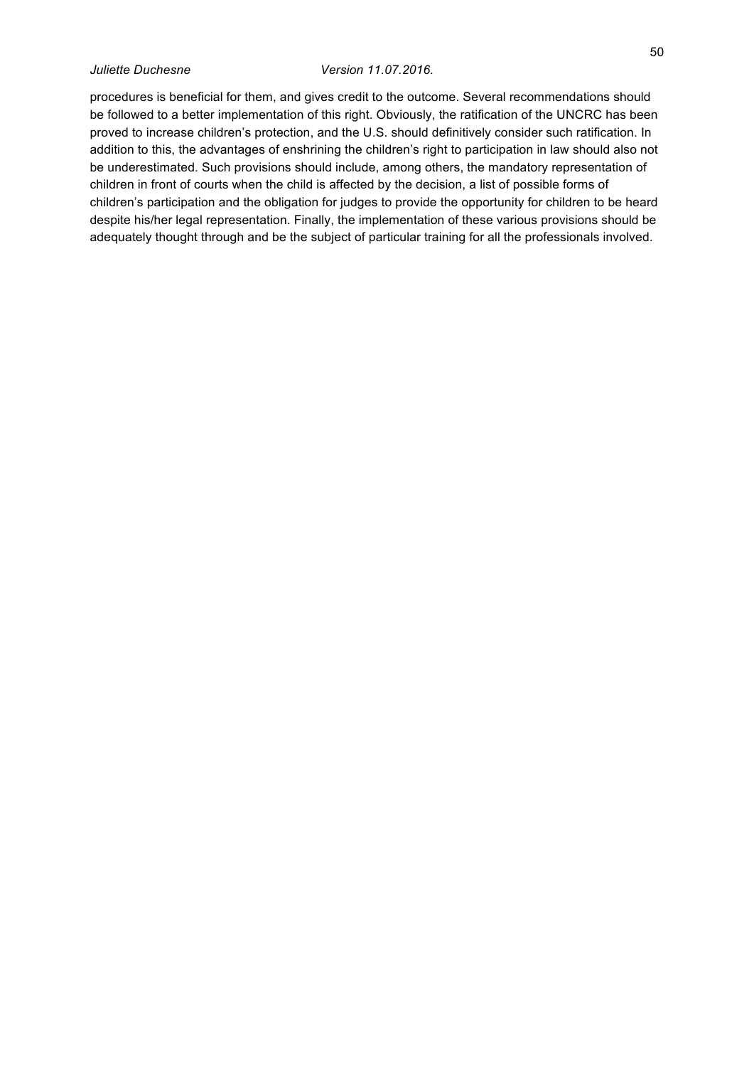procedures is beneficial for them, and gives credit to the outcome. Several recommendations should be followed to a better implementation of this right. Obviously, the ratification of the UNCRC has been proved to increase children's protection, and the U.S. should definitively consider such ratification. In addition to this, the advantages of enshrining the children's right to participation in law should also not be underestimated. Such provisions should include, among others, the mandatory representation of children in front of courts when the child is affected by the decision, a list of possible forms of children's participation and the obligation for judges to provide the opportunity for children to be heard despite his/her legal representation. Finally, the implementation of these various provisions should be adequately thought through and be the subject of particular training for all the professionals involved.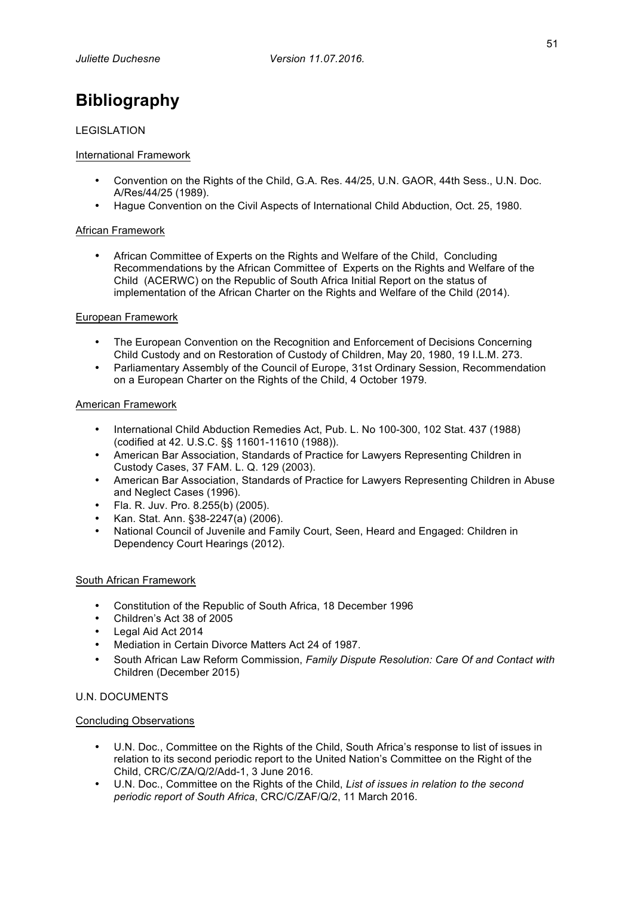# Bibliography

LEGISLATION

International Framework

- Convention on the Rights of the Child, G.A. Res. 44/25, U.N. GAOR, 44th Sess., U.N. Doc. A/Res/44/25 (1989).
- Hague Convention on the Civil Aspects of International Child Abduction, Oct. 25, 1980.

African Framework

- African Committee of Experts on the Rights and Welfare of the Child, Concluding Recommendations by the African Committee of Experts on the Rights and Welfare of the Child (ACERWC) on the Republic of South Africa Initial Report on the status of implementation of the African Charter on the Rights and Welfare of the Child (2014).

European Framework

- The European Convention on the Recognition and Enforcement of Decisions Concerning Child Custody and on Restoration of Custody of Children, May 20, 1980, 19 I.L.M. 273.
- Parliamentary Assembly of the Council of Europe, 31st Ordinary Session, Recommendation on a European Charter on the Rights of the Child, 4 October 1979.

American Framework

- International Child Abduction Remedies Act, Pub. L. No 100-300, 102 Stat. 437 (1988) (codified at 42. U.S.C. §§ 11601-11610 (1988)).
- American Bar Association, Standards of Practice for Lawyers Representing Children in Custody Cases, 37 FAM. L. Q. 129 (2003).
- American Bar Association, Standards of Practice for Lawyers Representing Children in Abuse and Neglect Cases (1996).
- Fla. R. Juv. Pro. 8.255(b) (2005).
- Kan. Stat. Ann. §38-2247(a) (2006).
- National Council of Juvenile and Family Court, Seen, Heard and Engaged: Children in Dependency Court Hearings (2012).

South African Framework

- Constitution of the Republic of South Africa, 18 December 1996
- Children's Act 38 of 2005
- Legal Aid Act 2014
- Mediation in Certain Divorce Matters Act 24 of 1987.
- South African Law Reform Commission, *Family Dispute Resolution: Care Of and Contact with* Children (December 2015)

U.N. DOCUMENTS

Concluding Observations

- U.N. Doc., Committee on the Rights of the Child, South Africa's response to list of issues in relation to its second periodic report to the United Nation's Committee on the Right of the Child, CRC/C/ZA/Q/2/Add-1, 3 June 2016.
- U.N. Doc., Committee on the Rights of the Child, *List of issues in relation to the second periodic report of South Africa*, CRC/C/ZAF/Q/2, 11 March 2016.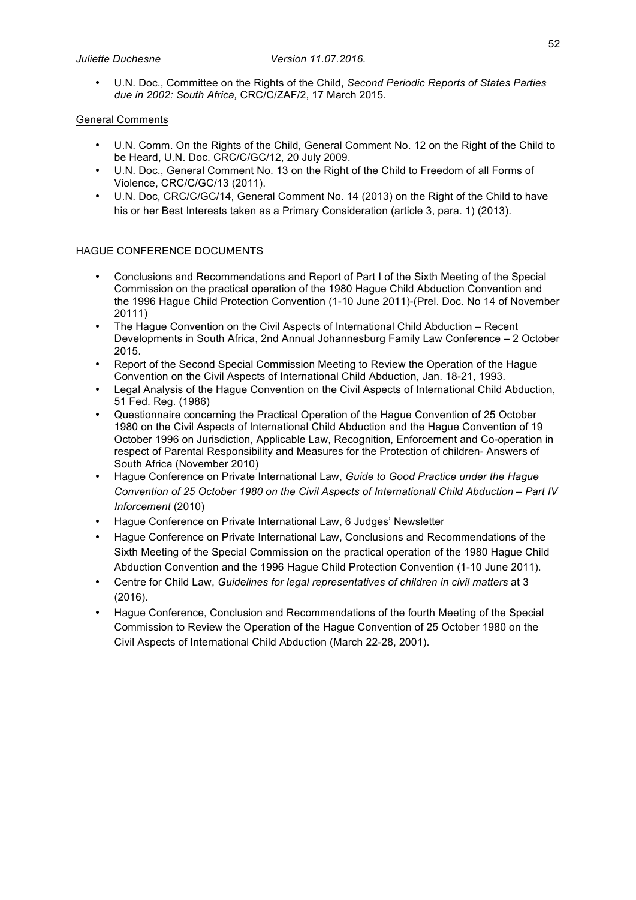- U.N. Doc., Committee on the Rights of the Child, *Second Periodic Reports of States Parties due in 2002: South Africa,* CRC/C/ZAF/2, 17 March 2015.

General Comments

- U.N. Comm. On the Rights of the Child, General Comment No. 12 on the Right of the Child to be Heard, U.N. Doc. CRC/C/GC/12, 20 July 2009.
- U.N. Doc., General Comment No. 13 on the Right of the Child to Freedom of all Forms of Violence, CRC/C/GC/13 (2011).
- U.N. Doc, CRC/C/GC/14, General Comment No. 14 (2013) on the Right of the Child to have his or her Best Interests taken as a Primary Consideration (article 3, para. 1) (2013).

HAGUE CONFERENCE DOCUMENTS

- Conclusions and Recommendations and Report of Part I of the Sixth Meeting of the Special Commission on the practical operation of the 1980 Hague Child Abduction Convention and the 1996 Hague Child Protection Convention (1-10 June 2011)-(Prel. Doc. No 14 of November 20111)
- The Hague Convention on the Civil Aspects of International Child Abduction – Recent Developments in South Africa, 2nd Annual Johannesburg Family Law Conference – 2 October 2015.
- Report of the Second Special Commission Meeting to Review the Operation of the Hague Convention on the Civil Aspects of International Child Abduction, Jan. 18-21, 1993.
- Legal Analysis of the Hague Convention on the Civil Aspects of International Child Abduction, 51 Fed. Reg. (1986)
- Questionnaire concerning the Practical Operation of the Hague Convention of 25 October 1980 on the Civil Aspects of International Child Abduction and the Hague Convention of 19 October 1996 on Jurisdiction, Applicable Law, Recognition, Enforcement and Co-operation in respect of Parental Responsibility and Measures for the Protection of children- Answers of South Africa (November 2010)
- Hague Conference on Private International Law, *Guide to Good Practice under the Hague Convention of 25 October 1980 on the Civil Aspects of Internationall Child Abduction – Part IV Inforcement* (2010)
- Hague Conference on Private International Law, 6 Judges' Newsletter
- Hague Conference on Private International Law, Conclusions and Recommendations of the Sixth Meeting of the Special Commission on the practical operation of the 1980 Hague Child Abduction Convention and the 1996 Hague Child Protection Convention (1-10 June 2011).
- Centre for Child Law, *Guidelines for legal representatives of children in civil matters* at 3 (2016).
- Hague Conference, Conclusion and Recommendations of the fourth Meeting of the Special Commission to Review the Operation of the Hague Convention of 25 October 1980 on the Civil Aspects of International Child Abduction (March 22-28, 2001).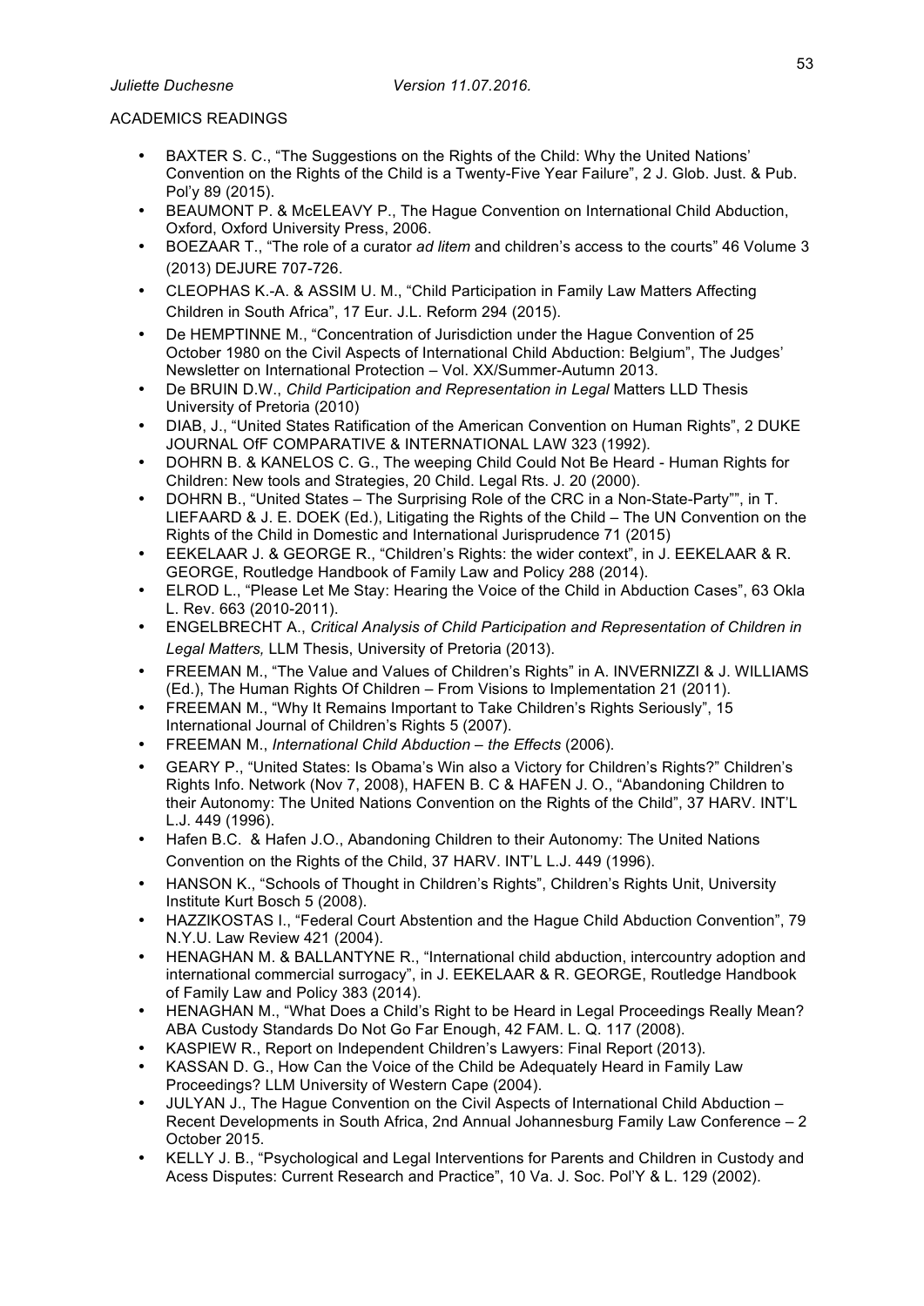ACADEMICS READINGS

- BAXTER S. C., "The Suggestions on the Rights of the Child: Why the United Nations' Convention on the Rights of the Child is a Twenty-Five Year Failure", 2 J. Glob. Just. & Pub. Pol'y 89 (2015).
- BEAUMONT P. & McELEAVY P., The Hague Convention on International Child Abduction, Oxford, Oxford University Press, 2006.
- BOEZAAR T., "The role of a curator *ad litem* and children's access to the courts" 46 Volume 3 (2013) DEJURE 707-726.
- CLEOPHAS K.-A. & ASSIM U. M., "Child Participation in Family Law Matters Affecting Children in South Africa", 17 Eur. J.L. Reform 294 (2015).
- De HEMPTINNE M., "Concentration of Jurisdiction under the Hague Convention of 25 October 1980 on the Civil Aspects of International Child Abduction: Belgium", The Judges' Newsletter on International Protection – Vol. XX/Summer-Autumn 2013.
- De BRUIN D.W., *Child Participation and Representation in Legal* Matters LLD Thesis University of Pretoria (2010)
- DIAB, J., "United States Ratification of the American Convention on Human Rights", 2 DUKE JOURNAL OfF COMPARATIVE & INTERNATIONAL LAW 323 (1992).
- DOHRN B. & KANELOS C. G., The weeping Child Could Not Be Heard - Human Rights for Children: New tools and Strategies, 20 Child. Legal Rts. J. 20 (2000).
- DOHRN B., "United States – The Surprising Role of the CRC in a Non-State-Party"", in T. LIEFAARD & J. E. DOEK (Ed.), Litigating the Rights of the Child – The UN Convention on the Rights of the Child in Domestic and International Jurisprudence 71 (2015)
- EEKELAAR J. & GEORGE R., "Children's Rights: the wider context", in J. EEKELAAR & R. GEORGE, Routledge Handbook of Family Law and Policy 288 (2014).
- ELROD L., "Please Let Me Stay: Hearing the Voice of the Child in Abduction Cases", 63 Okla L. Rev. 663 (2010-2011).
- ENGELBRECHT A., *Critical Analysis of Child Participation and Representation of Children in Legal Matters,* LLM Thesis, University of Pretoria (2013).
- FREEMAN M., "The Value and Values of Children's Rights" in A. INVERNIZZI & J. WILLIAMS (Ed.), The Human Rights Of Children – From Visions to Implementation 21 (2011).
- FREEMAN M., "Why It Remains Important to Take Children's Rights Seriously", 15 International Journal of Children's Rights 5 (2007).
- FREEMAN M., *International Child Abduction – the Effects* (2006).
- GEARY P., "United States: Is Obama's Win also a Victory for Children's Rights?" Children's Rights Info. Network (Nov 7, 2008), HAFEN B. C & HAFEN J. O., "Abandoning Children to their Autonomy: The United Nations Convention on the Rights of the Child", 37 HARV. INT'L L.J. 449 (1996).
- Hafen B.C. & Hafen J.O., Abandoning Children to their Autonomy: The United Nations Convention on the Rights of the Child, 37 HARV. INT'L L.J. 449 (1996).
- HANSON K., "Schools of Thought in Children's Rights", Children's Rights Unit, University Institute Kurt Bosch 5 (2008).
- HAZZIKOSTAS I., "Federal Court Abstention and the Hague Child Abduction Convention", 79 N.Y.U. Law Review 421 (2004).
- HENAGHAN M. & BALLANTYNE R., "International child abduction, intercountry adoption and international commercial surrogacy", in J. EEKELAAR & R. GEORGE, Routledge Handbook of Family Law and Policy 383 (2014).
- HENAGHAN M., "What Does a Child's Right to be Heard in Legal Proceedings Really Mean? ABA Custody Standards Do Not Go Far Enough, 42 FAM. L. Q. 117 (2008).
- KASPIEW R., Report on Independent Children's Lawyers: Final Report (2013).
- KASSAN D. G., How Can the Voice of the Child be Adequately Heard in Family Law Proceedings? LLM University of Western Cape (2004).
- JULYAN J., The Hague Convention on the Civil Aspects of International Child Abduction – Recent Developments in South Africa, 2nd Annual Johannesburg Family Law Conference – 2 October 2015.
- KELLY J. B., "Psychological and Legal Interventions for Parents and Children in Custody and Acess Disputes: Current Research and Practice", 10 Va. J. Soc. Pol'Y & L. 129 (2002).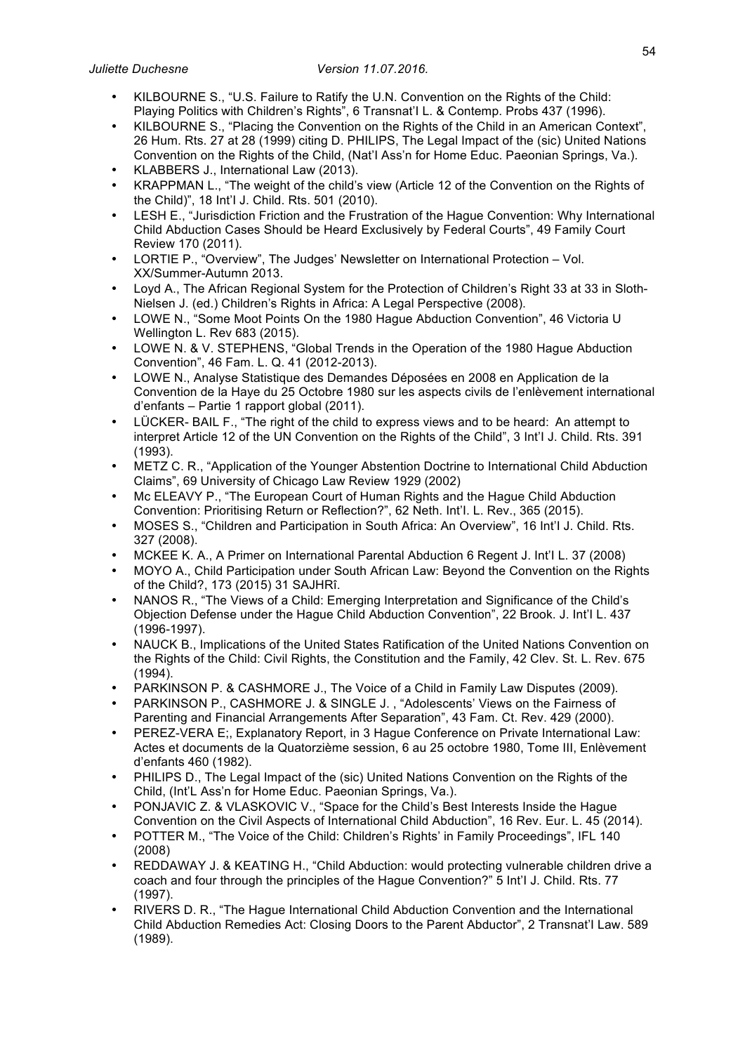- KILBOURNE S., "U.S. Failure to Ratify the U.N. Convention on the Rights of the Child: Playing Politics with Children's Rights", 6 Transnat'l L. & Contemp. Probs 437 (1996).
- KILBOURNE S., "Placing the Convention on the Rights of the Child in an American Context", 26 Hum. Rts. 27 at 28 (1999) citing D. PHILIPS, The Legal Impact of the (sic) United Nations Convention on the Rights of the Child, (Nat'l Ass'n for Home Educ. Paeonian Springs, Va.).
- KLABBERS J., International Law (2013).
- KRAPPMAN L., "The weight of the child's view (Article 12 of the Convention on the Rights of the Child)", 18 Int'l J. Child. Rts. 501 (2010).
- LESH E., "Jurisdiction Friction and the Frustration of the Hague Convention: Why International Child Abduction Cases Should be Heard Exclusively by Federal Courts", 49 Family Court Review 170 (2011).
- LORTIE P., "Overview", The Judges' Newsletter on International Protection – Vol. XX/Summer-Autumn 2013.
- Loyd A., The African Regional System for the Protection of Children's Right 33 at 33 in Sloth-Nielsen J. (ed.) Children's Rights in Africa: A Legal Perspective (2008).
- LOWE N., "Some Moot Points On the 1980 Hague Abduction Convention", 46 Victoria U Wellington L. Rev 683 (2015).
- LOWE N. & V. STEPHENS, "Global Trends in the Operation of the 1980 Hague Abduction Convention", 46 Fam. L. Q. 41 (2012-2013).
- LOWE N., Analyse Statistique des Demandes Déposées en 2008 en Application de la Convention de la Haye du 25 Octobre 1980 sur les aspects civils de l'enlèvement international d'enfants – Partie 1 rapport global (2011).
- LÜCKER- BAIL F., "The right of the child to express views and to be heard: An attempt to interpret Article 12 of the UN Convention on the Rights of the Child", 3 Int'l J. Child. Rts. 391 (1993).
- METZ C. R., "Application of the Younger Abstention Doctrine to International Child Abduction Claims", 69 University of Chicago Law Review 1929 (2002)
- Mc ELEAVY P., "The European Court of Human Rights and the Hague Child Abduction Convention: Prioritising Return or Reflection?", 62 Neth. Int'l. L. Rev., 365 (2015).
- MOSES S., "Children and Participation in South Africa: An Overview", 16 Int'l J. Child. Rts. 327 (2008).
- MCKEE K. A., A Primer on International Parental Abduction 6 Regent J. Int'l L. 37 (2008)
- MOYO A., Child Participation under South African Law: Beyond the Convention on the Rights of the Child?, 173 (2015) 31 SAJHRî.
- NANOS R., "The Views of a Child: Emerging Interpretation and Significance of the Child's Objection Defense under the Hague Child Abduction Convention", 22 Brook. J. Int'l L. 437 (1996-1997).
- NAUCK B., Implications of the United States Ratification of the United Nations Convention on the Rights of the Child: Civil Rights, the Constitution and the Family, 42 Clev. St. L. Rev. 675 (1994).
- PARKINSON P. & CASHMORE J., The Voice of a Child in Family Law Disputes (2009).
- PARKINSON P., CASHMORE J. & SINGLE J. , "Adolescents' Views on the Fairness of Parenting and Financial Arrangements After Separation", 43 Fam. Ct. Rev. 429 (2000).
- PEREZ-VERA E;, Explanatory Report, in 3 Hague Conference on Private International Law: Actes et documents de la Quatorzième session, 6 au 25 octobre 1980, Tome III, Enlèvement d'enfants 460 (1982).
- PHILIPS D., The Legal Impact of the (sic) United Nations Convention on the Rights of the Child, (Int'L Ass'n for Home Educ. Paeonian Springs, Va.).
- PONJAVIC Z. & VLASKOVIC V., "Space for the Child's Best Interests Inside the Hague Convention on the Civil Aspects of International Child Abduction", 16 Rev. Eur. L. 45 (2014).
- POTTER M., "The Voice of the Child: Children's Rights' in Family Proceedings", IFL 140 (2008)
- REDDAWAY J. & KEATING H., "Child Abduction: would protecting vulnerable children drive a coach and four through the principles of the Hague Convention?" 5 Int'l J. Child. Rts. 77 (1997).
- RIVERS D. R., "The Hague International Child Abduction Convention and the International Child Abduction Remedies Act: Closing Doors to the Parent Abductor", 2 Transnat'l Law. 589 (1989).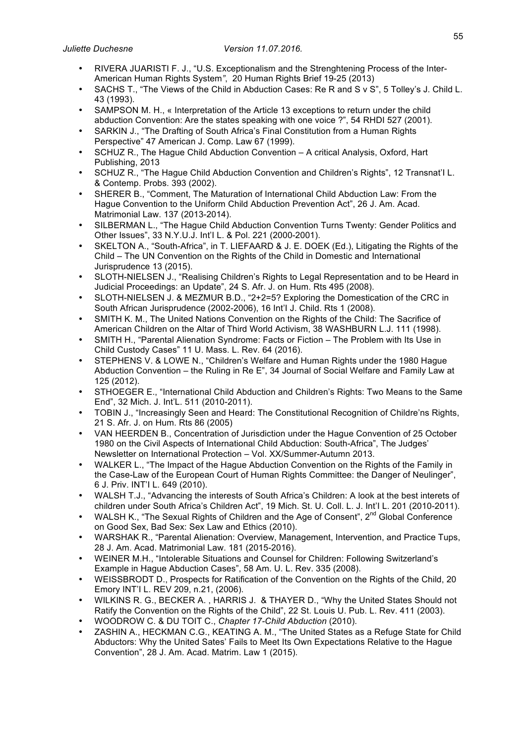- RIVERA JUARISTI F. J., "U.S. Exceptionalism and the Strenghtening Process of the Inter-American Human Rights System", 20 Human Rights Brief 19-25 (2013)
- SACHS T., "The Views of the Child in Abduction Cases: Re R and S v S", 5 Tolley's J. Child L. 43 (1993).
- SAMPSON M. H., « Interpretation of the Article 13 exceptions to return under the child abduction Convention: Are the states speaking with one voice ?", 54 RHDI 527 (2001).
- SARKIN J., "The Drafting of South Africa's Final Constitution from a Human Rights Perspective" 47 American J. Comp. Law 67 (1999).
- SCHUZ R., The Hague Child Abduction Convention – A critical Analysis, Oxford, Hart Publishing, 2013
- SCHUZ R., "The Hague Child Abduction Convention and Children's Rights", 12 Transnat'l L. & Contemp. Probs. 393 (2002).
- SHERER B., "Comment, The Maturation of International Child Abduction Law: From the Hague Convention to the Uniform Child Abduction Prevention Act", 26 J. Am. Acad. Matrimonial Law. 137 (2013-2014).
- SILBERMAN L., "The Hague Child Abduction Convention Turns Twenty: Gender Politics and Other Issues", 33 N.Y.U.J. Int'l L. & Pol. 221 (2000-2001).
- SKELTON A., "South-Africa", in T. LIEFAARD & J. E. DOEK (Ed.), Litigating the Rights of the Child – The UN Convention on the Rights of the Child in Domestic and International Jurisprudence 13 (2015).
- SLOTH-NIELSEN J., "Realising Children's Rights to Legal Representation and to be Heard in Judicial Proceedings: an Update", 24 S. Afr. J. on Hum. Rts 495 (2008).
- SLOTH-NIELSEN J. & MEZMUR B.D., "2+2=5? Exploring the Domestication of the CRC in South African Jurisprudence (2002-2006), 16 Int'l J. Child. Rts 1 (2008).
- SMITH K. M., The United Nations Convention on the Rights of the Child: The Sacrifice of American Children on the Altar of Third World Activism, 38 WASHBURN L.J. 111 (1998).
- SMITH H., "Parental Alienation Syndrome: Facts or Fiction – The Problem with Its Use in Child Custody Cases" 11 U. Mass. L. Rev. 64 (2016).
- STEPHENS V. & LOWE N., "Children's Welfare and Human Rights under the 1980 Hague Abduction Convention – the Ruling in Re E", 34 Journal of Social Welfare and Family Law at 125 (2012).
- STHOEGER E., "International Child Abduction and Children's Rights: Two Means to the Same End", 32 Mich. J. Int'L. 511 (2010-2011).
- TOBIN J., "Increasingly Seen and Heard: The Constitutional Recognition of Childre'ns Rights, 21 S. Afr. J. on Hum. Rts 86 (2005)
- VAN HEERDEN B., Concentration of Jurisdiction under the Hague Convention of 25 October 1980 on the Civil Aspects of International Child Abduction: South-Africa", The Judges' Newsletter on International Protection – Vol. XX/Summer-Autumn 2013.
- WALKER L., "The Impact of the Hague Abduction Convention on the Rights of the Family in the Case-Law of the European Court of Human Rights Committee: the Danger of Neulinger", 6 J. Priv. INT'l L. 649 (2010).
- WALSH T.J., "Advancing the interests of South Africa's Children: A look at the best interets of children under South Africa's Children Act", 19 Mich. St. U. Coll. L. J. Int'l L. 201 (2010-2011).
- WALSH K., "The Sexual Rights of Children and the Age of Consent", 2nd Global Conference on Good Sex, Bad Sex: Sex Law and Ethics (2010).
- WARSHAK R., "Parental Alienation: Overview, Management, Intervention, and Practice Tups, 28 J. Am. Acad. Matrimonial Law. 181 (2015-2016).
- WEINER M.H., "Intolerable Situations and Counsel for Children: Following Switzerland's Example in Hague Abduction Cases", 58 Am. U. L. Rev. 335 (2008).
- WEISSBRODT D., Prospects for Ratification of the Convention on the Rights of the Child, 20 Emory INT'l L. REV 209, n.21, (2006).
- WILKINS R. G., BECKER A. , HARRIS J. & THAYER D., "Why the United States Should not Ratify the Convention on the Rights of the Child", 22 St. Louis U. Pub. L. Rev. 411 (2003).
- WOODROW C. & DU TOIT C., *Chapter 17-Child Abduction* (2010).
- ZASHIN A., HECKMAN C.G., KEATING A. M., "The United States as a Refuge State for Child Abductors: Why the United Sates' Fails to Meet Its Own Expectations Relative to the Hague Convention", 28 J. Am. Acad. Matrim. Law 1 (2015).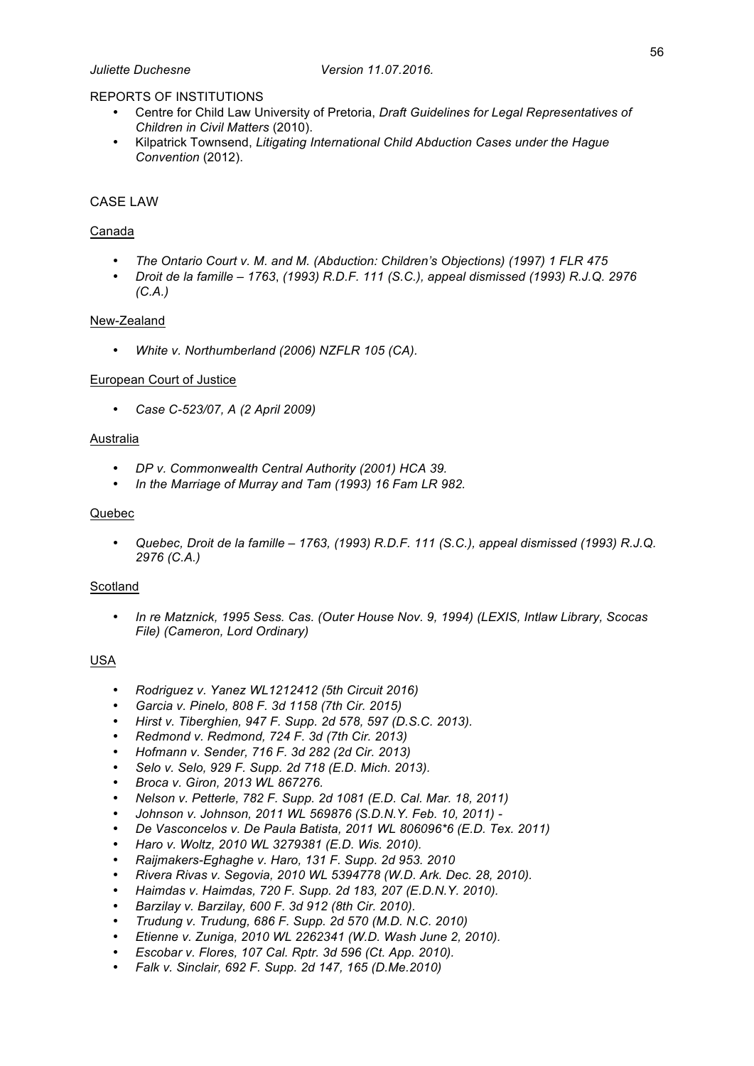REPORTS OF INSTITUTIONS

- Centre for Child Law University of Pretoria, *Draft Guidelines for Legal Representatives of Children in Civil Matters* (2010).
- Kilpatrick Townsend, *Litigating International Child Abduction Cases under the Hague Convention* (2012).

CASE LAW

Canada

- *The Ontario Court v. M. and M. (Abduction: Children's Objections) (1997) 1 FLR 475*
- *Droit de la famille – 1763, (1993) R.D.F. 111 (S.C.), appeal dismissed (1993) R.J.Q. 2976 (C.A.)*

New-Zealand

- *White v. Northumberland (2006) NZFLR 105 (CA).*

European Court of Justice

- *Case C-523/07, A (2 April 2009)*

Australia

- *DP v. Commonwealth Central Authority (2001) HCA 39.*
- *In the Marriage of Murray and Tam (1993) 16 Fam LR 982.*

Quebec

- *Quebec, Droit de la famille – 1763, (1993) R.D.F. 111 (S.C.), appeal dismissed (1993) R.J.Q. 2976 (C.A.)*

Scotland

- *In re Matznick, 1995 Sess. Cas. (Outer House Nov. 9, 1994) (LEXIS, Intlaw Library, Scocas File) (Cameron, Lord Ordinary)*

USA

- *Rodriguez v. Yanez WL1212412 (5th Circuit 2016)*
- *Garcia v. Pinelo, 808 F. 3d 1158 (7th Cir. 2015)*
- *Hirst v. Tiberghien, 947 F. Supp. 2d 578, 597 (D.S.C. 2013).*
- *Redmond v. Redmond, 724 F. 3d (7th Cir. 2013)*
- *Hofmann v. Sender, 716 F. 3d 282 (2d Cir. 2013)*
- *Selo v. Selo, 929 F. Supp. 2d 718 (E.D. Mich. 2013).*
- *Broca v. Giron, 2013 WL 867276.*
- *Nelson v. Petterle, 782 F. Supp. 2d 1081 (E.D. Cal. Mar. 18, 2011)*
- *Johnson v. Johnson, 2011 WL 569876 (S.D.N.Y. Feb. 10, 2011) -*
- *De Vasconcelos v. De Paula Batista, 2011 WL 806096*6 (E.D. Tex. 2011)*
- *Haro v. Woltz, 2010 WL 3279381 (E.D. Wis. 2010).*
- *Raijmakers-Eghaghe v. Haro, 131 F. Supp. 2d 953. 2010*
- *Rivera Rivas v. Segovia, 2010 WL 5394778 (W.D. Ark. Dec. 28, 2010).*
- *Haimdas v. Haimdas, 720 F. Supp. 2d 183, 207 (E.D.N.Y. 2010).*
- *Barzilay v. Barzilay, 600 F. 3d 912 (8th Cir. 2010).*
- *Trudung v. Trudung, 686 F. Supp. 2d 570 (M.D. N.C. 2010)*
- *Etienne v. Zuniga, 2010 WL 2262341 (W.D. Wash June 2, 2010).*
- *Escobar v. Flores, 107 Cal. Rptr. 3d 596 (Ct. App. 2010).*
- *Falk v. Sinclair, 692 F. Supp. 2d 147, 165 (D.Me.2010)*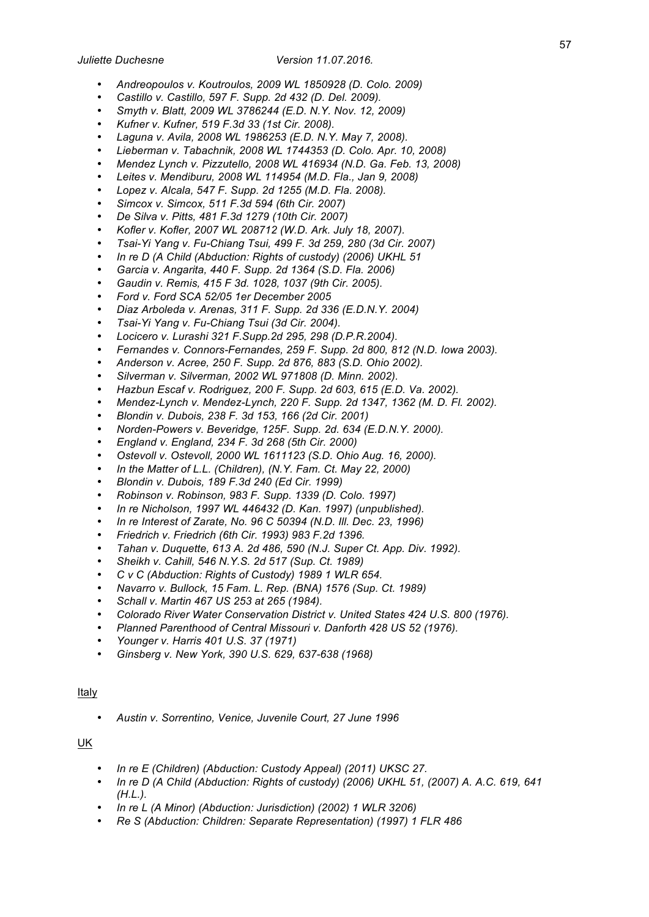- *Andreopoulos v. Koutroulos, 2009 WL 1850928 (D. Colo. 2009)*
- *Castillo v. Castillo, 597 F. Supp. 2d 432 (D. Del. 2009).*
- *Smyth v. Blatt, 2009 WL 3786244 (E.D. N.Y. Nov. 12, 2009)*
- *Kufner v. Kufner, 519 F.3d 33 (1st Cir. 2008).*
- *Laguna v. Avila, 2008 WL 1986253 (E.D. N.Y. May 7, 2008).*
- *Lieberman v. Tabachnik, 2008 WL 1744353 (D. Colo. Apr. 10, 2008)*
- *Mendez Lynch v. Pizzutello, 2008 WL 416934 (N.D. Ga. Feb. 13, 2008)*
- *Leites v. Mendiburu, 2008 WL 114954 (M.D. Fla., Jan 9, 2008)*
- *Lopez v. Alcala, 547 F. Supp. 2d 1255 (M.D. Fla. 2008).*
- *Simcox v. Simcox, 511 F.3d 594 (6th Cir. 2007)*
- *De Silva v. Pitts, 481 F.3d 1279 (10th Cir. 2007)*
- *Kofler v. Kofler, 2007 WL 208712 (W.D. Ark. July 18, 2007).*
- *Tsai-Yi Yang v. Fu-Chiang Tsui, 499 F. 3d 259, 280 (3d Cir. 2007)*
- *In re D (A Child (Abduction: Rights of custody) (2006) UKHL 51*
- *Garcia v. Angarita, 440 F. Supp. 2d 1364 (S.D. Fla. 2006)*
- *Gaudin v. Remis, 415 F 3d. 1028, 1037 (9th Cir. 2005).*
- *Ford v. Ford SCA 52/05 1er December 2005*
- *Diaz Arboleda v. Arenas, 311 F. Supp. 2d 336 (E.D.N.Y. 2004)*
- *Tsai-Yi Yang v. Fu-Chiang Tsui (3d Cir. 2004).*
- *Locicero v. Lurashi 321 F.Supp.2d 295, 298 (D.P.R.2004).*
- *Fernandes v. Connors-Fernandes, 259 F. Supp. 2d 800, 812 (N.D. Iowa 2003).*
- *Anderson v. Acree, 250 F. Supp. 2d 876, 883 (S.D. Ohio 2002).*
- *Silverman v. Silverman, 2002 WL 971808 (D. Minn. 2002).*
- *Hazbun Escaf v. Rodriguez, 200 F. Supp. 2d 603, 615 (E.D. Va. 2002).*
- *Mendez-Lynch v. Mendez-Lynch, 220 F. Supp. 2d 1347, 1362 (M. D. Fl. 2002).*
- *Blondin v. Dubois, 238 F. 3d 153, 166 (2d Cir. 2001)*
- *Norden-Powers v. Beveridge, 125F. Supp. 2d. 634 (E.D.N.Y. 2000).*
- *England v. England, 234 F. 3d 268 (5th Cir. 2000)*
- *Ostevoll v. Ostevoll, 2000 WL 1611123 (S.D. Ohio Aug. 16, 2000).*
- *In the Matter of L.L. (Children), (N.Y. Fam. Ct. May 22, 2000)*
- *Blondin v. Dubois, 189 F.3d 240 (Ed Cir. 1999)*
- *Robinson v. Robinson, 983 F. Supp. 1339 (D. Colo. 1997)*
- *In re Nicholson, 1997 WL 446432 (D. Kan. 1997) (unpublished).*
- *In re Interest of Zarate, No. 96 C 50394 (N.D. Ill. Dec. 23, 1996)*
- *Friedrich v. Friedrich (6th Cir. 1993) 983 F.2d 1396.*
- *Tahan v. Duquette, 613 A. 2d 486, 590 (N.J. Super Ct. App. Div. 1992).*
- *Sheikh v. Cahill, 546 N.Y.S. 2d 517 (Sup. Ct. 1989)*
- *C v C (Abduction: Rights of Custody) 1989 1 WLR 654.*
- *Navarro v. Bullock, 15 Fam. L. Rep. (BNA) 1576 (Sup. Ct. 1989)*
- *Schall v. Martin 467 US 253 at 265 (1984).*
- *Colorado River Water Conservation District v. United States 424 U.S. 800 (1976).*
- *Planned Parenthood of Central Missouri v. Danforth 428 US 52 (1976).*
- *Younger v. Harris 401 U.S. 37 (1971)*
- *Ginsberg v. New York, 390 U.S. 629, 637-638 (1968)*

Italy

- *Austin v. Sorrentino, Venice, Juvenile Court, 27 June 1996*

UK

- *In re E (Children) (Abduction: Custody Appeal) (2011) UKSC 27.*
- *In re D (A Child (Abduction: Rights of custody) (2006) UKHL 51, (2007) A. A.C. 619, 641 (H.L.).*
- *In re L (A Minor) (Abduction: Jurisdiction) (2002) 1 WLR 3206)*
- *Re S (Abduction: Children: Separate Representation) (1997) 1 FLR 486*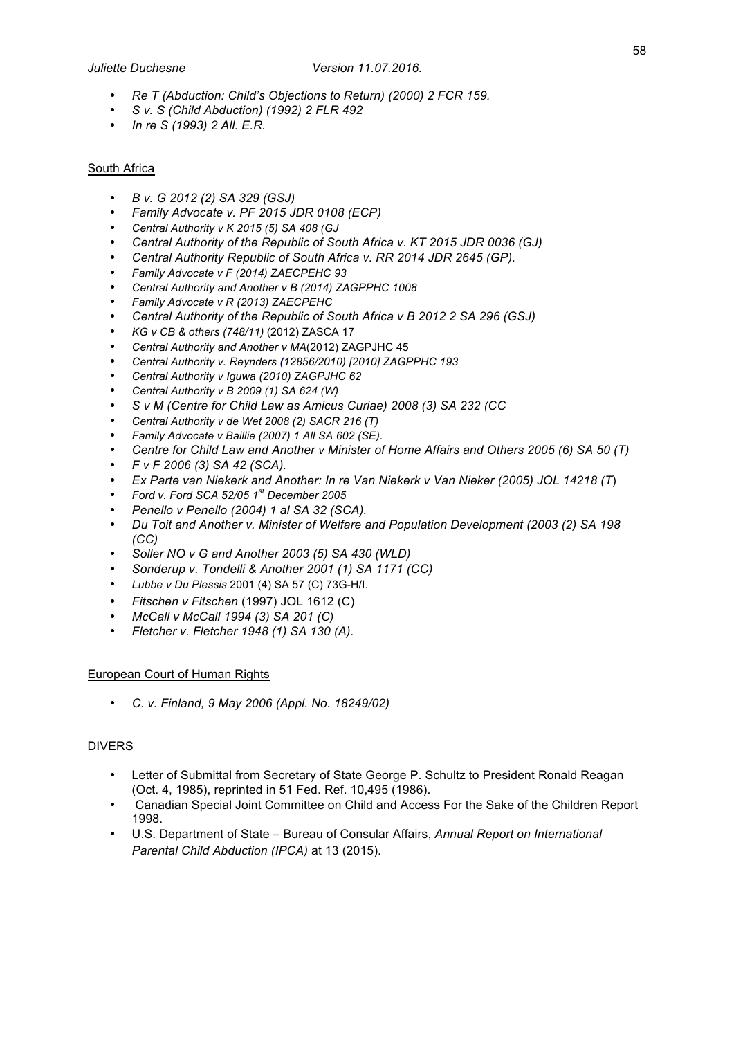- *Re T (Abduction: Child's Objections to Return) (2000) 2 FCR 159.*
- *S v. S (Child Abduction) (1992) 2 FLR 492*
- *In re S (1993) 2 All. E.R.*

South Africa

- *B v. G 2012 (2) SA 329 (GSJ)*
- *Family Advocate v. PF 2015 JDR 0108 (ECP)*
- *Central Authority v K 2015 (5) SA 408 (GJ*
- *Central Authority of the Republic of South Africa v. KT 2015 JDR 0036 (GJ)*
- *Central Authority Republic of South Africa v. RR 2014 JDR 2645 (GP).*
- *Family Advocate v F (2014) ZAECPEHC 93*
- *Central Authority and Another v B (2014) ZAGPPHC 1008*
- *Family Advocate v R (2013) ZAECPEHC*
- *Central Authority of the Republic of South Africa v B 2012 2 SA 296 (GSJ)*
- *KG v CB & others (748/11)* (2012) ZASCA 17
- *Central Authority and Another v MA*(2012) ZAGPJHC 45
- *Central Authority v. Reynders (12856/2010) [2010] ZAGPPHC 193*
- *Central Authority v Iguwa (2010) ZAGPJHC 62*
- *Central Authority v B 2009 (1) SA 624 (W)*
- *S v M (Centre for Child Law as Amicus Curiae) 2008 (3) SA 232 (CC*
- *Central Authority v de Wet 2008 (2) SACR 216 (T)*
- *Family Advocate v Baillie (2007) 1 All SA 602 (SE).*
- *Centre for Child Law and Another v Minister of Home Affairs and Others 2005 (6) SA 50 (T)*
- *F v F 2006 (3) SA 42 (SCA).*
- *Ex Parte van Niekerk and Another: In re Van Niekerk v Van Nieker (2005) JOL 14218 (T*)
- *Ford v. Ford SCA 52/05 1st December 2005*
- *Penello v Penello (2004) 1 al SA 32 (SCA).*
- *Du Toit and Another v. Minister of Welfare and Population Development (2003 (2) SA 198 (CC)*
- *Soller NO v G and Another 2003 (5) SA 430 (WLD)*
- *Sonderup v. Tondelli & Another 2001 (1) SA 1171 (CC)*
- *Lubbe v Du Plessis* 2001 (4) SA 57 (C) 73G-H/I.
- *Fitschen v Fitschen* (1997) JOL 1612 (C)
- *McCall v McCall 1994 (3) SA 201 (C)*
- *Fletcher v. Fletcher 1948 (1) SA 130 (A).*

European Court of Human Rights

- *C. v. Finland, 9 May 2006 (Appl. No. 18249/02)*

DIVERS

- Letter of Submittal from Secretary of State George P. Schultz to President Ronald Reagan (Oct. 4, 1985), reprinted in 51 Fed. Ref. 10,495 (1986).
- Canadian Special Joint Committee on Child and Access For the Sake of the Children Report 1998.
- U.S. Department of State – Bureau of Consular Affairs, *Annual Report on International Parental Child Abduction (IPCA)* at 13 (2015).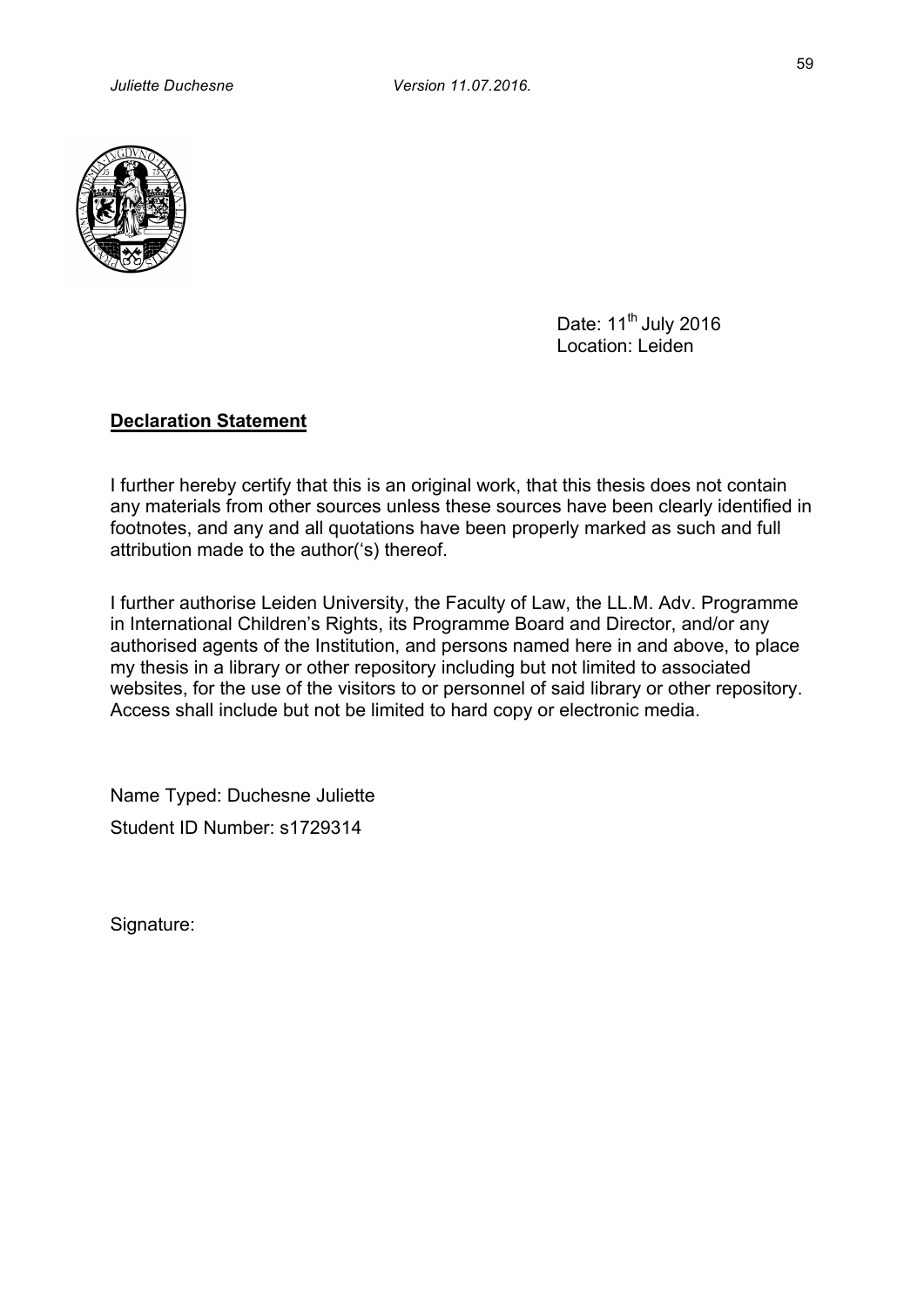Date: 11th July 2016
Location: Leiden

**Declaration Statement**

I further hereby certify that this is an original work, that this thesis does not contain any materials from other sources unless these sources have been clearly identified in footnotes, and any and all quotations have been properly marked as such and full attribution made to the author('s) thereof.

I further authorise Leiden University, the Faculty of Law, the LL.M. Adv. Programme in International Children's Rights, its Programme Board and Director, and/or any authorised agents of the Institution, and persons named here in and above, to place my thesis in a library or other repository including but not limited to associated websites, for the use of the visitors to or personnel of said library or other repository. Access shall include but not be limited to hard copy or electronic media.

Name Typed: Duchesne Juliette

Student ID Number: s1729314

Signature: